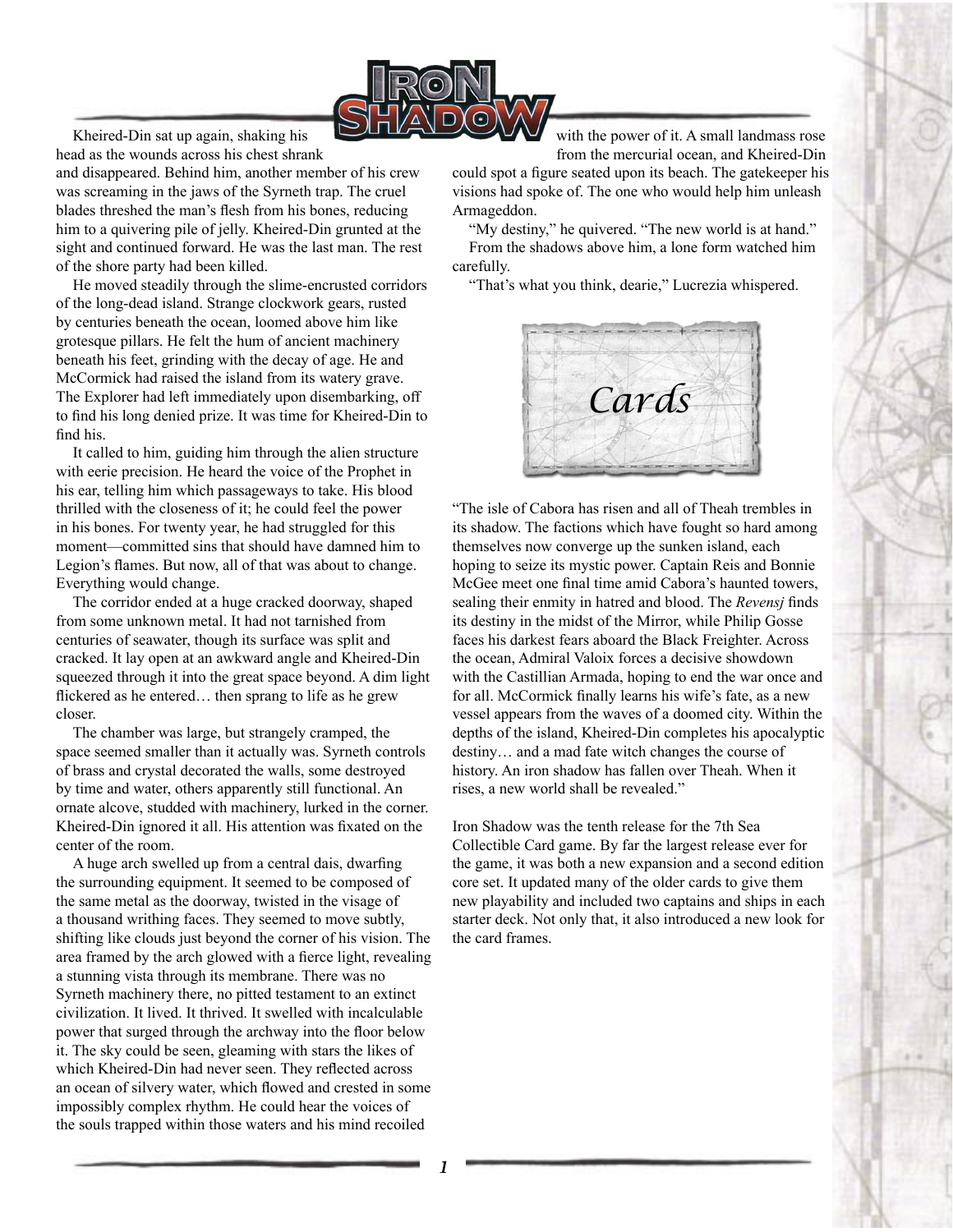Kheired-Din sat up again, shaking his head as the wounds across his chest shrank and disappeared. Behind him, another member of his crew was screaming in the jaws of the Syrneth trap. The cruel blades threshed the man's flesh from his bones, reducing him to a quivering pile of jelly. Kheired-Din grunted at the sight and continued forward. He was the last man. The rest of the shore party had been killed.

He moved steadily through the slime-encrusted corridors of the long-dead island. Strange clockwork gears, rusted by centuries beneath the ocean, loomed above him like grotesque pillars. He felt the hum of ancient machinery beneath his feet, grinding with the decay of age. He and McCormick had raised the island from its watery grave. The Explorer had left immediately upon disembarking, off to find his long denied prize. It was time for Kheired-Din to find his.

It called to him, guiding him through the alien structure with eerie precision. He heard the voice of the Prophet in his ear, telling him which passageways to take. His blood thrilled with the closeness of it; he could feel the power in his bones. For twenty year, he had struggled for this moment—committed sins that should have damned him to Legion's flames. But now, all of that was about to change. Everything would change.

The corridor ended at a huge cracked doorway, shaped from some unknown metal. It had not tarnished from centuries of seawater, though its surface was split and cracked. It lay open at an awkward angle and Kheired-Din squeezed through it into the great space beyond. A dim light flickered as he entered… then sprang to life as he grew closer.

The chamber was large, but strangely cramped, the space seemed smaller than it actually was. Syrneth controls of brass and crystal decorated the walls, some destroyed by time and water, others apparently still functional. An ornate alcove, studded with machinery, lurked in the corner. Kheired-Din ignored it all. His attention was fixated on the center of the room.

A huge arch swelled up from a central dais, dwarfing the surrounding equipment. It seemed to be composed of the same metal as the doorway, twisted in the visage of a thousand writhing faces. They seemed to move subtly, shifting like clouds just beyond the corner of his vision. The area framed by the arch glowed with a fierce light, revealing a stunning vista through its membrane. There was no Syrneth machinery there, no pitted testament to an extinct civilization. It lived. It thrived. It swelled with incalculable power that surged through the archway into the floor below it. The sky could be seen, gleaming with stars the likes of which Kheired-Din had never seen. They reflected across an ocean of silvery water, which flowed and crested in some impossibly complex rhythm. He could hear the voices of the souls trapped within those waters and his mind recoiled with the power of it. A small landmass rose from the mercurial ocean, and Kheired-Din could spot a figure seated upon its beach. The gatekeeper his visions had spoke of. The one who would help him unleash Armageddon.

"My destiny," he quivered. "The new world is at hand."

From the shadows above him, a lone form watched him carefully.

"That's what you think, dearie," Lucrezia whispered.

# Cards

"The isle of Cabora has risen and all of Theah trembles in its shadow. The factions which have fought so hard among themselves now converge up the sunken island, each hoping to seize its mystic power. Captain Reis and Bonnie McGee meet one final time amid Cabora's haunted towers, sealing their enmity in hatred and blood. The *Revensj* finds its destiny in the midst of the Mirror, while Philip Gosse faces his darkest fears aboard the Black Freighter. Across the ocean, Admiral Valoix forces a decisive showdown with the Castillian Armada, hoping to end the war once and for all. McCormick finally learns his wife's fate, as a new vessel appears from the waves of a doomed city. Within the depths of the island, Kheired-Din completes his apocalyptic destiny… and a mad fate witch changes the course of history. An iron shadow has fallen over Theah. When it rises, a new world shall be revealed."

Iron Shadow was the tenth release for the 7th Sea Collectible Card game. By far the largest release ever for the game, it was both a new expansion and a second edition core set. It updated many of the older cards to give them new playability and included two captains and ships in each starter deck. Not only that, it also introduced a new look for the card frames.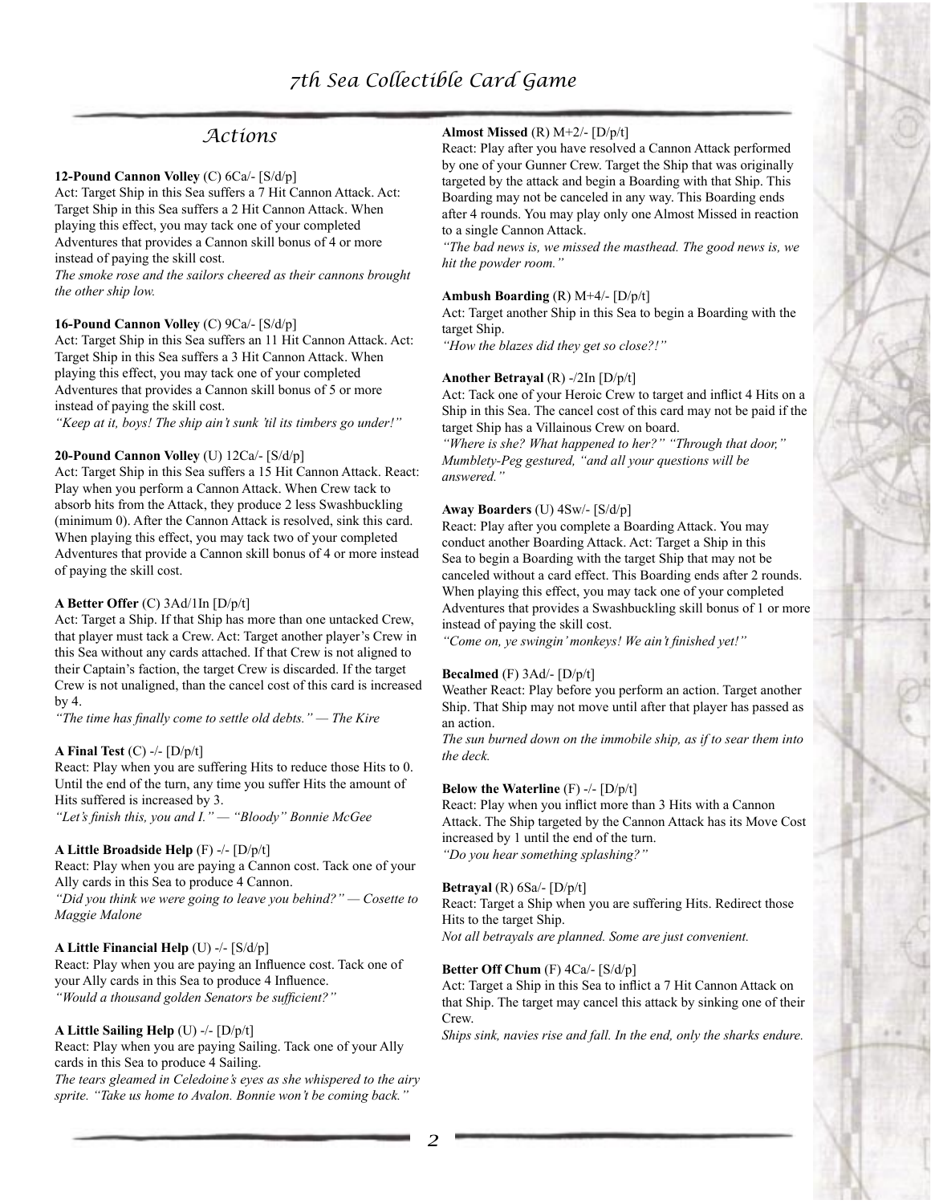## Actions

**12-Pound Cannon Volley** (C) 6Ca/- [S/d/p]
Act: Target Ship in this Sea suffers a 7 Hit Cannon Attack. Act: Target Ship in this Sea suffers a 2 Hit Cannon Attack. When playing this effect, you may tack one of your completed Adventures that provides a Cannon skill bonus of 4 or more instead of paying the skill cost.
*The smoke rose and the sailors cheered as their cannons brought the other ship low.*

**16-Pound Cannon Volley** (C) 9Ca/- [S/d/p]
Act: Target Ship in this Sea suffers an 11 Hit Cannon Attack. Act: Target Ship in this Sea suffers a 3 Hit Cannon Attack. When playing this effect, you may tack one of your completed Adventures that provides a Cannon skill bonus of 5 or more instead of paying the skill cost.
*"Keep at it, boys! The ship ain't sunk 'til its timbers go under!"*

**20-Pound Cannon Volley** (U) 12Ca/- [S/d/p]
Act: Target Ship in this Sea suffers a 15 Hit Cannon Attack. React: Play when you perform a Cannon Attack. When Crew tack to absorb hits from the Attack, they produce 2 less Swashbuckling (minimum 0). After the Cannon Attack is resolved, sink this card. When playing this effect, you may tack two of your completed Adventures that provide a Cannon skill bonus of 4 or more instead of paying the skill cost.

**A Better Offer** (C) 3Ad/1In [D/p/t]
Act: Target a Ship. If that Ship has more than one untacked Crew, that player must tack a Crew. Act: Target another player's Crew in this Sea without any cards attached. If that Crew is not aligned to their Captain's faction, the target Crew is discarded. If the target Crew is not unaligned, than the cancel cost of this card is increased by 4.
*"The time has finally come to settle old debts." — The Kire*

**A Final Test** (C) -/- [D/p/t]
React: Play when you are suffering Hits to reduce those Hits to 0. Until the end of the turn, any time you suffer Hits the amount of Hits suffered is increased by 3.
*"Let's finish this, you and I." — "Bloody" Bonnie McGee*

**A Little Broadside Help** (F) -/- [D/p/t]
React: Play when you are paying a Cannon cost. Tack one of your Ally cards in this Sea to produce 4 Cannon.
*"Did you think we were going to leave you behind?" — Cosette to Maggie Malone*

**A Little Financial Help** (U) -/- [S/d/p]
React: Play when you are paying an Influence cost. Tack one of your Ally cards in this Sea to produce 4 Influence.
*"Would a thousand golden Senators be sufficient?"*

**A Little Sailing Help** (U) -/- [D/p/t]
React: Play when you are paying Sailing. Tack one of your Ally cards in this Sea to produce 4 Sailing.
*The tears gleamed in Celedoine's eyes as she whispered to the airy sprite. "Take us home to Avalon. Bonnie won't be coming back."*

**Almost Missed** (R) M+2/- [D/p/t]
React: Play after you have resolved a Cannon Attack performed by one of your Gunner Crew. Target the Ship that was originally targeted by the attack and begin a Boarding with that Ship. This Boarding may not be canceled in any way. This Boarding ends after 4 rounds. You may play only one Almost Missed in reaction to a single Cannon Attack.
*"The bad news is, we missed the masthead. The good news is, we hit the powder room."*

**Ambush Boarding** (R) M+4/- [D/p/t]
Act: Target another Ship in this Sea to begin a Boarding with the target Ship.
*"How the blazes did they get so close?!"*

**Another Betrayal** (R) -/2In [D/p/t]
Act: Tack one of your Heroic Crew to target and inflict 4 Hits on a Ship in this Sea. The cancel cost of this card may not be paid if the target Ship has a Villainous Crew on board.
*"Where is she? What happened to her?" "Through that door," Mumblety-Peg gestured, "and all your questions will be answered."*

**Away Boarders** (U) 4Sw/- [S/d/p]
React: Play after you complete a Boarding Attack. You may conduct another Boarding Attack. Act: Target a Ship in this Sea to begin a Boarding with the target Ship that may not be canceled without a card effect. This Boarding ends after 2 rounds. When playing this effect, you may tack one of your completed Adventures that provides a Swashbuckling skill bonus of 1 or more instead of paying the skill cost.
*"Come on, ye swingin' monkeys! We ain't finished yet!"*

**Becalmed** (F) 3Ad/- [D/p/t]
Weather React: Play before you perform an action. Target another Ship. That Ship may not move until after that player has passed as an action.
*The sun burned down on the immobile ship, as if to sear them into the deck.*

**Below the Waterline** (F) -/- [D/p/t]
React: Play when you inflict more than 3 Hits with a Cannon Attack. The Ship targeted by the Cannon Attack has its Move Cost increased by 1 until the end of the turn.
*"Do you hear something splashing?"*

**Betrayal** (R) 6Sa/- [D/p/t]
React: Target a Ship when you are suffering Hits. Redirect those Hits to the target Ship.
*Not all betrayals are planned. Some are just convenient.*

**Better Off Chum** (F) 4Ca/- [S/d/p]
Act: Target a Ship in this Sea to inflict a 7 Hit Cannon Attack on that Ship. The target may cancel this attack by sinking one of their Crew.
*Ships sink, navies rise and fall. In the end, only the sharks endure.*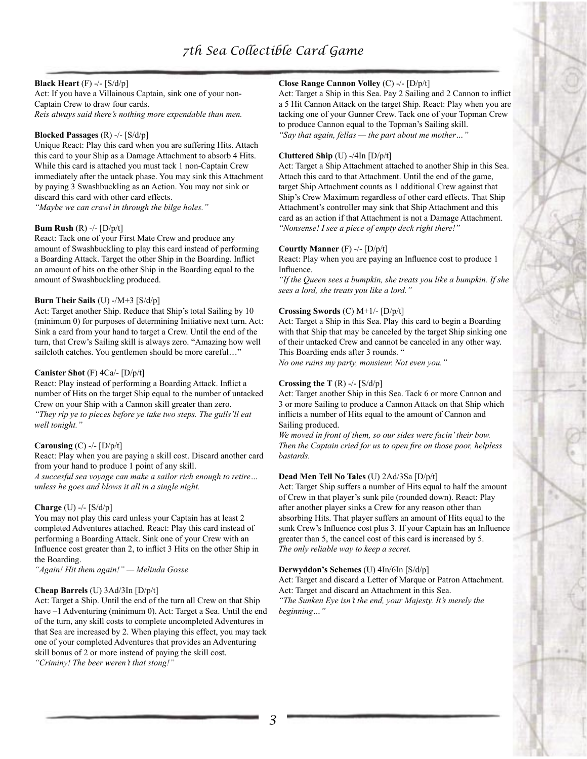**Black Heart** (F) -/- [S/d/p]
Act: If you have a Villainous Captain, sink one of your non-Captain Crew to draw four cards.
*Reis always said there's nothing more expendable than men.*

**Blocked Passages** (R) -/- [S/d/p]
Unique React: Play this card when you are suffering Hits. Attach this card to your Ship as a Damage Attachment to absorb 4 Hits. While this card is attached you must tack 1 non-Captain Crew immediately after the untack phase. You may sink this Attachment by paying 3 Swashbuckling as an Action. You may not sink or discard this card with other card effects.
*"Maybe we can crawl in through the bilge holes."*

**Bum Rush** (R) -/- [D/p/t]
React: Tack one of your First Mate Crew and produce any amount of Swashbuckling to play this card instead of performing a Boarding Attack. Target the other Ship in the Boarding. Inflict an amount of hits on the other Ship in the Boarding equal to the amount of Swashbuckling produced.

**Burn Their Sails** (U) -/M+3 [S/d/p]
Act: Target another Ship. Reduce that Ship's total Sailing by 10 (minimum 0) for purposes of determining Initiative next turn. Act: Sink a card from your hand to target a Crew. Until the end of the turn, that Crew's Sailing skill is always zero. "Amazing how well sailcloth catches. You gentlemen should be more careful…"

**Canister Shot** (F) 4Ca/- [D/p/t]
React: Play instead of performing a Boarding Attack. Inflict a number of Hits on the target Ship equal to the number of untacked Crew on your Ship with a Cannon skill greater than zero.
*"They rip ye to pieces before ye take two steps. The gulls'll eat well tonight."*

**Carousing** (C) -/- [D/p/t]
React: Play when you are paying a skill cost. Discard another card from your hand to produce 1 point of any skill.
*A succesful sea voyage can make a sailor rich enough to retire… unless he goes and blows it all in a single night.*

**Charge** (U) -/- [S/d/p]
You may not play this card unless your Captain has at least 2 completed Adventures attached. React: Play this card instead of performing a Boarding Attack. Sink one of your Crew with an Influence cost greater than 2, to inflict 3 Hits on the other Ship in the Boarding.
*"Again! Hit them again!" — Melinda Gosse*

**Cheap Barrels** (U) 3Ad/3In [D/p/t]
Act: Target a Ship. Until the end of the turn all Crew on that Ship have –1 Adventuring (minimum 0). Act: Target a Sea. Until the end of the turn, any skill costs to complete uncompleted Adventures in that Sea are increased by 2. When playing this effect, you may tack one of your completed Adventures that provides an Adventuring skill bonus of 2 or more instead of paying the skill cost.
*"Criminy! The beer weren't that stong!"*

**Close Range Cannon Volley** (C) -/- [D/p/t]
Act: Target a Ship in this Sea. Pay 2 Sailing and 2 Cannon to inflict a 5 Hit Cannon Attack on the target Ship. React: Play when you are tacking one of your Gunner Crew. Tack one of your Topman Crew to produce Cannon equal to the Topman's Sailing skill.
*"Say that again, fellas — the part about me mother…"*

**Cluttered Ship** (U) -/4In [D/p/t]
Act: Target a Ship Attachment attached to another Ship in this Sea. Attach this card to that Attachment. Until the end of the game, target Ship Attachment counts as 1 additional Crew against that Ship's Crew Maximum regardless of other card effects. That Ship Attachment's controller may sink that Ship Attachment and this card as an action if that Attachment is not a Damage Attachment.
*"Nonsense! I see a piece of empty deck right there!"*

**Courtly Manner** (F) -/- [D/p/t]
React: Play when you are paying an Influence cost to produce 1 Influence.
*"If the Queen sees a bumpkin, she treats you like a bumpkin. If she sees a lord, she treats you like a lord."*

**Crossing Swords** (C) M+1/- [D/p/t]
Act: Target a Ship in this Sea. Play this card to begin a Boarding with that Ship that may be canceled by the target Ship sinking one of their untacked Crew and cannot be canceled in any other way. This Boarding ends after 3 rounds. "
*No one ruins my party, monsieur. Not even you."*

**Crossing the T** (R) -/- [S/d/p]
Act: Target another Ship in this Sea. Tack 6 or more Cannon and 3 or more Sailing to produce a Cannon Attack on that Ship which inflicts a number of Hits equal to the amount of Cannon and Sailing produced.
*We moved in front of them, so our sides were facin' their bow. Then the Captain cried for us to open fire on those poor, helpless bastards.*

**Dead Men Tell No Tales** (U) 2Ad/3Sa [D/p/t]
Act: Target Ship suffers a number of Hits equal to half the amount of Crew in that player's sunk pile (rounded down). React: Play after another player sinks a Crew for any reason other than absorbing Hits. That player suffers an amount of Hits equal to the sunk Crew's Influence cost plus 3. If your Captain has an Influence greater than 5, the cancel cost of this card is increased by 5.
*The only reliable way to keep a secret.*

**Derwyddon's Schemes** (U) 4In/6In [S/d/p]
Act: Target and discard a Letter of Marque or Patron Attachment. Act: Target and discard an Attachment in this Sea.
*"The Sunken Eye isn't the end, your Majesty. It's merely the beginning…"*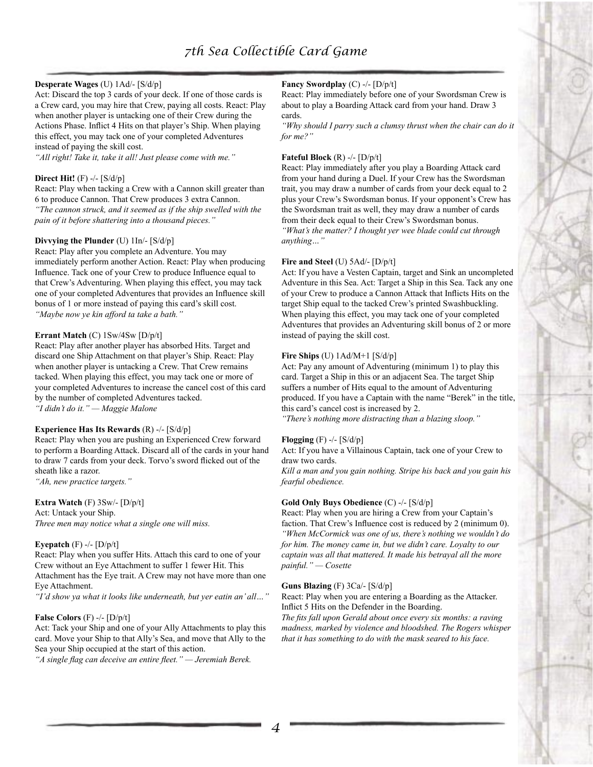**Desperate Wages** (U) 1Ad/- [S/d/p]
Act: Discard the top 3 cards of your deck. If one of those cards is a Crew card, you may hire that Crew, paying all costs. React: Play when another player is untacking one of their Crew during the Actions Phase. Inflict 4 Hits on that player's Ship. When playing this effect, you may tack one of your completed Adventures instead of paying the skill cost.
*"All right! Take it, take it all! Just please come with me."*

**Direct Hit!** (F) -/- [S/d/p]
React: Play when tacking a Crew with a Cannon skill greater than 6 to produce Cannon. That Crew produces 3 extra Cannon.
*"The cannon struck, and it seemed as if the ship swelled with the pain of it before shattering into a thousand pieces."*

**Divvying the Plunder** (U) 1In/- [S/d/p]
React: Play after you complete an Adventure. You may immediately perform another Action. React: Play when producing Influence. Tack one of your Crew to produce Influence equal to that Crew's Adventuring. When playing this effect, you may tack one of your completed Adventures that provides an Influence skill bonus of 1 or more instead of paying this card's skill cost.
*"Maybe now ye kin afford ta take a bath."*

**Errant Match** (C) 1Sw/4Sw [D/p/t]
React: Play after another player has absorbed Hits. Target and discard one Ship Attachment on that player's Ship. React: Play when another player is untacking a Crew. That Crew remains tacked. When playing this effect, you may tack one or more of your completed Adventures to increase the cancel cost of this card by the number of completed Adventures tacked.
*"I didn't do it." — Maggie Malone*

**Experience Has Its Rewards** (R) -/- [S/d/p]
React: Play when you are pushing an Experienced Crew forward to perform a Boarding Attack. Discard all of the cards in your hand to draw 7 cards from your deck. Torvo's sword flicked out of the sheath like a razor.
*"Ah, new practice targets."*

**Extra Watch** (F) 3Sw/- [D/p/t]
Act: Untack your Ship.
*Three men may notice what a single one will miss.*

**Eyepatch** (F) -/- [D/p/t]
React: Play when you suffer Hits. Attach this card to one of your Crew without an Eye Attachment to suffer 1 fewer Hit. This Attachment has the Eye trait. A Crew may not have more than one Eye Attachment.
*"I'd show ya what it looks like underneath, but yer eatin an' all…"*

**False Colors** (F) -/- [D/p/t]
Act: Tack your Ship and one of your Ally Attachments to play this card. Move your Ship to that Ally's Sea, and move that Ally to the Sea your Ship occupied at the start of this action.
*"A single flag can deceive an entire fleet." — Jeremiah Berek.*

**Fancy Swordplay** (C) -/- [D/p/t]
React: Play immediately before one of your Swordsman Crew is about to play a Boarding Attack card from your hand. Draw 3 cards.
*"Why should I parry such a clumsy thrust when the chair can do it for me?"*

**Fateful Block** (R) -/- [D/p/t]
React: Play immediately after you play a Boarding Attack card from your hand during a Duel. If your Crew has the Swordsman trait, you may draw a number of cards from your deck equal to 2 plus your Crew's Swordsman bonus. If your opponent's Crew has the Swordsman trait as well, they may draw a number of cards from their deck equal to their Crew's Swordsman bonus.
*"What's the matter? I thought yer wee blade could cut through anything…"*

**Fire and Steel** (U) 5Ad/- [D/p/t]
Act: If you have a Vesten Captain, target and Sink an uncompleted Adventure in this Sea. Act: Target a Ship in this Sea. Tack any one of your Crew to produce a Cannon Attack that Inflicts Hits on the target Ship equal to the tacked Crew's printed Swashbuckling. When playing this effect, you may tack one of your completed Adventures that provides an Adventuring skill bonus of 2 or more instead of paying the skill cost.

**Fire Ships** (U) 1Ad/M+1 [S/d/p]
Act: Pay any amount of Adventuring (minimum 1) to play this card. Target a Ship in this or an adjacent Sea. The target Ship suffers a number of Hits equal to the amount of Adventuring produced. If you have a Captain with the name "Berek" in the title, this card's cancel cost is increased by 2.
*"There's nothing more distracting than a blazing sloop."*

**Flogging** (F) -/- [S/d/p]
Act: If you have a Villainous Captain, tack one of your Crew to draw two cards.
*Kill a man and you gain nothing. Stripe his back and you gain his fearful obedience.*

**Gold Only Buys Obedience** (C) -/- [S/d/p]
React: Play when you are hiring a Crew from your Captain's faction. That Crew's Influence cost is reduced by 2 (minimum 0).
*"When McCormick was one of us, there's nothing we wouldn't do for him. The money came in, but we didn't care. Loyalty to our captain was all that mattered. It made his betrayal all the more painful." — Cosette*

**Guns Blazing** (F) 3Ca/- [S/d/p]
React: Play when you are entering a Boarding as the Attacker. Inflict 5 Hits on the Defender in the Boarding.
*The fits fall upon Gerald about once every six months: a raving madness, marked by violence and bloodshed. The Rogers whisper that it has something to do with the mask seared to his face.*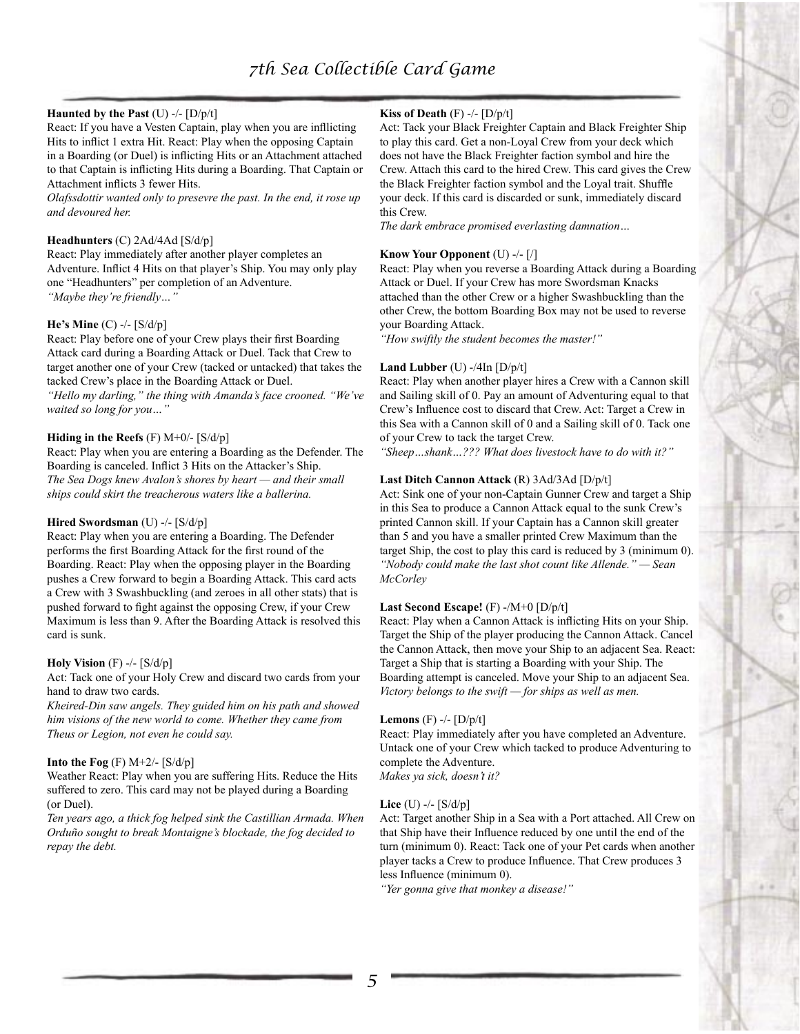**Haunted by the Past** (U) -/- [D/p/t]
React: If you have a Vesten Captain, play when you are inflicting Hits to inflict 1 extra Hit. React: Play when the opposing Captain in a Boarding (or Duel) is inflicting Hits or an Attachment attached to that Captain is inflicting Hits during a Boarding. That Captain or Attachment inflicts 3 fewer Hits.
*Olafssdottir wanted only to presevre the past. In the end, it rose up and devoured her.*

**Headhunters** (C) 2Ad/4Ad [S/d/p]
React: Play immediately after another player completes an Adventure. Inflict 4 Hits on that player's Ship. You may only play one "Headhunters" per completion of an Adventure.
*"Maybe they're friendly…"*

**He's Mine** (C) -/- [S/d/p]
React: Play before one of your Crew plays their first Boarding Attack card during a Boarding Attack or Duel. Tack that Crew to target another one of your Crew (tacked or untacked) that takes the tacked Crew's place in the Boarding Attack or Duel.
*"Hello my darling," the thing with Amanda's face crooned. "We've waited so long for you…"*

**Hiding in the Reefs** (F) M+0/- [S/d/p]
React: Play when you are entering a Boarding as the Defender. The Boarding is canceled. Inflict 3 Hits on the Attacker's Ship.
*The Sea Dogs knew Avalon's shores by heart — and their small ships could skirt the treacherous waters like a ballerina.*

**Hired Swordsman** (U) -/- [S/d/p]
React: Play when you are entering a Boarding. The Defender performs the first Boarding Attack for the first round of the Boarding. React: Play when the opposing player in the Boarding pushes a Crew forward to begin a Boarding Attack. This card acts a Crew with 3 Swashbuckling (and zeroes in all other stats) that is pushed forward to fight against the opposing Crew, if your Crew Maximum is less than 9. After the Boarding Attack is resolved this card is sunk.

**Holy Vision** (F) -/- [S/d/p]
Act: Tack one of your Holy Crew and discard two cards from your hand to draw two cards.
*Kheired-Din saw angels. They guided him on his path and showed him visions of the new world to come. Whether they came from Theus or Legion, not even he could say.*

**Into the Fog** (F) M+2/- [S/d/p]
Weather React: Play when you are suffering Hits. Reduce the Hits suffered to zero. This card may not be played during a Boarding (or Duel).
*Ten years ago, a thick fog helped sink the Castillian Armada. When Orduño sought to break Montaigne's blockade, the fog decided to repay the debt.*

**Kiss of Death** (F) -/- [D/p/t]
Act: Tack your Black Freighter Captain and Black Freighter Ship to play this card. Get a non-Loyal Crew from your deck which does not have the Black Freighter faction symbol and hire the Crew. Attach this card to the hired Crew. This card gives the Crew the Black Freighter faction symbol and the Loyal trait. Shuffle your deck. If this card is discarded or sunk, immediately discard this Crew.
*The dark embrace promised everlasting damnation…*

**Know Your Opponent** (U) -/- [/]
React: Play when you reverse a Boarding Attack during a Boarding Attack or Duel. If your Crew has more Swordsman Knacks attached than the other Crew or a higher Swashbuckling than the other Crew, the bottom Boarding Box may not be used to reverse your Boarding Attack.
*"How swiftly the student becomes the master!"*

**Land Lubber** (U) -/4In [D/p/t]
React: Play when another player hires a Crew with a Cannon skill and Sailing skill of 0. Pay an amount of Adventuring equal to that Crew's Influence cost to discard that Crew. Act: Target a Crew in this Sea with a Cannon skill of 0 and a Sailing skill of 0. Tack one of your Crew to tack the target Crew.
*"Sheep…shank…??? What does livestock have to do with it?"*

**Last Ditch Cannon Attack** (R) 3Ad/3Ad [D/p/t]
Act: Sink one of your non-Captain Gunner Crew and target a Ship in this Sea to produce a Cannon Attack equal to the sunk Crew's printed Cannon skill. If your Captain has a Cannon skill greater than 5 and you have a smaller printed Crew Maximum than the target Ship, the cost to play this card is reduced by 3 (minimum 0).
*"Nobody could make the last shot count like Allende." — Sean McCorley*

**Last Second Escape!** (F) -/M+0 [D/p/t]
React: Play when a Cannon Attack is inflicting Hits on your Ship. Target the Ship of the player producing the Cannon Attack. Cancel the Cannon Attack, then move your Ship to an adjacent Sea. React: Target a Ship that is starting a Boarding with your Ship. The Boarding attempt is canceled. Move your Ship to an adjacent Sea.
*Victory belongs to the swift — for ships as well as men.*

**Lemons** (F) -/- [D/p/t]
React: Play immediately after you have completed an Adventure. Untack one of your Crew which tacked to produce Adventuring to complete the Adventure.
*Makes ya sick, doesn't it?*

**Lice** (U) -/- [S/d/p]
Act: Target another Ship in a Sea with a Port attached. All Crew on that Ship have their Influence reduced by one until the end of the turn (minimum 0). React: Tack one of your Pet cards when another player tacks a Crew to produce Influence. That Crew produces 3 less Influence (minimum 0).
*"Yer gonna give that monkey a disease!"*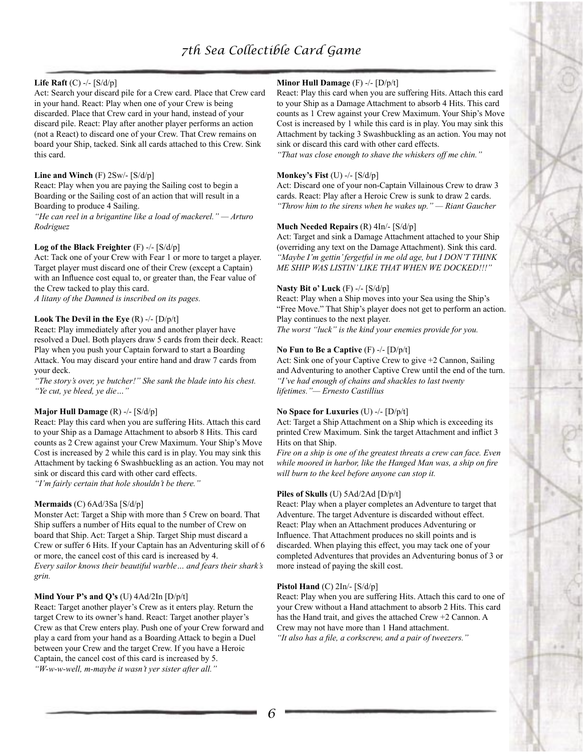**Life Raft** (C) -/- [S/d/p]
Act: Search your discard pile for a Crew card. Place that Crew card in your hand. React: Play when one of your Crew is being discarded. Place that Crew card in your hand, instead of your discard pile. React: Play after another player performs an action (not a React) to discard one of your Crew. That Crew remains on board your Ship, tacked. Sink all cards attached to this Crew. Sink this card.

**Line and Winch** (F) 2Sw/- [S/d/p]
React: Play when you are paying the Sailing cost to begin a Boarding or the Sailing cost of an action that will result in a Boarding to produce 4 Sailing.
*"He can reel in a brigantine like a load of mackerel." — Arturo Rodriguez*

**Log of the Black Freighter** (F) -/- [S/d/p]
Act: Tack one of your Crew with Fear 1 or more to target a player. Target player must discard one of their Crew (except a Captain) with an Influence cost equal to, or greater than, the Fear value of the Crew tacked to play this card.
*A litany of the Damned is inscribed on its pages.*

**Look The Devil in the Eye** (R) -/- [D/p/t]
React: Play immediately after you and another player have resolved a Duel. Both players draw 5 cards from their deck. React: Play when you push your Captain forward to start a Boarding Attack. You may discard your entire hand and draw 7 cards from your deck.
*"The story's over, ye butcher!" She sank the blade into his chest. "Ye cut, ye bleed, ye die…"*

**Major Hull Damage** (R) -/- [S/d/p]
React: Play this card when you are suffering Hits. Attach this card to your Ship as a Damage Attachment to absorb 8 Hits. This card counts as 2 Crew against your Crew Maximum. Your Ship's Move Cost is increased by 2 while this card is in play. You may sink this Attachment by tacking 6 Swashbuckling as an action. You may not sink or discard this card with other card effects.
*"I'm fairly certain that hole shouldn't be there."*

**Mermaids** (C) 6Ad/3Sa [S/d/p]
Monster Act: Target a Ship with more than 5 Crew on board. That Ship suffers a number of Hits equal to the number of Crew on board that Ship. Act: Target a Ship. Target Ship must discard a Crew or suffer 6 Hits. If your Captain has an Adventuring skill of 6 or more, the cancel cost of this card is increased by 4.
*Every sailor knows their beautiful warble… and fears their shark's grin.*

**Mind Your P's and Q's** (U) 4Ad/2In [D/p/t]
React: Target another player's Crew as it enters play. Return the target Crew to its owner's hand. React: Target another player's Crew as that Crew enters play. Push one of your Crew forward and play a card from your hand as a Boarding Attack to begin a Duel between your Crew and the target Crew. If you have a Heroic Captain, the cancel cost of this card is increased by 5.
*"W-w-w-well, m-maybe it wasn't yer sister after all."*

**Minor Hull Damage** (F) -/- [D/p/t]
React: Play this card when you are suffering Hits. Attach this card to your Ship as a Damage Attachment to absorb 4 Hits. This card counts as 1 Crew against your Crew Maximum. Your Ship's Move Cost is increased by 1 while this card is in play. You may sink this Attachment by tacking 3 Swashbuckling as an action. You may not sink or discard this card with other card effects.
*"That was close enough to shave the whiskers off me chin."*

**Monkey's Fist** (U) -/- [S/d/p]
Act: Discard one of your non-Captain Villainous Crew to draw 3 cards. React: Play after a Heroic Crew is sunk to draw 2 cards.
*"Throw him to the sirens when he wakes up." — Riant Gaucher*

**Much Needed Repairs** (R) 4In/- [S/d/p]
Act: Target and sink a Damage Attachment attached to your Ship (overriding any text on the Damage Attachment). Sink this card.
*"Maybe I'm gettin' fergetful in me old age, but I DON'T THINK ME SHIP WAS LISTIN' LIKE THAT WHEN WE DOCKED!!!"*

**Nasty Bit o' Luck** (F) -/- [S/d/p]
React: Play when a Ship moves into your Sea using the Ship's "Free Move." That Ship's player does not get to perform an action. Play continues to the next player.
*The worst "luck" is the kind your enemies provide for you.*

**No Fun to Be a Captive** (F) -/- [D/p/t]
Act: Sink one of your Captive Crew to give +2 Cannon, Sailing and Adventuring to another Captive Crew until the end of the turn.
*"I've had enough of chains and shackles to last twenty lifetimes."— Ernesto Castillius*

**No Space for Luxuries** (U) -/- [D/p/t]
Act: Target a Ship Attachment on a Ship which is exceeding its printed Crew Maximum. Sink the target Attachment and inflict 3 Hits on that Ship.
*Fire on a ship is one of the greatest threats a crew can face. Even while moored in harbor, like the Hanged Man was, a ship on fire will burn to the keel before anyone can stop it.*

**Piles of Skulls** (U) 5Ad/2Ad [D/p/t]
React: Play when a player completes an Adventure to target that Adventure. The target Adventure is discarded without effect. React: Play when an Attachment produces Adventuring or Influence. That Attachment produces no skill points and is discarded. When playing this effect, you may tack one of your completed Adventures that provides an Adventuring bonus of 3 or more instead of paying the skill cost.

**Pistol Hand** (C) 2In/- [S/d/p]
React: Play when you are suffering Hits. Attach this card to one of your Crew without a Hand attachment to absorb 2 Hits. This card has the Hand trait, and gives the attached Crew +2 Cannon. A Crew may not have more than 1 Hand attachment.
*"It also has a file, a corkscrew, and a pair of tweezers."*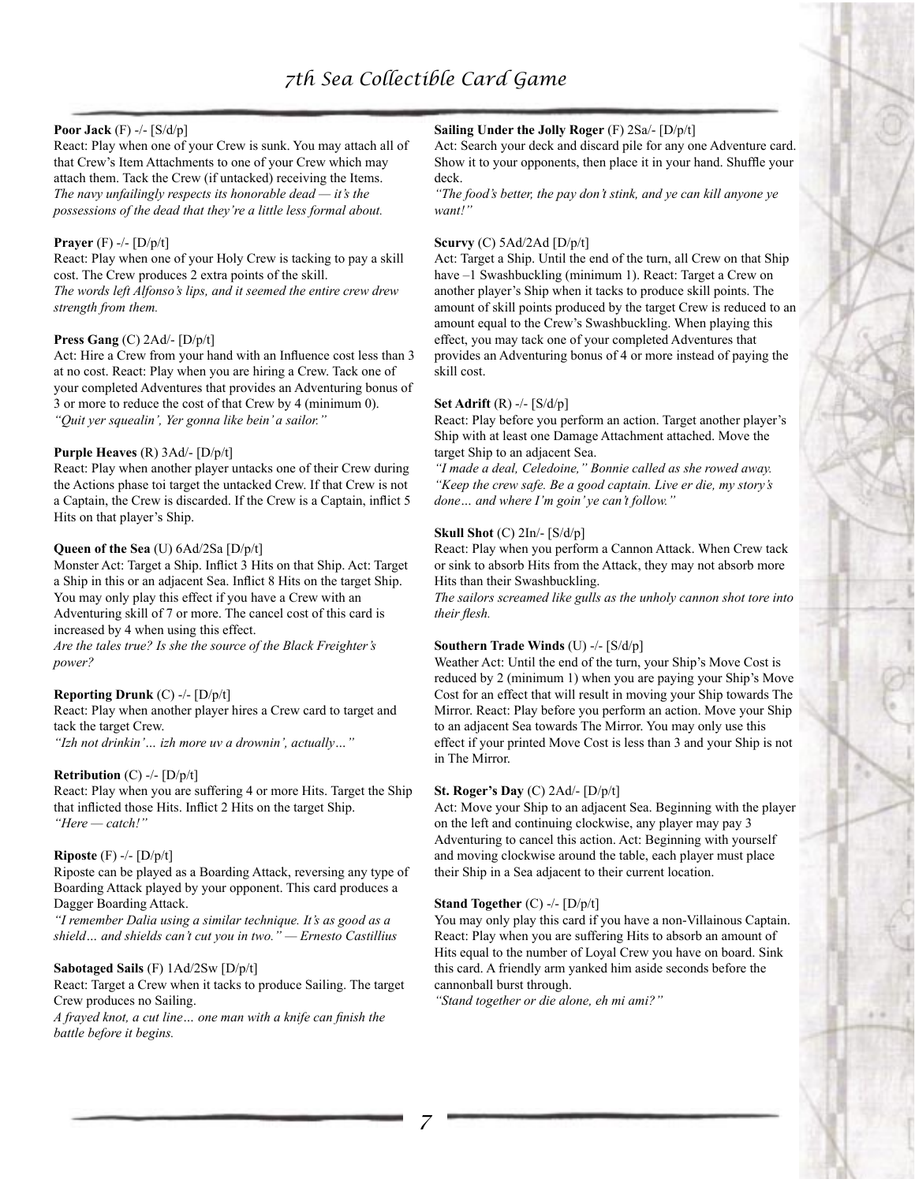**Poor Jack** (F) -/- [S/d/p]
React: Play when one of your Crew is sunk. You may attach all of that Crew's Item Attachments to one of your Crew which may attach them. Tack the Crew (if untacked) receiving the Items.
*The navy unfailingly respects its honorable dead — it's the possessions of the dead that they're a little less formal about.*

**Prayer** (F) -/- [D/p/t]
React: Play when one of your Holy Crew is tacking to pay a skill cost. The Crew produces 2 extra points of the skill.
*The words left Alfonso's lips, and it seemed the entire crew drew strength from them.*

**Press Gang** (C) 2Ad/- [D/p/t]
Act: Hire a Crew from your hand with an Influence cost less than 3 at no cost. React: Play when you are hiring a Crew. Tack one of your completed Adventures that provides an Adventuring bonus of 3 or more to reduce the cost of that Crew by 4 (minimum 0).
*"Quit yer squealin', Yer gonna like bein' a sailor."*

**Purple Heaves** (R) 3Ad/- [D/p/t]
React: Play when another player untacks one of their Crew during the Actions phase toi target the untacked Crew. If that Crew is not a Captain, the Crew is discarded. If the Crew is a Captain, inflict 5 Hits on that player's Ship.

**Queen of the Sea** (U) 6Ad/2Sa [D/p/t]
Monster Act: Target a Ship. Inflict 3 Hits on that Ship. Act: Target a Ship in this or an adjacent Sea. Inflict 8 Hits on the target Ship. You may only play this effect if you have a Crew with an Adventuring skill of 7 or more. The cancel cost of this card is increased by 4 when using this effect.
*Are the tales true? Is she the source of the Black Freighter's power?*

**Reporting Drunk** (C) -/- [D/p/t]
React: Play when another player hires a Crew card to target and tack the target Crew.
*"Izh not drinkin'… izh more uv a drownin', actually…"*

**Retribution** (C) -/- [D/p/t]
React: Play when you are suffering 4 or more Hits. Target the Ship that inflicted those Hits. Inflict 2 Hits on the target Ship.
*"Here — catch!"*

**Riposte** (F) -/- [D/p/t]
Riposte can be played as a Boarding Attack, reversing any type of Boarding Attack played by your opponent. This card produces a Dagger Boarding Attack.
*"I remember Dalia using a similar technique. It's as good as a shield… and shields can't cut you in two." — Ernesto Castillius*

**Sabotaged Sails** (F) 1Ad/2Sw [D/p/t]
React: Target a Crew when it tacks to produce Sailing. The target Crew produces no Sailing.
*A frayed knot, a cut line… one man with a knife can finish the battle before it begins.*

**Sailing Under the Jolly Roger** (F) 2Sa/- [D/p/t]
Act: Search your deck and discard pile for any one Adventure card. Show it to your opponents, then place it in your hand. Shuffle your deck.
*"The food's better, the pay don't stink, and ye can kill anyone ye want!"*

**Scurvy** (C) 5Ad/2Ad [D/p/t]
Act: Target a Ship. Until the end of the turn, all Crew on that Ship have –1 Swashbuckling (minimum 1). React: Target a Crew on another player's Ship when it tacks to produce skill points. The amount of skill points produced by the target Crew is reduced to an amount equal to the Crew's Swashbuckling. When playing this effect, you may tack one of your completed Adventures that provides an Adventuring bonus of 4 or more instead of paying the skill cost.

**Set Adrift** (R) -/- [S/d/p]
React: Play before you perform an action. Target another player's Ship with at least one Damage Attachment attached. Move the target Ship to an adjacent Sea.
*"I made a deal, Celedoine," Bonnie called as she rowed away. "Keep the crew safe. Be a good captain. Live er die, my story's done… and where I'm goin' ye can't follow."*

**Skull Shot** (C) 2In/- [S/d/p]
React: Play when you perform a Cannon Attack. When Crew tack or sink to absorb Hits from the Attack, they may not absorb more Hits than their Swashbuckling.
*The sailors screamed like gulls as the unholy cannon shot tore into their flesh.*

**Southern Trade Winds** (U) -/- [S/d/p]
Weather Act: Until the end of the turn, your Ship's Move Cost is reduced by 2 (minimum 1) when you are paying your Ship's Move Cost for an effect that will result in moving your Ship towards The Mirror. React: Play before you perform an action. Move your Ship to an adjacent Sea towards The Mirror. You may only use this effect if your printed Move Cost is less than 3 and your Ship is not in The Mirror.

**St. Roger's Day** (C) 2Ad/- [D/p/t]
Act: Move your Ship to an adjacent Sea. Beginning with the player on the left and continuing clockwise, any player may pay 3 Adventuring to cancel this action. Act: Beginning with yourself and moving clockwise around the table, each player must place their Ship in a Sea adjacent to their current location.

**Stand Together** (C) -/- [D/p/t]
You may only play this card if you have a non-Villainous Captain. React: Play when you are suffering Hits to absorb an amount of Hits equal to the number of Loyal Crew you have on board. Sink this card. A friendly arm yanked him aside seconds before the cannonball burst through.
*"Stand together or die alone, eh mi ami?"*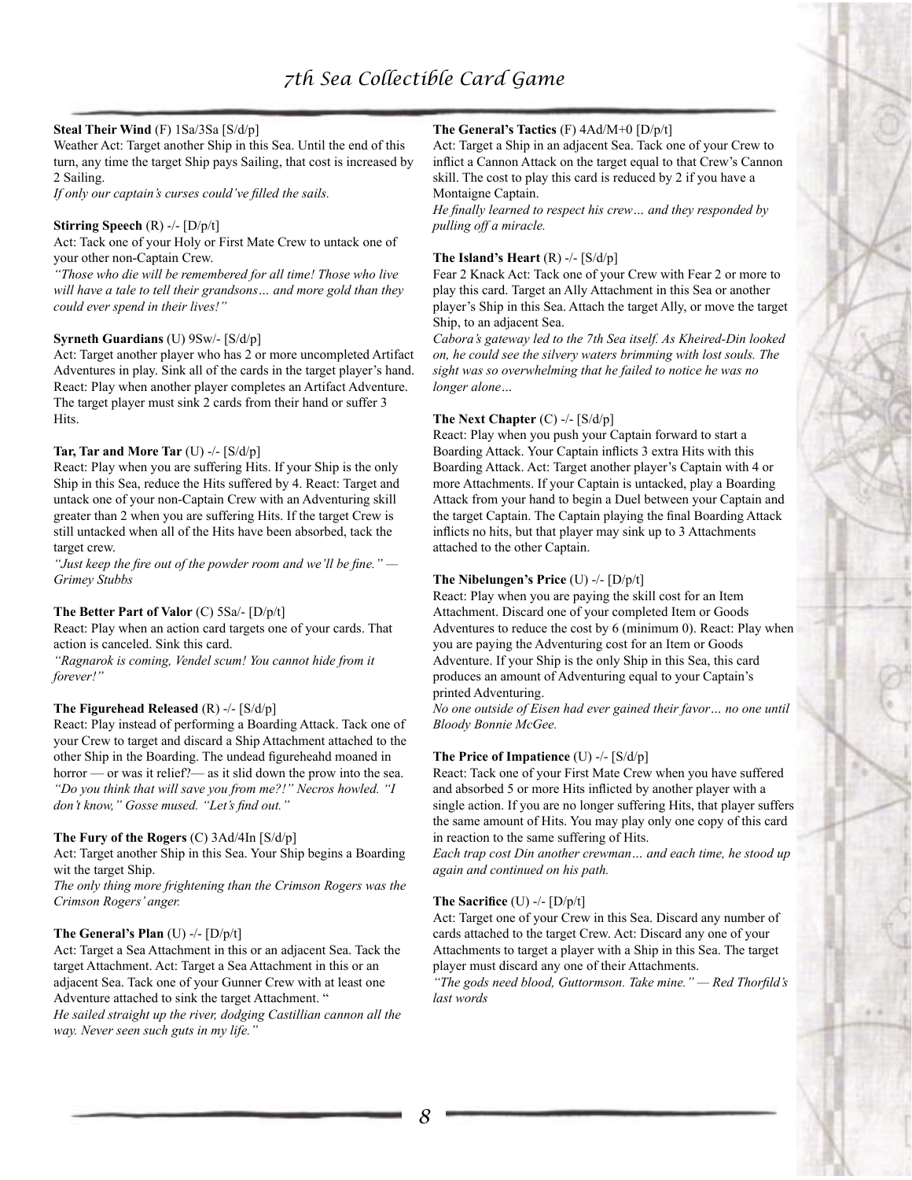**Steal Their Wind** (F) 1Sa/3Sa [S/d/p]
Weather Act: Target another Ship in this Sea. Until the end of this turn, any time the target Ship pays Sailing, that cost is increased by 2 Sailing.
*If only our captain's curses could've filled the sails.*

**Stirring Speech** (R) -/- [D/p/t]
Act: Tack one of your Holy or First Mate Crew to untack one of your other non-Captain Crew.
*"Those who die will be remembered for all time! Those who live will have a tale to tell their grandsons… and more gold than they could ever spend in their lives!"*

**Syrneth Guardians** (U) 9Sw/- [S/d/p]
Act: Target another player who has 2 or more uncompleted Artifact Adventures in play. Sink all of the cards in the target player's hand. React: Play when another player completes an Artifact Adventure. The target player must sink 2 cards from their hand or suffer 3 Hits.

**Tar, Tar and More Tar** (U) -/- [S/d/p]
React: Play when you are suffering Hits. If your Ship is the only Ship in this Sea, reduce the Hits suffered by 4. React: Target and untack one of your non-Captain Crew with an Adventuring skill greater than 2 when you are suffering Hits. If the target Crew is still untacked when all of the Hits have been absorbed, tack the target crew.
*"Just keep the fire out of the powder room and we'll be fine." — Grimey Stubbs*

**The Better Part of Valor** (C) 5Sa/- [D/p/t]
React: Play when an action card targets one of your cards. That action is canceled. Sink this card.
*"Ragnarok is coming, Vendel scum! You cannot hide from it forever!"*

**The Figurehead Released** (R) -/- [S/d/p]
React: Play instead of performing a Boarding Attack. Tack one of your Crew to target and discard a Ship Attachment attached to the other Ship in the Boarding. The undead figureheahd moaned in horror — or was it relief?— as it slid down the prow into the sea. *"Do you think that will save you from me?!" Necros howled. "I don't know," Gosse mused. "Let's find out."*

**The Fury of the Rogers** (C) 3Ad/4In [S/d/p]
Act: Target another Ship in this Sea. Your Ship begins a Boarding wit the target Ship.
*The only thing more frightening than the Crimson Rogers was the Crimson Rogers' anger.*

**The General's Plan** (U) -/- [D/p/t]
Act: Target a Sea Attachment in this or an adjacent Sea. Tack the target Attachment. Act: Target a Sea Attachment in this or an adjacent Sea. Tack one of your Gunner Crew with at least one Adventure attached to sink the target Attachment. "
*He sailed straight up the river, dodging Castillian cannon all the way. Never seen such guts in my life."*

**The General's Tactics** (F) 4Ad/M+0 [D/p/t]
Act: Target a Ship in an adjacent Sea. Tack one of your Crew to inflict a Cannon Attack on the target equal to that Crew's Cannon skill. The cost to play this card is reduced by 2 if you have a Montaigne Captain.
*He finally learned to respect his crew… and they responded by pulling off a miracle.*

**The Island's Heart** (R) -/- [S/d/p]
Fear 2 Knack Act: Tack one of your Crew with Fear 2 or more to play this card. Target an Ally Attachment in this Sea or another player's Ship in this Sea. Attach the target Ally, or move the target Ship, to an adjacent Sea.
*Cabora's gateway led to the 7th Sea itself. As Kheired-Din looked on, he could see the silvery waters brimming with lost souls. The sight was so overwhelming that he failed to notice he was no longer alone…*

**The Next Chapter** (C) -/- [S/d/p]
React: Play when you push your Captain forward to start a Boarding Attack. Your Captain inflicts 3 extra Hits with this Boarding Attack. Act: Target another player's Captain with 4 or more Attachments. If your Captain is untacked, play a Boarding Attack from your hand to begin a Duel between your Captain and the target Captain. The Captain playing the final Boarding Attack inflicts no hits, but that player may sink up to 3 Attachments attached to the other Captain.

**The Nibelungen's Price** (U) -/- [D/p/t]
React: Play when you are paying the skill cost for an Item Attachment. Discard one of your completed Item or Goods Adventures to reduce the cost by 6 (minimum 0). React: Play when you are paying the Adventuring cost for an Item or Goods Adventure. If your Ship is the only Ship in this Sea, this card produces an amount of Adventuring equal to your Captain's printed Adventuring.
*No one outside of Eisen had ever gained their favor… no one until Bloody Bonnie McGee.*

**The Price of Impatience** (U) -/- [S/d/p]
React: Tack one of your First Mate Crew when you have suffered and absorbed 5 or more Hits inflicted by another player with a single action. If you are no longer suffering Hits, that player suffers the same amount of Hits. You may play only one copy of this card in reaction to the same suffering of Hits.
*Each trap cost Din another crewman… and each time, he stood up again and continued on his path.*

**The Sacrifice** (U) -/- [D/p/t]
Act: Target one of your Crew in this Sea. Discard any number of cards attached to the target Crew. Act: Discard any one of your Attachments to target a player with a Ship in this Sea. The target player must discard any one of their Attachments.
*"The gods need blood, Guttormson. Take mine." — Red Thorfild's last words*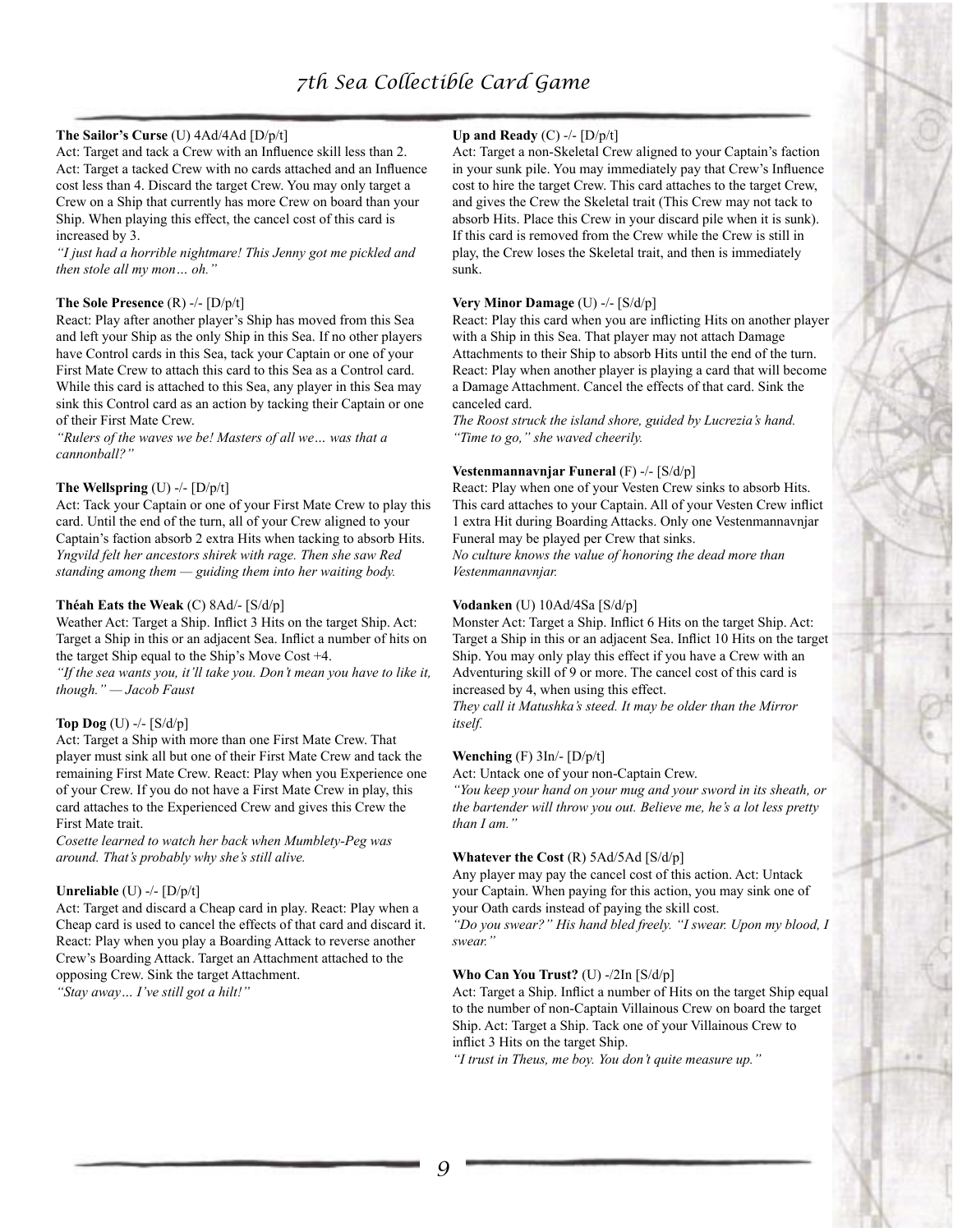**The Sailor's Curse** (U) 4Ad/4Ad [D/p/t]
Act: Target and tack a Crew with an Influence skill less than 2. Act: Target a tacked Crew with no cards attached and an Influence cost less than 4. Discard the target Crew. You may only target a Crew on a Ship that currently has more Crew on board than your Ship. When playing this effect, the cancel cost of this card is increased by 3.
*"I just had a horrible nightmare! This Jenny got me pickled and then stole all my mon… oh."*

**The Sole Presence** (R) -/- [D/p/t]
React: Play after another player's Ship has moved from this Sea and left your Ship as the only Ship in this Sea. If no other players have Control cards in this Sea, tack your Captain or one of your First Mate Crew to attach this card to this Sea as a Control card. While this card is attached to this Sea, any player in this Sea may sink this Control card as an action by tacking their Captain or one of their First Mate Crew.
*"Rulers of the waves we be! Masters of all we… was that a cannonball?"*

**The Wellspring** (U) -/- [D/p/t]
Act: Tack your Captain or one of your First Mate Crew to play this card. Until the end of the turn, all of your Crew aligned to your Captain's faction absorb 2 extra Hits when tacking to absorb Hits.
*Yngvild felt her ancestors shirek with rage. Then she saw Red standing among them — guiding them into her waiting body.*

**Théah Eats the Weak** (C) 8Ad/- [S/d/p]
Weather Act: Target a Ship. Inflict 3 Hits on the target Ship. Act: Target a Ship in this or an adjacent Sea. Inflict a number of hits on the target Ship equal to the Ship's Move Cost +4.
*"If the sea wants you, it'll take you. Don't mean you have to like it, though." — Jacob Faust*

**Top Dog** (U) -/- [S/d/p]
Act: Target a Ship with more than one First Mate Crew. That player must sink all but one of their First Mate Crew and tack the remaining First Mate Crew. React: Play when you Experience one of your Crew. If you do not have a First Mate Crew in play, this card attaches to the Experienced Crew and gives this Crew the First Mate trait.
*Cosette learned to watch her back when Mumblety-Peg was around. That's probably why she's still alive.*

**Unreliable** (U) -/- [D/p/t]
Act: Target and discard a Cheap card in play. React: Play when a Cheap card is used to cancel the effects of that card and discard it. React: Play when you play a Boarding Attack to reverse another Crew's Boarding Attack. Target an Attachment attached to the opposing Crew. Sink the target Attachment.
*"Stay away… I've still got a hilt!"*

**Up and Ready** (C) -/- [D/p/t]
Act: Target a non-Skeletal Crew aligned to your Captain's faction in your sunk pile. You may immediately pay that Crew's Influence cost to hire the target Crew. This card attaches to the target Crew, and gives the Crew the Skeletal trait (This Crew may not tack to absorb Hits. Place this Crew in your discard pile when it is sunk). If this card is removed from the Crew while the Crew is still in play, the Crew loses the Skeletal trait, and then is immediately sunk.

**Very Minor Damage** (U) -/- [S/d/p]
React: Play this card when you are inflicting Hits on another player with a Ship in this Sea. That player may not attach Damage Attachments to their Ship to absorb Hits until the end of the turn. React: Play when another player is playing a card that will become a Damage Attachment. Cancel the effects of that card. Sink the canceled card.
*The Roost struck the island shore, guided by Lucrezia's hand. "Time to go," she waved cheerily.*

**Vestenmannavnjar Funeral** (F) -/- [S/d/p]
React: Play when one of your Vesten Crew sinks to absorb Hits. This card attaches to your Captain. All of your Vesten Crew inflict 1 extra Hit during Boarding Attacks. Only one Vestenmannavnjar Funeral may be played per Crew that sinks.
*No culture knows the value of honoring the dead more than Vestenmannavnjar.*

**Vodanken** (U) 10Ad/4Sa [S/d/p]
Monster Act: Target a Ship. Inflict 6 Hits on the target Ship. Act: Target a Ship in this or an adjacent Sea. Inflict 10 Hits on the target Ship. You may only play this effect if you have a Crew with an Adventuring skill of 9 or more. The cancel cost of this card is increased by 4, when using this effect.
*They call it Matushka's steed. It may be older than the Mirror itself.*

**Wenching** (F) 3In/- [D/p/t]
Act: Untack one of your non-Captain Crew.
*"You keep your hand on your mug and your sword in its sheath, or the bartender will throw you out. Believe me, he's a lot less pretty than I am."*

**Whatever the Cost** (R) 5Ad/5Ad [S/d/p]
Any player may pay the cancel cost of this action. Act: Untack your Captain. When paying for this action, you may sink one of your Oath cards instead of paying the skill cost.
*"Do you swear?" His hand bled freely. "I swear. Upon my blood, I swear."*

**Who Can You Trust?** (U) -/2In [S/d/p]
Act: Target a Ship. Inflict a number of Hits on the target Ship equal to the number of non-Captain Villainous Crew on board the target Ship. Act: Target a Ship. Tack one of your Villainous Crew to inflict 3 Hits on the target Ship.
*"I trust in Theus, me boy. You don't quite measure up."*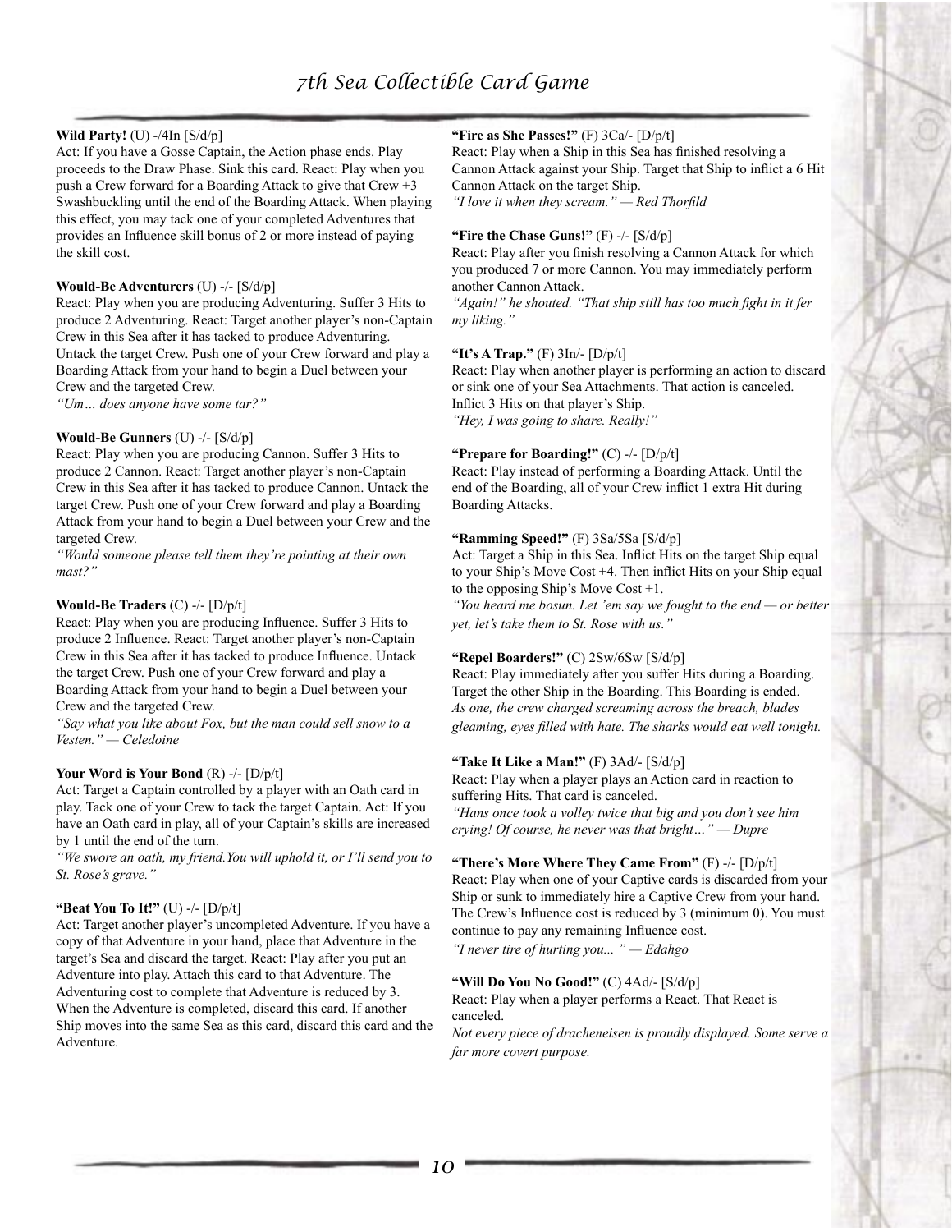**Wild Party!** (U) -/4In [S/d/p]
Act: If you have a Gosse Captain, the Action phase ends. Play proceeds to the Draw Phase. Sink this card. React: Play when you push a Crew forward for a Boarding Attack to give that Crew +3 Swashbuckling until the end of the Boarding Attack. When playing this effect, you may tack one of your completed Adventures that provides an Influence skill bonus of 2 or more instead of paying the skill cost.

**Would-Be Adventurers** (U) -/- [S/d/p]
React: Play when you are producing Adventuring. Suffer 3 Hits to produce 2 Adventuring. React: Target another player's non-Captain Crew in this Sea after it has tacked to produce Adventuring. Untack the target Crew. Push one of your Crew forward and play a Boarding Attack from your hand to begin a Duel between your Crew and the targeted Crew.
*"Um… does anyone have some tar?"*

**Would-Be Gunners** (U) -/- [S/d/p]
React: Play when you are producing Cannon. Suffer 3 Hits to produce 2 Cannon. React: Target another player's non-Captain Crew in this Sea after it has tacked to produce Cannon. Untack the target Crew. Push one of your Crew forward and play a Boarding Attack from your hand to begin a Duel between your Crew and the targeted Crew.
*"Would someone please tell them they're pointing at their own mast?"*

**Would-Be Traders** (C) -/- [D/p/t]
React: Play when you are producing Influence. Suffer 3 Hits to produce 2 Influence. React: Target another player's non-Captain Crew in this Sea after it has tacked to produce Influence. Untack the target Crew. Push one of your Crew forward and play a Boarding Attack from your hand to begin a Duel between your Crew and the targeted Crew.
*"Say what you like about Fox, but the man could sell snow to a Vesten." — Celedoine*

**Your Word is Your Bond** (R) -/- [D/p/t]
Act: Target a Captain controlled by a player with an Oath card in play. Tack one of your Crew to tack the target Captain. Act: If you have an Oath card in play, all of your Captain's skills are increased by 1 until the end of the turn.
*"We swore an oath, my friend.You will uphold it, or I'll send you to St. Rose's grave."*

**"Beat You To It!"** (U) -/- [D/p/t]
Act: Target another player's uncompleted Adventure. If you have a copy of that Adventure in your hand, place that Adventure in the target's Sea and discard the target. React: Play after you put an Adventure into play. Attach this card to that Adventure. The Adventuring cost to complete that Adventure is reduced by 3. When the Adventure is completed, discard this card. If another Ship moves into the same Sea as this card, discard this card and the Adventure.

**"Fire as She Passes!"** (F) 3Ca/- [D/p/t]
React: Play when a Ship in this Sea has finished resolving a Cannon Attack against your Ship. Target that Ship to inflict a 6 Hit Cannon Attack on the target Ship.
*"I love it when they scream." — Red Thorfild*

**"Fire the Chase Guns!"** (F) -/- [S/d/p]
React: Play after you finish resolving a Cannon Attack for which you produced 7 or more Cannon. You may immediately perform another Cannon Attack.
*"Again!" he shouted. "That ship still has too much fight in it fer my liking."*

**"It's A Trap."** (F) 3In/- [D/p/t]
React: Play when another player is performing an action to discard or sink one of your Sea Attachments. That action is canceled. Inflict 3 Hits on that player's Ship.
*"Hey, I was going to share. Really!"*

**"Prepare for Boarding!"** (C) -/- [D/p/t]
React: Play instead of performing a Boarding Attack. Until the end of the Boarding, all of your Crew inflict 1 extra Hit during Boarding Attacks.

**"Ramming Speed!"** (F) 3Sa/5Sa [S/d/p]
Act: Target a Ship in this Sea. Inflict Hits on the target Ship equal to your Ship's Move Cost +4. Then inflict Hits on your Ship equal to the opposing Ship's Move Cost +1.
*"You heard me bosun. Let 'em say we fought to the end — or better yet, let's take them to St. Rose with us."*

**"Repel Boarders!"** (C) 2Sw/6Sw [S/d/p]
React: Play immediately after you suffer Hits during a Boarding. Target the other Ship in the Boarding. This Boarding is ended.
*As one, the crew charged screaming across the breach, blades gleaming, eyes filled with hate. The sharks would eat well tonight.*

**"Take It Like a Man!"** (F) 3Ad/- [S/d/p]
React: Play when a player plays an Action card in reaction to suffering Hits. That card is canceled.
*"Hans once took a volley twice that big and you don't see him crying! Of course, he never was that bright…" — Dupre*

**"There's More Where They Came From"** (F) -/- [D/p/t]
React: Play when one of your Captive cards is discarded from your Ship or sunk to immediately hire a Captive Crew from your hand. The Crew's Influence cost is reduced by 3 (minimum 0). You must continue to pay any remaining Influence cost.
*"I never tire of hurting you... " — Edahgo*

**"Will Do You No Good!"** (C) 4Ad/- [S/d/p]
React: Play when a player performs a React. That React is canceled.
*Not every piece of dracheneisen is proudly displayed. Some serve a far more covert purpose.*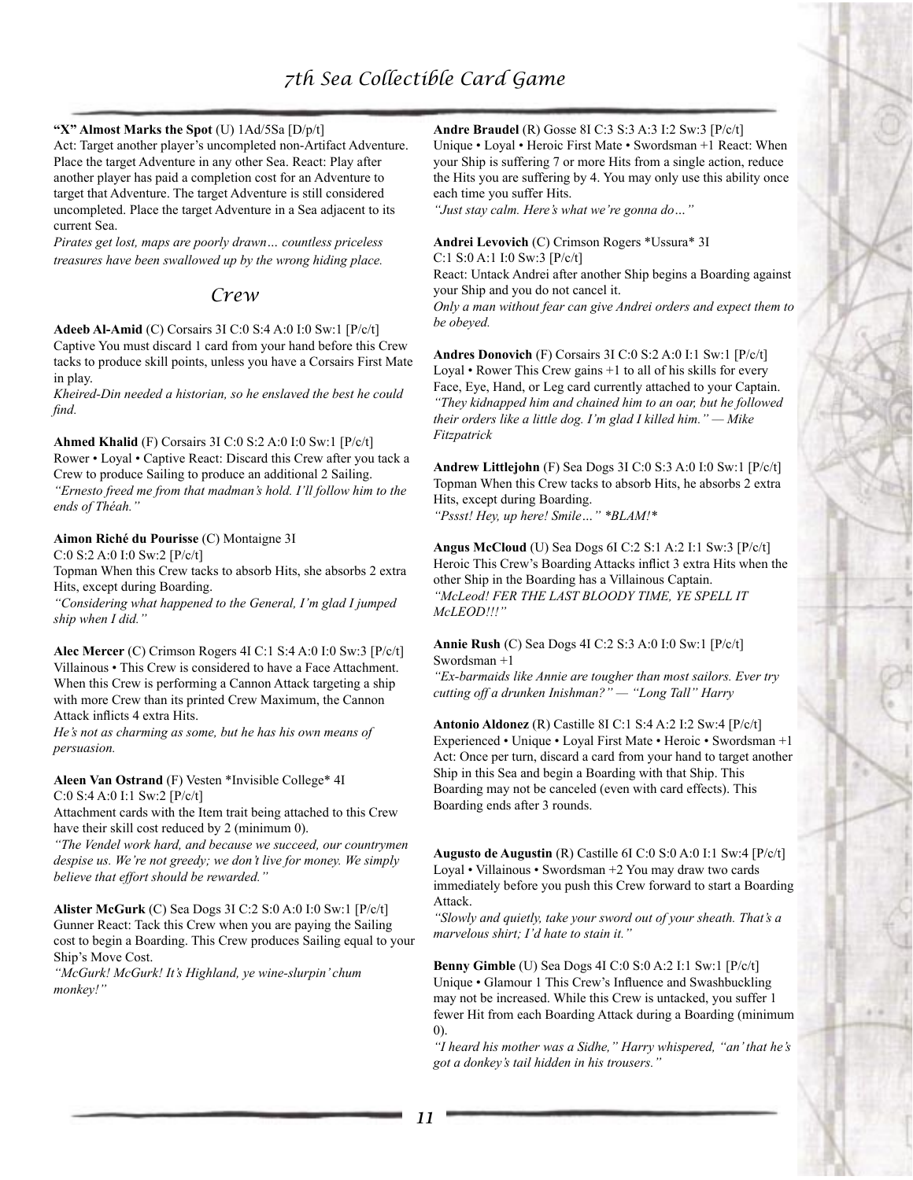**"X" Almost Marks the Spot** (U) 1Ad/5Sa [D/p/t]
Act: Target another player's uncompleted non-Artifact Adventure. Place the target Adventure in any other Sea. React: Play after another player has paid a completion cost for an Adventure to target that Adventure. The target Adventure is still considered uncompleted. Place the target Adventure in a Sea adjacent to its current Sea.
*Pirates get lost, maps are poorly drawn… countless priceless treasures have been swallowed up by the wrong hiding place.*

## Crew

**Adeeb Al-Amid** (C) Corsairs 3I C:0 S:4 A:0 I:0 Sw:1 [P/c/t]
Captive You must discard 1 card from your hand before this Crew tacks to produce skill points, unless you have a Corsairs First Mate in play.
*Kheired-Din needed a historian, so he enslaved the best he could find.*

**Ahmed Khalid** (F) Corsairs 3I C:0 S:2 A:0 I:0 Sw:1 [P/c/t]
Rower • Loyal • Captive React: Discard this Crew after you tack a Crew to produce Sailing to produce an additional 2 Sailing.
*"Ernesto freed me from that madman's hold. I'll follow him to the ends of Théah."*

**Aimon Riché du Pourisse** (C) Montaigne 3I
C:0 S:2 A:0 I:0 Sw:2 [P/c/t]
Topman When this Crew tacks to absorb Hits, she absorbs 2 extra Hits, except during Boarding.
*"Considering what happened to the General, I'm glad I jumped ship when I did."*

**Alec Mercer** (C) Crimson Rogers 4I C:1 S:4 A:0 I:0 Sw:3 [P/c/t]
Villainous • This Crew is considered to have a Face Attachment. When this Crew is performing a Cannon Attack targeting a ship with more Crew than its printed Crew Maximum, the Cannon Attack inflicts 4 extra Hits.
*He's not as charming as some, but he has his own means of persuasion.*

**Aleen Van Ostrand** (F) Vesten *Invisible College* 4I
C:0 S:4 A:0 I:1 Sw:2 [P/c/t]
Attachment cards with the Item trait being attached to this Crew have their skill cost reduced by 2 (minimum 0).
*"The Vendel work hard, and because we succeed, our countrymen despise us. We're not greedy; we don't live for money. We simply believe that effort should be rewarded."*

**Alister McGurk** (C) Sea Dogs 3I C:2 S:0 A:0 I:0 Sw:1 [P/c/t]
Gunner React: Tack this Crew when you are paying the Sailing cost to begin a Boarding. This Crew produces Sailing equal to your Ship's Move Cost.
*"McGurk! McGurk! It's Highland, ye wine-slurpin' chum monkey!"*

**Andre Braudel** (R) Gosse 8I C:3 S:3 A:3 I:2 Sw:3 [P/c/t]
Unique • Loyal • Heroic First Mate • Swordsman +1 React: When your Ship is suffering 7 or more Hits from a single action, reduce the Hits you are suffering by 4. You may only use this ability once each time you suffer Hits.
*"Just stay calm. Here's what we're gonna do…"*

**Andrei Levovich** (C) Crimson Rogers *Ussura* 3I
C:1 S:0 A:1 I:0 Sw:3 [P/c/t]
React: Untack Andrei after another Ship begins a Boarding against your Ship and you do not cancel it.
*Only a man without fear can give Andrei orders and expect them to be obeyed.*

**Andres Donovich** (F) Corsairs 3I C:0 S:2 A:0 I:1 Sw:1 [P/c/t]
Loyal • Rower This Crew gains +1 to all of his skills for every Face, Eye, Hand, or Leg card currently attached to your Captain.
*"They kidnapped him and chained him to an oar, but he followed their orders like a little dog. I'm glad I killed him." — Mike Fitzpatrick*

**Andrew Littlejohn** (F) Sea Dogs 3I C:0 S:3 A:0 I:0 Sw:1 [P/c/t]
Topman When this Crew tacks to absorb Hits, he absorbs 2 extra Hits, except during Boarding.
*"Pssst! Hey, up here! Smile…" *BLAM!**

**Angus McCloud** (U) Sea Dogs 6I C:2 S:1 A:2 I:1 Sw:3 [P/c/t]
Heroic This Crew's Boarding Attacks inflict 3 extra Hits when the other Ship in the Boarding has a Villainous Captain.
*"McLeod! FER THE LAST BLOODY TIME, YE SPELL IT McLEOD!!!"*

**Annie Rush** (C) Sea Dogs 4I C:2 S:3 A:0 I:0 Sw:1 [P/c/t]
Swordsman +1
*"Ex-barmaids like Annie are tougher than most sailors. Ever try cutting off a drunken Inishman?" — "Long Tall" Harry*

**Antonio Aldonez** (R) Castille 8I C:1 S:4 A:2 I:2 Sw:4 [P/c/t]
Experienced • Unique • Loyal First Mate • Heroic • Swordsman +1
Act: Once per turn, discard a card from your hand to target another Ship in this Sea and begin a Boarding with that Ship. This Boarding may not be canceled (even with card effects). This Boarding ends after 3 rounds.

**Augusto de Augustin** (R) Castille 6I C:0 S:0 A:0 I:1 Sw:4 [P/c/t]
Loyal • Villainous • Swordsman +2 You may draw two cards immediately before you push this Crew forward to start a Boarding Attack.
*"Slowly and quietly, take your sword out of your sheath. That's a marvelous shirt; I'd hate to stain it."*

**Benny Gimble** (U) Sea Dogs 4I C:0 S:0 A:2 I:1 Sw:1 [P/c/t]
Unique • Glamour 1 This Crew's Influence and Swashbuckling may not be increased. While this Crew is untacked, you suffer 1 fewer Hit from each Boarding Attack during a Boarding (minimum 0).
*"I heard his mother was a Sidhe," Harry whispered, "an' that he's got a donkey's tail hidden in his trousers."*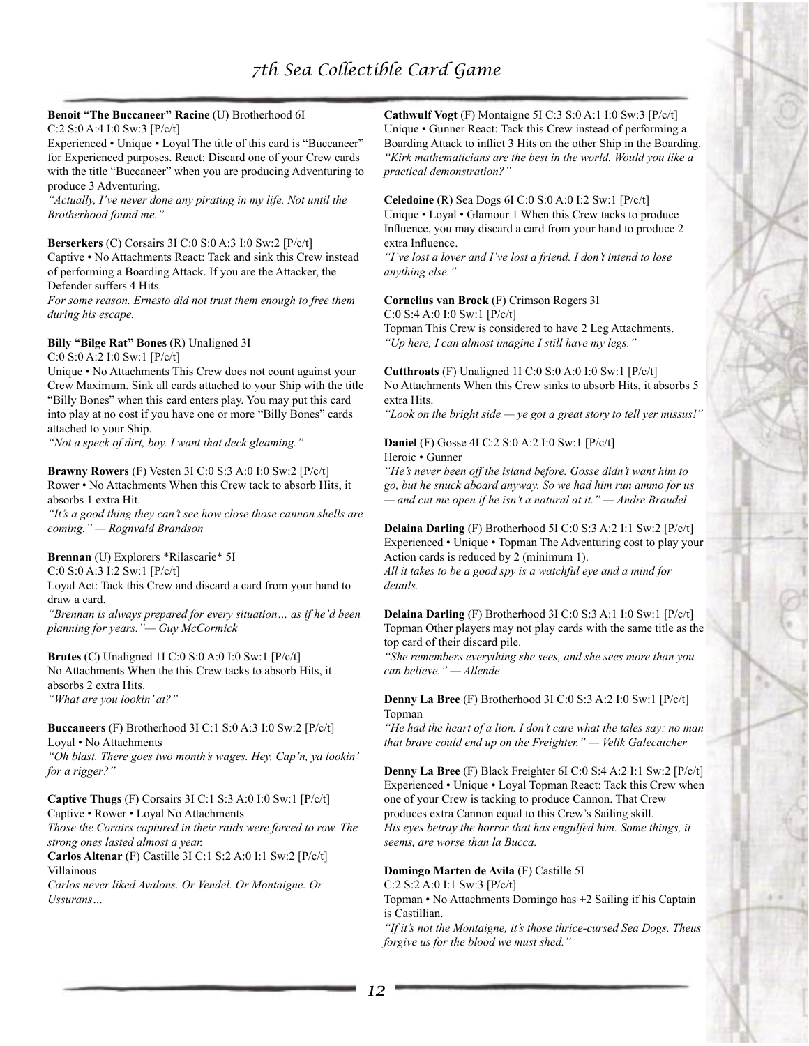**Benoit "The Buccaneer" Racine** (U) Brotherhood 6I C:2 S:0 A:4 I:0 Sw:3 [P/c/t]
Experienced • Unique • Loyal The title of this card is "Buccaneer" for Experienced purposes. React: Discard one of your Crew cards with the title "Buccaneer" when you are producing Adventuring to produce 3 Adventuring.
*"Actually, I've never done any pirating in my life. Not until the Brotherhood found me."*

**Berserkers** (C) Corsairs 3I C:0 S:0 A:3 I:0 Sw:2 [P/c/t]
Captive • No Attachments React: Tack and sink this Crew instead of performing a Boarding Attack. If you are the Attacker, the Defender suffers 4 Hits.
*For some reason. Ernesto did not trust them enough to free them during his escape.*

**Billy "Bilge Rat" Bones** (R) Unaligned 3I
C:0 S:0 A:2 I:0 Sw:1 [P/c/t]
Unique • No Attachments This Crew does not count against your Crew Maximum. Sink all cards attached to your Ship with the title "Billy Bones" when this card enters play. You may put this card into play at no cost if you have one or more "Billy Bones" cards attached to your Ship.
*"Not a speck of dirt, boy. I want that deck gleaming."*

**Brawny Rowers** (F) Vesten 3I C:0 S:3 A:0 I:0 Sw:2 [P/c/t]
Rower • No Attachments When this Crew tack to absorb Hits, it absorbs 1 extra Hit.
*"It's a good thing they can't see how close those cannon shells are coming." — Rognvald Brandson*

**Brennan** (U) Explorers *Rilascarie* 5I
C:0 S:0 A:3 I:2 Sw:1 [P/c/t]
Loyal Act: Tack this Crew and discard a card from your hand to draw a card.
*"Brennan is always prepared for every situation… as if he'd been planning for years."— Guy McCormick*

**Brutes** (C) Unaligned 1I C:0 S:0 A:0 I:0 Sw:1 [P/c/t]
No Attachments When the this Crew tacks to absorb Hits, it absorbs 2 extra Hits.
*"What are you lookin' at?"*

**Buccaneers** (F) Brotherhood 3I C:1 S:0 A:3 I:0 Sw:2 [P/c/t]
Loyal • No Attachments
*"Oh blast. There goes two month's wages. Hey, Cap'n, ya lookin' for a rigger?"*

**Captive Thugs** (F) Corsairs 3I C:1 S:3 A:0 I:0 Sw:1 [P/c/t]
Captive • Rower • Loyal No Attachments
*Those the Corairs captured in their raids were forced to row. The strong ones lasted almost a year.*

**Carlos Altenar** (F) Castille 3I C:1 S:2 A:0 I:1 Sw:2 [P/c/t]
Villainous
*Carlos never liked Avalons. Or Vendel. Or Montaigne. Or Ussurans…*

**Cathwulf Vogt** (F) Montaigne 5I C:3 S:0 A:1 I:0 Sw:3 [P/c/t]
Unique • Gunner React: Tack this Crew instead of performing a Boarding Attack to inflict 3 Hits on the other Ship in the Boarding.
*"Kirk mathematicians are the best in the world. Would you like a practical demonstration?"*

**Celedoine** (R) Sea Dogs 6I C:0 S:0 A:0 I:2 Sw:1 [P/c/t]
Unique • Loyal • Glamour 1 When this Crew tacks to produce Influence, you may discard a card from your hand to produce 2 extra Influence.
*"I've lost a lover and I've lost a friend. I don't intend to lose anything else."*

**Cornelius van Brock** (F) Crimson Rogers 3I
C:0 S:4 A:0 I:0 Sw:1 [P/c/t]
Topman This Crew is considered to have 2 Leg Attachments.
*"Up here, I can almost imagine I still have my legs."*

**Cutthroats** (F) Unaligned 1I C:0 S:0 A:0 I:0 Sw:1 [P/c/t]
No Attachments When this Crew sinks to absorb Hits, it absorbs 5 extra Hits.
*"Look on the bright side — ye got a great story to tell yer missus!"*

**Daniel** (F) Gosse 4I C:2 S:0 A:2 I:0 Sw:1 [P/c/t]
Heroic • Gunner
*"He's never been off the island before. Gosse didn't want him to go, but he snuck aboard anyway. So we had him run ammo for us — and cut me open if he isn't a natural at it." — Andre Braudel*

**Delaina Darling** (F) Brotherhood 5I C:0 S:3 A:2 I:1 Sw:2 [P/c/t]
Experienced • Unique • Topman The Adventuring cost to play your Action cards is reduced by 2 (minimum 1).
*All it takes to be a good spy is a watchful eye and a mind for details.*

**Delaina Darling** (F) Brotherhood 3I C:0 S:3 A:1 I:0 Sw:1 [P/c/t]
Topman Other players may not play cards with the same title as the top card of their discard pile.
*"She remembers everything she sees, and she sees more than you can believe." — Allende*

**Denny La Bree** (F) Brotherhood 3I C:0 S:3 A:2 I:0 Sw:1 [P/c/t]
Topman
*"He had the heart of a lion. I don't care what the tales say: no man that brave could end up on the Freighter." — Velik Galecatcher*

**Denny La Bree** (F) Black Freighter 6I C:0 S:4 A:2 I:1 Sw:2 [P/c/t]
Experienced • Unique • Loyal Topman React: Tack this Crew when one of your Crew is tacking to produce Cannon. That Crew produces extra Cannon equal to this Crew's Sailing skill.
*His eyes betray the horror that has engulfed him. Some things, it seems, are worse than la Bucca.*

**Domingo Marten de Avila** (F) Castille 5I
C:2 S:2 A:0 I:1 Sw:3 [P/c/t]
Topman • No Attachments Domingo has +2 Sailing if his Captain is Castillian.
*"If it's not the Montaigne, it's those thrice-cursed Sea Dogs. Theus forgive us for the blood we must shed."*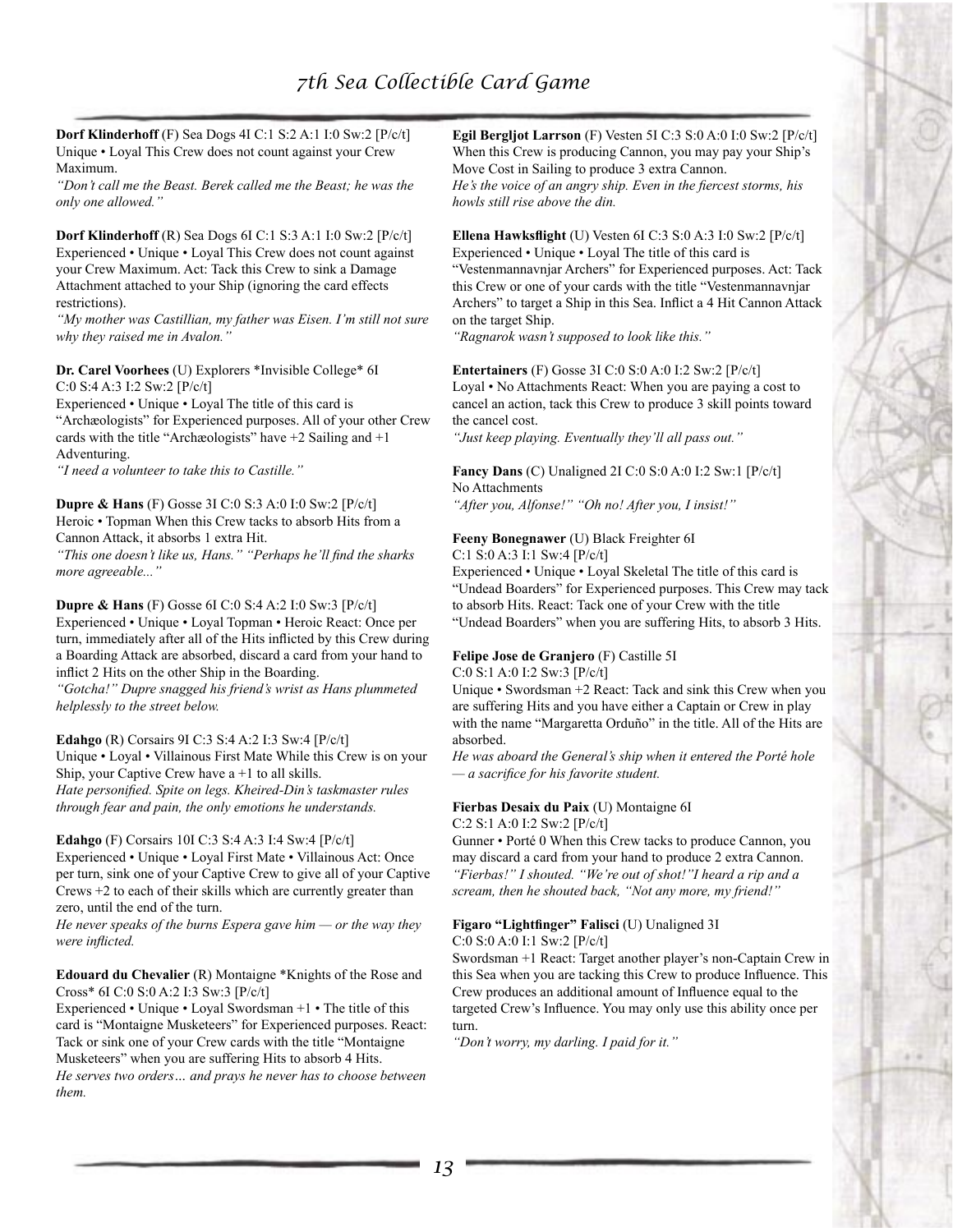**Dorf Klinderhoff** (F) Sea Dogs 4I C:1 S:2 A:1 I:0 Sw:2 [P/c/t]
Unique • Loyal This Crew does not count against your Crew Maximum.
*"Don't call me the Beast. Berek called me the Beast; he was the only one allowed."*

**Dorf Klinderhoff** (R) Sea Dogs 6I C:1 S:3 A:1 I:0 Sw:2 [P/c/t]
Experienced • Unique • Loyal This Crew does not count against your Crew Maximum. Act: Tack this Crew to sink a Damage Attachment attached to your Ship (ignoring the card effects restrictions).
*"My mother was Castillian, my father was Eisen. I'm still not sure why they raised me in Avalon."*

**Dr. Carel Voorhees** (U) Explorers *Invisible College* 6I C:0 S:4 A:3 I:2 Sw:2 [P/c/t]
Experienced • Unique • Loyal The title of this card is "Archæologists" for Experienced purposes. All of your other Crew cards with the title "Archæologists" have +2 Sailing and +1 Adventuring.
*"I need a volunteer to take this to Castille."*

**Dupre & Hans** (F) Gosse 3I C:0 S:3 A:0 I:0 Sw:2 [P/c/t]
Heroic • Topman When this Crew tacks to absorb Hits from a Cannon Attack, it absorbs 1 extra Hit.
*"This one doesn't like us, Hans." "Perhaps he'll find the sharks more agreeable..."*

**Dupre & Hans** (F) Gosse 6I C:0 S:4 A:2 I:0 Sw:3 [P/c/t]
Experienced • Unique • Loyal Topman • Heroic React: Once per turn, immediately after all of the Hits inflicted by this Crew during a Boarding Attack are absorbed, discard a card from your hand to inflict 2 Hits on the other Ship in the Boarding.
*"Gotcha!" Dupre snagged his friend's wrist as Hans plummeted helplessly to the street below.*

**Edahgo** (R) Corsairs 9I C:3 S:4 A:2 I:3 Sw:4 [P/c/t]
Unique • Loyal • Villainous First Mate While this Crew is on your Ship, your Captive Crew have a +1 to all skills.
*Hate personified. Spite on legs. Kheired-Din's taskmaster rules through fear and pain, the only emotions he understands.*

**Edahgo** (F) Corsairs 10I C:3 S:4 A:3 I:4 Sw:4 [P/c/t]
Experienced • Unique • Loyal First Mate • Villainous Act: Once per turn, sink one of your Captive Crew to give all of your Captive Crews +2 to each of their skills which are currently greater than zero, until the end of the turn.
*He never speaks of the burns Espera gave him — or the way they were inflicted.*

**Edouard du Chevalier** (R) Montaigne *Knights of the Rose and Cross* 6I C:0 S:0 A:2 I:3 Sw:3 [P/c/t]
Experienced • Unique • Loyal Swordsman +1 • The title of this card is "Montaigne Musketeers" for Experienced purposes. React: Tack or sink one of your Crew cards with the title "Montaigne Musketeers" when you are suffering Hits to absorb 4 Hits.
*He serves two orders… and prays he never has to choose between them.*

**Egil Bergljot Larrson** (F) Vesten 5I C:3 S:0 A:0 I:0 Sw:2 [P/c/t]
When this Crew is producing Cannon, you may pay your Ship's Move Cost in Sailing to produce 3 extra Cannon.
*He's the voice of an angry ship. Even in the fiercest storms, his howls still rise above the din.*

**Ellena Hawksflight** (U) Vesten 6I C:3 S:0 A:3 I:0 Sw:2 [P/c/t]
Experienced • Unique • Loyal The title of this card is "Vestenmannavnjar Archers" for Experienced purposes. Act: Tack this Crew or one of your cards with the title "Vestenmannavnjar Archers" to target a Ship in this Sea. Inflict a 4 Hit Cannon Attack on the target Ship.
*"Ragnarok wasn't supposed to look like this."*

**Entertainers** (F) Gosse 3I C:0 S:0 A:0 I:2 Sw:2 [P/c/t]
Loyal • No Attachments React: When you are paying a cost to cancel an action, tack this Crew to produce 3 skill points toward the cancel cost.
*"Just keep playing. Eventually they'll all pass out."*

**Fancy Dans** (C) Unaligned 2I C:0 S:0 A:0 I:2 Sw:1 [P/c/t]
No Attachments
*"After you, Alfonse!" "Oh no! After you, I insist!"*

**Feeny Bonegnawer** (U) Black Freighter 6I C:1 S:0 A:3 I:1 Sw:4 [P/c/t]
Experienced • Unique • Loyal Skeletal The title of this card is "Undead Boarders" for Experienced purposes. This Crew may tack to absorb Hits. React: Tack one of your Crew with the title "Undead Boarders" when you are suffering Hits, to absorb 3 Hits.

**Felipe Jose de Granjero** (F) Castille 5I C:0 S:1 A:0 I:2 Sw:3 [P/c/t]
Unique • Swordsman +2 React: Tack and sink this Crew when you are suffering Hits and you have either a Captain or Crew in play with the name "Margaretta Orduño" in the title. All of the Hits are absorbed.
*He was aboard the General's ship when it entered the Porté hole — a sacrifice for his favorite student.*

**Fierbas Desaix du Paix** (U) Montaigne 6I C:2 S:1 A:0 I:2 Sw:2 [P/c/t]
Gunner • Porté 0 When this Crew tacks to produce Cannon, you may discard a card from your hand to produce 2 extra Cannon.
*"Fierbas!" I shouted. "We're out of shot!"I heard a rip and a scream, then he shouted back, "Not any more, my friend!"*

**Figaro "Lightfinger" Falisci** (U) Unaligned 3I C:0 S:0 A:0 I:1 Sw:2 [P/c/t]
Swordsman +1 React: Target another player's non-Captain Crew in this Sea when you are tacking this Crew to produce Influence. This Crew produces an additional amount of Influence equal to the targeted Crew's Influence. You may only use this ability once per turn.
*"Don't worry, my darling. I paid for it."*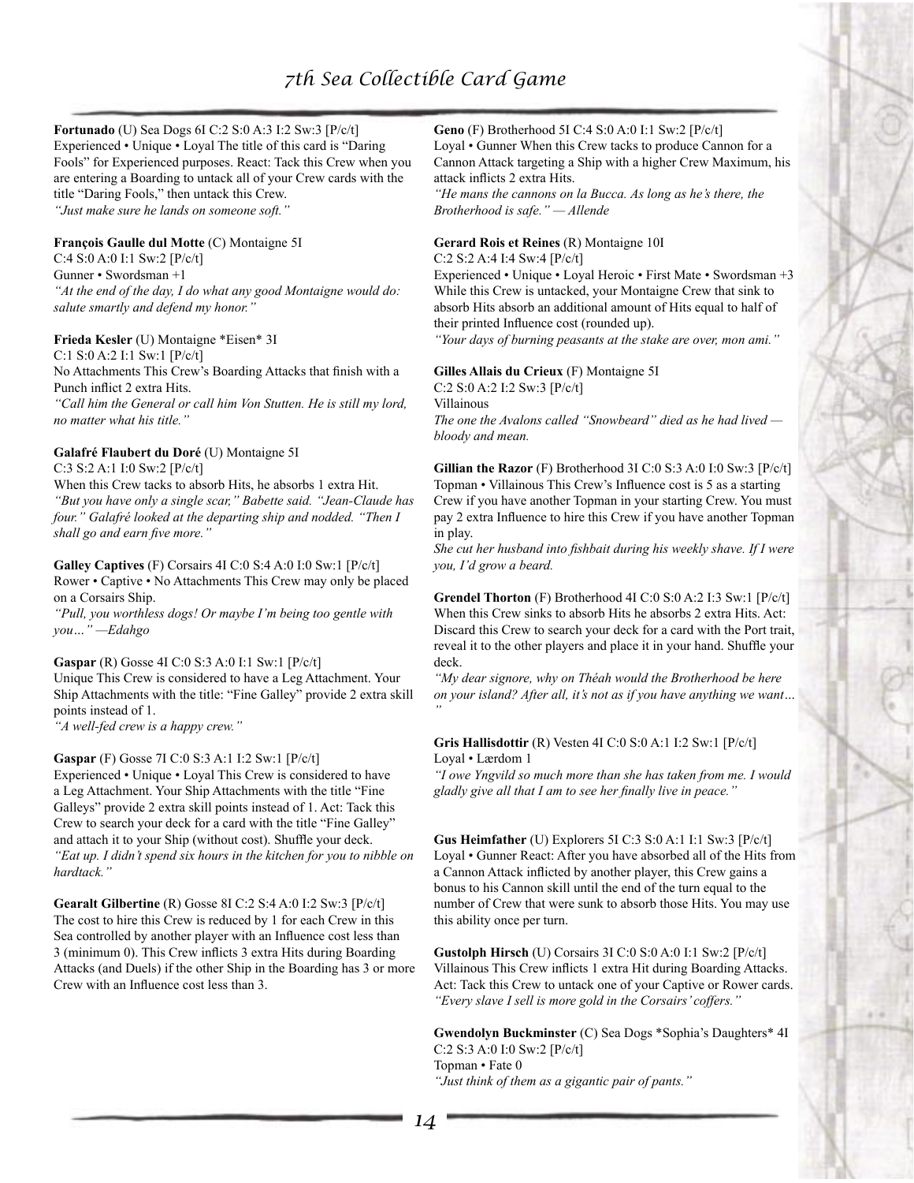**Fortunado** (U) Sea Dogs 6I C:2 S:0 A:3 I:2 Sw:3 [P/c/t]
Experienced • Unique • Loyal The title of this card is "Daring Fools" for Experienced purposes. React: Tack this Crew when you are entering a Boarding to untack all of your Crew cards with the title "Daring Fools," then untack this Crew.
*"Just make sure he lands on someone soft."*

**François Gaulle dul Motte** (C) Montaigne 5I
C:4 S:0 A:0 I:1 Sw:2 [P/c/t]
Gunner • Swordsman +1
*"At the end of the day, I do what any good Montaigne would do: salute smartly and defend my honor."*

**Frieda Kesler** (U) Montaigne *Eisen* 3I
C:1 S:0 A:2 I:1 Sw:1 [P/c/t]
No Attachments This Crew's Boarding Attacks that finish with a Punch inflict 2 extra Hits.
*"Call him the General or call him Von Stutten. He is still my lord, no matter what his title."*

**Galafré Flaubert du Doré** (U) Montaigne 5I
C:3 S:2 A:1 I:0 Sw:2 [P/c/t]
When this Crew tacks to absorb Hits, he absorbs 1 extra Hit.
*"But you have only a single scar," Babette said. "Jean-Claude has four." Galafré looked at the departing ship and nodded. "Then I shall go and earn five more."*

**Galley Captives** (F) Corsairs 4I C:0 S:4 A:0 I:0 Sw:1 [P/c/t]
Rower • Captive • No Attachments This Crew may only be placed on a Corsairs Ship.
*"Pull, you worthless dogs! Or maybe I'm being too gentle with you…" —Edahgo*

**Gaspar** (R) Gosse 4I C:0 S:3 A:0 I:1 Sw:1 [P/c/t]
Unique This Crew is considered to have a Leg Attachment. Your Ship Attachments with the title: "Fine Galley" provide 2 extra skill points instead of 1.
*"A well-fed crew is a happy crew."*

**Gaspar** (F) Gosse 7I C:0 S:3 A:1 I:2 Sw:1 [P/c/t]
Experienced • Unique • Loyal This Crew is considered to have a Leg Attachment. Your Ship Attachments with the title "Fine Galleys" provide 2 extra skill points instead of 1. Act: Tack this Crew to search your deck for a card with the title "Fine Galley" and attach it to your Ship (without cost). Shuffle your deck.
*"Eat up. I didn't spend six hours in the kitchen for you to nibble on hardtack."*

**Gearalt Gilbertine** (R) Gosse 8I C:2 S:4 A:0 I:2 Sw:3 [P/c/t]
The cost to hire this Crew is reduced by 1 for each Crew in this Sea controlled by another player with an Influence cost less than 3 (minimum 0). This Crew inflicts 3 extra Hits during Boarding Attacks (and Duels) if the other Ship in the Boarding has 3 or more Crew with an Influence cost less than 3.

**Geno** (F) Brotherhood 5I C:4 S:0 A:0 I:1 Sw:2 [P/c/t]
Loyal • Gunner When this Crew tacks to produce Cannon for a Cannon Attack targeting a Ship with a higher Crew Maximum, his attack inflicts 2 extra Hits.
*"He mans the cannons on la Bucca. As long as he's there, the Brotherhood is safe." — Allende*

**Gerard Rois et Reines** (R) Montaigne 10I
C:2 S:2 A:4 I:4 Sw:4 [P/c/t]
Experienced • Unique • Loyal Heroic • First Mate • Swordsman +3 While this Crew is untacked, your Montaigne Crew that sink to absorb Hits absorb an additional amount of Hits equal to half of their printed Influence cost (rounded up).
*"Your days of burning peasants at the stake are over, mon ami."*

**Gilles Allais du Crieux** (F) Montaigne 5I
C:2 S:0 A:2 I:2 Sw:3 [P/c/t]
Villainous
*The one the Avalons called "Snowbeard" died as he had lived — bloody and mean.*

**Gillian the Razor** (F) Brotherhood 3I C:0 S:3 A:0 I:0 Sw:3 [P/c/t]
Topman • Villainous This Crew's Influence cost is 5 as a starting Crew if you have another Topman in your starting Crew. You must pay 2 extra Influence to hire this Crew if you have another Topman in play.
*She cut her husband into fishbait during his weekly shave. If I were you, I'd grow a beard.*

**Grendel Thorton** (F) Brotherhood 4I C:0 S:0 A:2 I:3 Sw:1 [P/c/t]
When this Crew sinks to absorb Hits he absorbs 2 extra Hits. Act: Discard this Crew to search your deck for a card with the Port trait, reveal it to the other players and place it in your hand. Shuffle your deck.
*"My dear signore, why on Théah would the Brotherhood be here on your island? After all, it's not as if you have anything we want…"*

**Gris Hallisdottir** (R) Vesten 4I C:0 S:0 A:1 I:2 Sw:1 [P/c/t]
Loyal • Lærdom 1
*"I owe Yngvild so much more than she has taken from me. I would gladly give all that I am to see her finally live in peace."*

**Gus Heimfather** (U) Explorers 5I C:3 S:0 A:1 I:1 Sw:3 [P/c/t]
Loyal • Gunner React: After you have absorbed all of the Hits from a Cannon Attack inflicted by another player, this Crew gains a bonus to his Cannon skill until the end of the turn equal to the number of Crew that were sunk to absorb those Hits. You may use this ability once per turn.

**Gustolph Hirsch** (U) Corsairs 3I C:0 S:0 A:0 I:1 Sw:2 [P/c/t]
Villainous This Crew inflicts 1 extra Hit during Boarding Attacks. Act: Tack this Crew to untack one of your Captive or Rower cards.
*"Every slave I sell is more gold in the Corsairs' coffers."*

**Gwendolyn Buckminster** (C) Sea Dogs *Sophia's Daughters* 4I
C:2 S:3 A:0 I:0 Sw:2 [P/c/t]
Topman • Fate 0
*"Just think of them as a gigantic pair of pants."*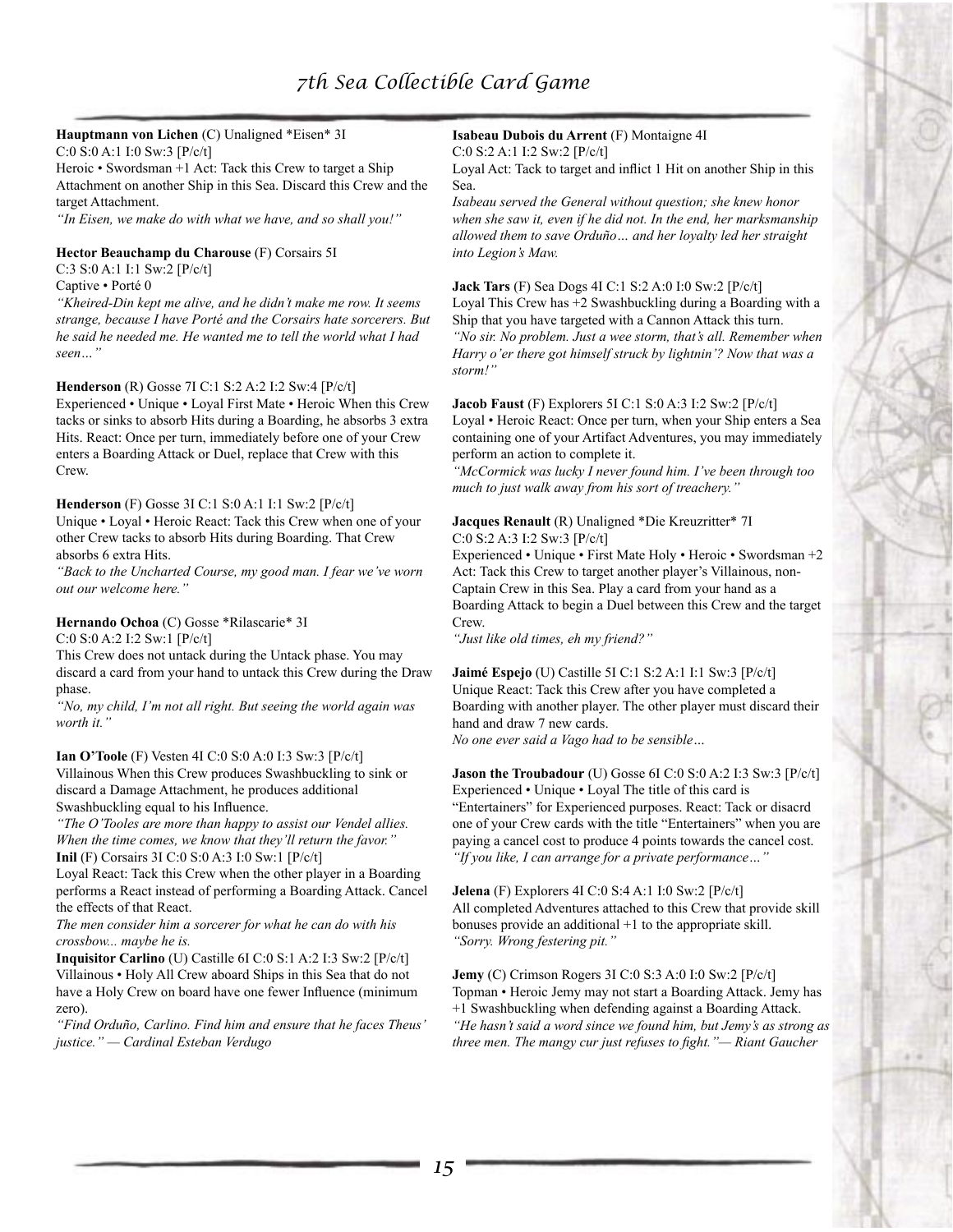**Hauptmann von Lichen** (C) Unaligned *Eisen* 3I
C:0 S:0 A:1 I:0 Sw:3 [P/c/t]
Heroic • Swordsman +1 Act: Tack this Crew to target a Ship Attachment on another Ship in this Sea. Discard this Crew and the target Attachment.
*"In Eisen, we make do with what we have, and so shall you!"*

**Hector Beauchamp du Charouse** (F) Corsairs 5I
C:3 S:0 A:1 I:1 Sw:2 [P/c/t]
Captive • Porté 0
*"Kheired-Din kept me alive, and he didn't make me row. It seems strange, because I have Porté and the Corsairs hate sorcerers. But he said he needed me. He wanted me to tell the world what I had seen…"*

**Henderson** (R) Gosse 7I C:1 S:2 A:2 I:2 Sw:4 [P/c/t]
Experienced • Unique • Loyal First Mate • Heroic When this Crew tacks or sinks to absorb Hits during a Boarding, he absorbs 3 extra Hits. React: Once per turn, immediately before one of your Crew enters a Boarding Attack or Duel, replace that Crew with this Crew.

**Henderson** (F) Gosse 3I C:1 S:0 A:1 I:1 Sw:2 [P/c/t]
Unique • Loyal • Heroic React: Tack this Crew when one of your other Crew tacks to absorb Hits during Boarding. That Crew absorbs 6 extra Hits.
*"Back to the Uncharted Course, my good man. I fear we've worn out our welcome here."*

**Hernando Ochoa** (C) Gosse *Rilascarie* 3I
C:0 S:0 A:2 I:2 Sw:1 [P/c/t]
This Crew does not untack during the Untack phase. You may discard a card from your hand to untack this Crew during the Draw phase.
*"No, my child, I'm not all right. But seeing the world again was worth it."*

**Ian O'Toole** (F) Vesten 4I C:0 S:0 A:0 I:3 Sw:3 [P/c/t]
Villainous When this Crew produces Swashbuckling to sink or discard a Damage Attachment, he produces additional Swashbuckling equal to his Influence.
*"The O'Tooles are more than happy to assist our Vendel allies. When the time comes, we know that they'll return the favor."*

**Inil** (F) Corsairs 3I C:0 S:0 A:3 I:0 Sw:1 [P/c/t]
Loyal React: Tack this Crew when the other player in a Boarding performs a React instead of performing a Boarding Attack. Cancel the effects of that React.
*The men consider him a sorcerer for what he can do with his crossbow... maybe he is.*

**Inquisitor Carlino** (U) Castille 6I C:0 S:1 A:2 I:3 Sw:2 [P/c/t]
Villainous • Holy All Crew aboard Ships in this Sea that do not have a Holy Crew on board have one fewer Influence (minimum zero).
*"Find Orduño, Carlino. Find him and ensure that he faces Theus' justice." — Cardinal Esteban Verdugo*

**Isabeau Dubois du Arrent** (F) Montaigne 4I
C:0 S:2 A:1 I:2 Sw:2 [P/c/t]
Loyal Act: Tack to target and inflict 1 Hit on another Ship in this Sea.
*Isabeau served the General without question; she knew honor when she saw it, even if he did not. In the end, her marksmanship allowed them to save Orduño… and her loyalty led her straight into Legion's Maw.*

**Jack Tars** (F) Sea Dogs 4I C:1 S:2 A:0 I:0 Sw:2 [P/c/t]
Loyal This Crew has +2 Swashbuckling during a Boarding with a Ship that you have targeted with a Cannon Attack this turn.
*"No sir. No problem. Just a wee storm, that's all. Remember when Harry o'er there got himself struck by lightnin'? Now that was a storm!"*

**Jacob Faust** (F) Explorers 5I C:1 S:0 A:3 I:2 Sw:2 [P/c/t]
Loyal • Heroic React: Once per turn, when your Ship enters a Sea containing one of your Artifact Adventures, you may immediately perform an action to complete it.
*"McCormick was lucky I never found him. I've been through too much to just walk away from his sort of treachery."*

**Jacques Renault** (R) Unaligned *Die Kreuzritter* 7I
C:0 S:2 A:3 I:2 Sw:3 [P/c/t]
Experienced • Unique • First Mate Holy • Heroic • Swordsman +2 Act: Tack this Crew to target another player's Villainous, non-Captain Crew in this Sea. Play a card from your hand as a Boarding Attack to begin a Duel between this Crew and the target Crew.
*"Just like old times, eh my friend?"*

**Jaimé Espejo** (U) Castille 5I C:1 S:2 A:1 I:1 Sw:3 [P/c/t]
Unique React: Tack this Crew after you have completed a Boarding with another player. The other player must discard their hand and draw 7 new cards.
*No one ever said a Vago had to be sensible…*

**Jason the Troubadour** (U) Gosse 6I C:0 S:0 A:2 I:3 Sw:3 [P/c/t]
Experienced • Unique • Loyal The title of this card is "Entertainers" for Experienced purposes. React: Tack or disacrd one of your Crew cards with the title "Entertainers" when you are paying a cancel cost to produce 4 points towards the cancel cost.
*"If you like, I can arrange for a private performance…"*

**Jelena** (F) Explorers 4I C:0 S:4 A:1 I:0 Sw:2 [P/c/t]
All completed Adventures attached to this Crew that provide skill bonuses provide an additional +1 to the appropriate skill.
*"Sorry. Wrong festering pit."*

**Jemy** (C) Crimson Rogers 3I C:0 S:3 A:0 I:0 Sw:2 [P/c/t]
Topman • Heroic Jemy may not start a Boarding Attack. Jemy has +1 Swashbuckling when defending against a Boarding Attack.
*"He hasn't said a word since we found him, but Jemy's as strong as three men. The mangy cur just refuses to fight."— Riant Gaucher*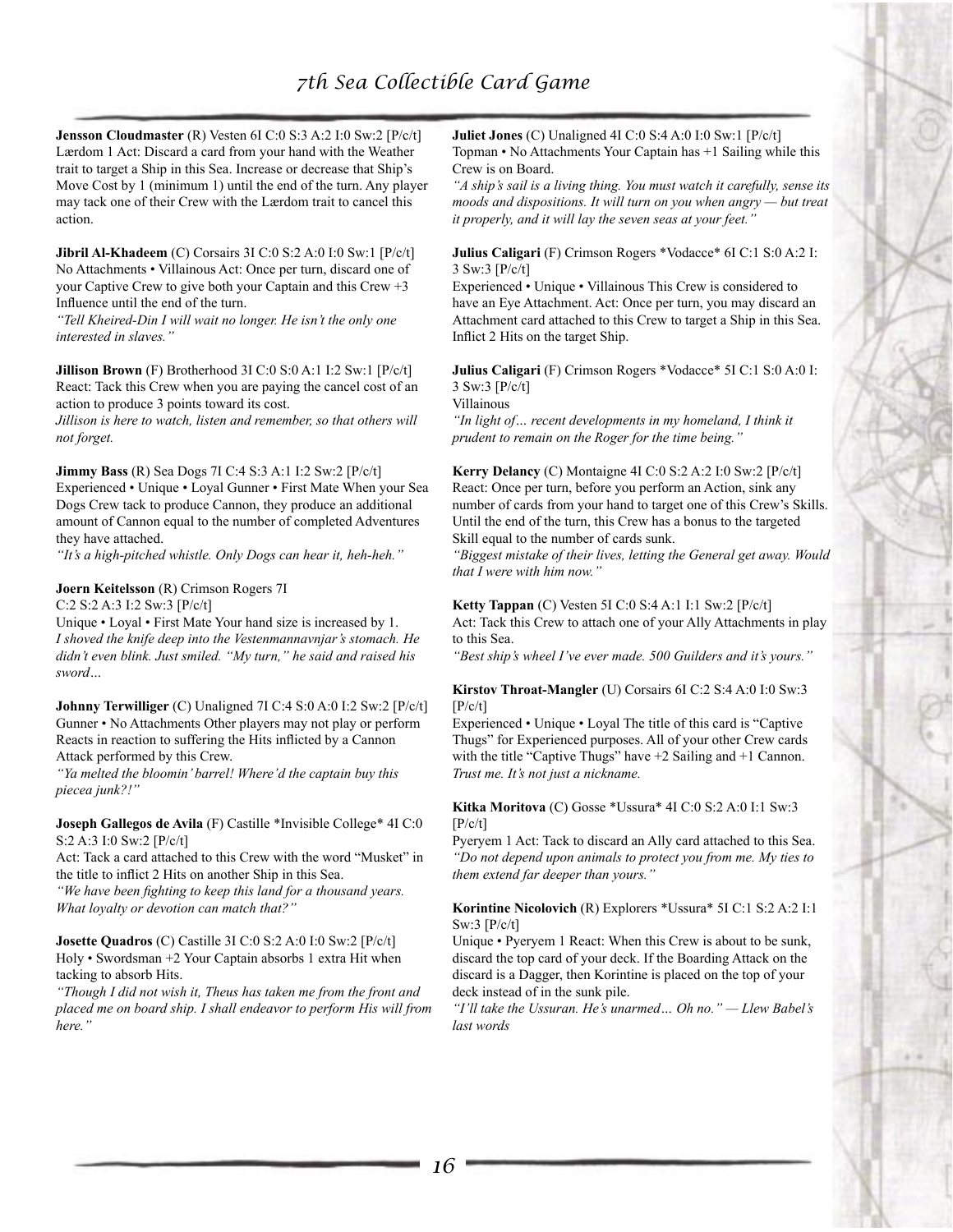**Jensson Cloudmaster** (R) Vesten 6I C:0 S:3 A:2 I:0 Sw:2 [P/c/t]
Lærdom 1 Act: Discard a card from your hand with the Weather trait to target a Ship in this Sea. Increase or decrease that Ship's Move Cost by 1 (minimum 1) until the end of the turn. Any player may tack one of their Crew with the Lærdom trait to cancel this action.

**Jibril Al-Khadeem** (C) Corsairs 3I C:0 S:2 A:0 I:0 Sw:1 [P/c/t]
No Attachments • Villainous Act: Once per turn, discard one of your Captive Crew to give both your Captain and this Crew +3 Influence until the end of the turn.
*"Tell Kheired-Din I will wait no longer. He isn't the only one interested in slaves."*

**Jillison Brown** (F) Brotherhood 3I C:0 S:0 A:1 I:2 Sw:1 [P/c/t]
React: Tack this Crew when you are paying the cancel cost of an action to produce 3 points toward its cost.
*Jillison is here to watch, listen and remember, so that others will not forget.*

**Jimmy Bass** (R) Sea Dogs 7I C:4 S:3 A:1 I:2 Sw:2 [P/c/t]
Experienced • Unique • Loyal Gunner • First Mate When your Sea Dogs Crew tack to produce Cannon, they produce an additional amount of Cannon equal to the number of completed Adventures they have attached.
*"It's a high-pitched whistle. Only Dogs can hear it, heh-heh."*

**Joern Keitelsson** (R) Crimson Rogers 7I
C:2 S:2 A:3 I:2 Sw:3 [P/c/t]
Unique • Loyal • First Mate Your hand size is increased by 1.
*I shoved the knife deep into the Vestenmannavnjar's stomach. He didn't even blink. Just smiled. "My turn," he said and raised his sword…*

**Johnny Terwilliger** (C) Unaligned 7I C:4 S:0 A:0 I:2 Sw:2 [P/c/t]
Gunner • No Attachments Other players may not play or perform Reacts in reaction to suffering the Hits inflicted by a Cannon Attack performed by this Crew.
*"Ya melted the bloomin' barrel! Where'd the captain buy this piecea junk?!"*

**Joseph Gallegos de Avila** (F) Castille *Invisible College* 4I C:0 S:2 A:3 I:0 Sw:2 [P/c/t]
Act: Tack a card attached to this Crew with the word "Musket" in the title to inflict 2 Hits on another Ship in this Sea.
*"We have been fighting to keep this land for a thousand years. What loyalty or devotion can match that?"*

**Josette Quadros** (C) Castille 3I C:0 S:2 A:0 I:0 Sw:2 [P/c/t]
Holy • Swordsman +2 Your Captain absorbs 1 extra Hit when tacking to absorb Hits.
*"Though I did not wish it, Theus has taken me from the front and placed me on board ship. I shall endeavor to perform His will from here."*

**Juliet Jones** (C) Unaligned 4I C:0 S:4 A:0 I:0 Sw:1 [P/c/t]
Topman • No Attachments Your Captain has +1 Sailing while this Crew is on Board.
*"A ship's sail is a living thing. You must watch it carefully, sense its moods and dispositions. It will turn on you when angry — but treat it properly, and it will lay the seven seas at your feet."*

**Julius Caligari** (F) Crimson Rogers *Vodacce* 6I C:1 S:0 A:2 I: 3 Sw:3 [P/c/t]
Experienced • Unique • Villainous This Crew is considered to have an Eye Attachment. Act: Once per turn, you may discard an Attachment card attached to this Crew to target a Ship in this Sea. Inflict 2 Hits on the target Ship.

**Julius Caligari** (F) Crimson Rogers *Vodacce* 5I C:1 S:0 A:0 I: 3 Sw:3 [P/c/t]
Villainous
*"In light of… recent developments in my homeland, I think it prudent to remain on the Roger for the time being."*

**Kerry Delancy** (C) Montaigne 4I C:0 S:2 A:2 I:0 Sw:2 [P/c/t]
React: Once per turn, before you perform an Action, sink any number of cards from your hand to target one of this Crew's Skills. Until the end of the turn, this Crew has a bonus to the targeted Skill equal to the number of cards sunk.
*"Biggest mistake of their lives, letting the General get away. Would that I were with him now."*

**Ketty Tappan** (C) Vesten 5I C:0 S:4 A:1 I:1 Sw:2 [P/c/t]
Act: Tack this Crew to attach one of your Ally Attachments in play to this Sea.
*"Best ship's wheel I've ever made. 500 Guilders and it's yours."*

**Kirstov Throat-Mangler** (U) Corsairs 6I C:2 S:4 A:0 I:0 Sw:3 [P/c/t]
Experienced • Unique • Loyal The title of this card is "Captive Thugs" for Experienced purposes. All of your other Crew cards with the title "Captive Thugs" have +2 Sailing and +1 Cannon.
*Trust me. It's not just a nickname.*

**Kitka Moritova** (C) Gosse *Ussura* 4I C:0 S:2 A:0 I:1 Sw:3 [P/c/t]
Pyeryem 1 Act: Tack to discard an Ally card attached to this Sea.
*"Do not depend upon animals to protect you from me. My ties to them extend far deeper than yours."*

**Korintine Nicolovich** (R) Explorers *Ussura* 5I C:1 S:2 A:2 I:1 Sw:3 [P/c/t]
Unique • Pyeryem 1 React: When this Crew is about to be sunk, discard the top card of your deck. If the Boarding Attack on the discard is a Dagger, then Korintine is placed on the top of your deck instead of in the sunk pile.
*"I'll take the Ussuran. He's unarmed… Oh no." — Llew Babel's last words*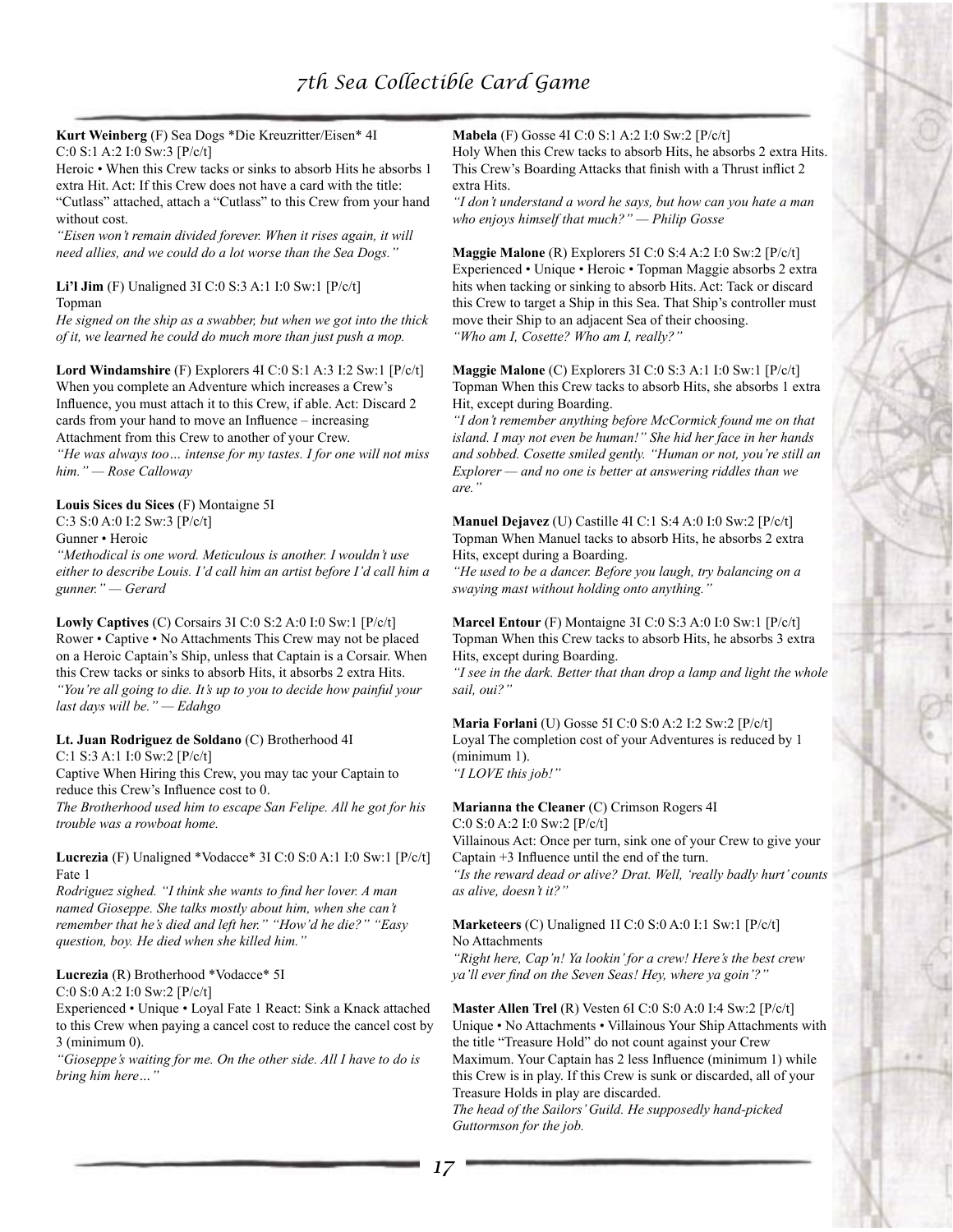**Kurt Weinberg** (F) Sea Dogs *Die Kreuzritter/Eisen* 4I C:0 S:1 A:2 I:0 Sw:3 [P/c/t]
Heroic • When this Crew tacks or sinks to absorb Hits he absorbs 1 extra Hit. Act: If this Crew does not have a card with the title: "Cutlass" attached, attach a "Cutlass" to this Crew from your hand without cost.
*"Eisen won't remain divided forever. When it rises again, it will need allies, and we could do a lot worse than the Sea Dogs."*

**Li'l Jim** (F) Unaligned 3I C:0 S:3 A:1 I:0 Sw:1 [P/c/t]
Topman
*He signed on the ship as a swabber, but when we got into the thick of it, we learned he could do much more than just push a mop.*

**Lord Windamshire** (F) Explorers 4I C:0 S:1 A:3 I:2 Sw:1 [P/c/t]
When you complete an Adventure which increases a Crew's Influence, you must attach it to this Crew, if able. Act: Discard 2 cards from your hand to move an Influence – increasing Attachment from this Crew to another of your Crew.
*"He was always too… intense for my tastes. I for one will not miss him." — Rose Calloway*

**Louis Sices du Sices** (F) Montaigne 5I C:3 S:0 A:0 I:2 Sw:3 [P/c/t]
Gunner • Heroic
*"Methodical is one word. Meticulous is another. I wouldn't use either to describe Louis. I'd call him an artist before I'd call him a gunner." — Gerard*

**Lowly Captives** (C) Corsairs 3I C:0 S:2 A:0 I:0 Sw:1 [P/c/t]
Rower • Captive • No Attachments This Crew may not be placed on a Heroic Captain's Ship, unless that Captain is a Corsair. When this Crew tacks or sinks to absorb Hits, it absorbs 2 extra Hits.
*"You're all going to die. It's up to you to decide how painful your last days will be." — Edahgo*

**Lt. Juan Rodriguez de Soldano** (C) Brotherhood 4I C:1 S:3 A:1 I:0 Sw:2 [P/c/t]
Captive When Hiring this Crew, you may tac your Captain to reduce this Crew's Influence cost to 0.
*The Brotherhood used him to escape San Felipe. All he got for his trouble was a rowboat home.*

**Lucrezia** (F) Unaligned *Vodacce* 3I C:0 S:0 A:1 I:0 Sw:1 [P/c/t]
Fate 1
*Rodriguez sighed. "I think she wants to find her lover. A man named Gioseppe. She talks mostly about him, when she can't remember that he's died and left her." "How'd he die?" "Easy question, boy. He died when she killed him."*

**Lucrezia** (R) Brotherhood *Vodacce* 5I C:0 S:0 A:2 I:0 Sw:2 [P/c/t]
Experienced • Unique • Loyal Fate 1 React: Sink a Knack attached to this Crew when paying a cancel cost to reduce the cancel cost by 3 (minimum 0).
*"Gioseppe's waiting for me. On the other side. All I have to do is bring him here…"*

**Mabela** (F) Gosse 4I C:0 S:1 A:2 I:0 Sw:2 [P/c/t]
Holy When this Crew tacks to absorb Hits, he absorbs 2 extra Hits. This Crew's Boarding Attacks that finish with a Thrust inflict 2 extra Hits.
*"I don't understand a word he says, but how can you hate a man who enjoys himself that much?" — Philip Gosse*

**Maggie Malone** (R) Explorers 5I C:0 S:4 A:2 I:0 Sw:2 [P/c/t]
Experienced • Unique • Heroic • Topman Maggie absorbs 2 extra hits when tacking or sinking to absorb Hits. Act: Tack or discard this Crew to target a Ship in this Sea. That Ship's controller must move their Ship to an adjacent Sea of their choosing.
*"Who am I, Cosette? Who am I, really?"*

**Maggie Malone** (C) Explorers 3I C:0 S:3 A:1 I:0 Sw:1 [P/c/t]
Topman When this Crew tacks to absorb Hits, she absorbs 1 extra Hit, except during Boarding.
*"I don't remember anything before McCormick found me on that island. I may not even be human!" She hid her face in her hands and sobbed. Cosette smiled gently. "Human or not, you're still an Explorer — and no one is better at answering riddles than we are."*

**Manuel Dejavez** (U) Castille 4I C:1 S:4 A:0 I:0 Sw:2 [P/c/t]
Topman When Manuel tacks to absorb Hits, he absorbs 2 extra Hits, except during a Boarding.
*"He used to be a dancer. Before you laugh, try balancing on a swaying mast without holding onto anything."*

**Marcel Entour** (F) Montaigne 3I C:0 S:3 A:0 I:0 Sw:1 [P/c/t]
Topman When this Crew tacks to absorb Hits, he absorbs 3 extra Hits, except during Boarding.
*"I see in the dark. Better that than drop a lamp and light the whole sail, oui?"*

**Maria Forlani** (U) Gosse 5I C:0 S:0 A:2 I:2 Sw:2 [P/c/t]
Loyal The completion cost of your Adventures is reduced by 1 (minimum 1).
*"I LOVE this job!"*

**Marianna the Cleaner** (C) Crimson Rogers 4I C:0 S:0 A:2 I:0 Sw:2 [P/c/t]
Villainous Act: Once per turn, sink one of your Crew to give your Captain +3 Influence until the end of the turn.
*"Is the reward dead or alive? Drat. Well, 'really badly hurt' counts as alive, doesn't it?"*

**Marketeers** (C) Unaligned 1I C:0 S:0 A:0 I:1 Sw:1 [P/c/t]
No Attachments
*"Right here, Cap'n! Ya lookin' for a crew! Here's the best crew ya'll ever find on the Seven Seas! Hey, where ya goin'?"*

**Master Allen Trel** (R) Vesten 6I C:0 S:0 A:0 I:4 Sw:2 [P/c/t]
Unique • No Attachments • Villainous Your Ship Attachments with the title "Treasure Hold" do not count against your Crew Maximum. Your Captain has 2 less Influence (minimum 1) while this Crew is in play. If this Crew is sunk or discarded, all of your Treasure Holds in play are discarded.
*The head of the Sailors' Guild. He supposedly hand-picked Guttormson for the job.*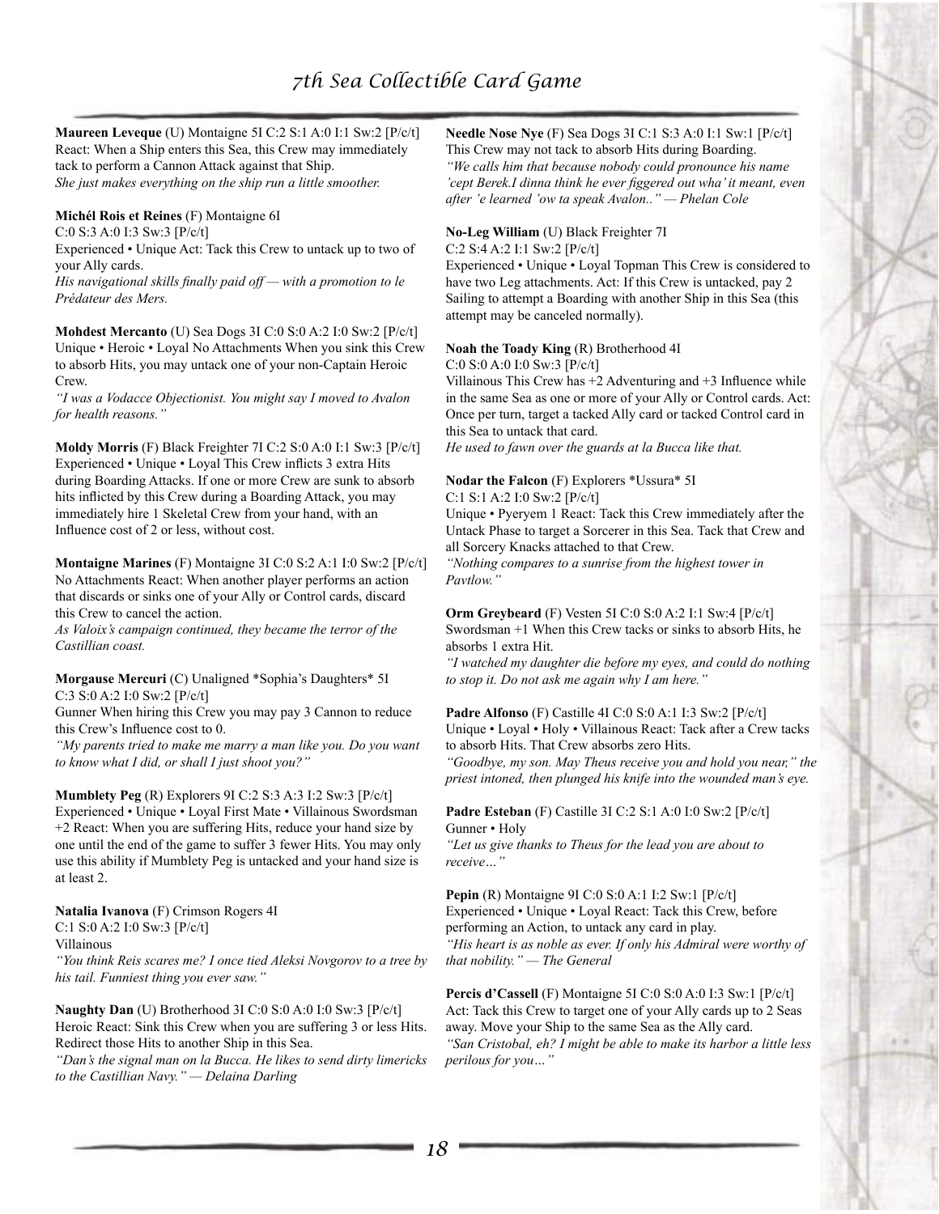**Maureen Leveque** (U) Montaigne 5I C:2 S:1 A:0 I:1 Sw:2 [P/c/t]
React: When a Ship enters this Sea, this Crew may immediately tack to perform a Cannon Attack against that Ship.
*She just makes everything on the ship run a little smoother.*

**Michél Rois et Reines** (F) Montaigne 6I
C:0 S:3 A:0 I:3 Sw:3 [P/c/t]
Experienced • Unique Act: Tack this Crew to untack up to two of your Ally cards.
*His navigational skills finally paid off — with a promotion to le Prédateur des Mers.*

**Mohdest Mercanto** (U) Sea Dogs 3I C:0 S:0 A:2 I:0 Sw:2 [P/c/t]
Unique • Heroic • Loyal No Attachments When you sink this Crew to absorb Hits, you may untack one of your non-Captain Heroic Crew.
*"I was a Vodacce Objectionist. You might say I moved to Avalon for health reasons."*

**Moldy Morris** (F) Black Freighter 7I C:2 S:0 A:0 I:1 Sw:3 [P/c/t]
Experienced • Unique • Loyal This Crew inflicts 3 extra Hits during Boarding Attacks. If one or more Crew are sunk to absorb hits inflicted by this Crew during a Boarding Attack, you may immediately hire 1 Skeletal Crew from your hand, with an Influence cost of 2 or less, without cost.

**Montaigne Marines** (F) Montaigne 3I C:0 S:2 A:1 I:0 Sw:2 [P/c/t]
No Attachments React: When another player performs an action that discards or sinks one of your Ally or Control cards, discard this Crew to cancel the action.
*As Valoix's campaign continued, they became the terror of the Castillian coast.*

**Morgause Mercuri** (C) Unaligned *Sophia's Daughters* 5I
C:3 S:0 A:2 I:0 Sw:2 [P/c/t]
Gunner When hiring this Crew you may pay 3 Cannon to reduce this Crew's Influence cost to 0.
*"My parents tried to make me marry a man like you. Do you want to know what I did, or shall I just shoot you?"*

**Mumblety Peg** (R) Explorers 9I C:2 S:3 A:3 I:2 Sw:3 [P/c/t]
Experienced • Unique • Loyal First Mate • Villainous Swordsman +2 React: When you are suffering Hits, reduce your hand size by one until the end of the game to suffer 3 fewer Hits. You may only use this ability if Mumblety Peg is untacked and your hand size is at least 2.

**Natalia Ivanova** (F) Crimson Rogers 4I
C:1 S:0 A:2 I:0 Sw:3 [P/c/t]
Villainous
*"You think Reis scares me? I once tied Aleksi Novgorov to a tree by his tail. Funniest thing you ever saw."*

**Naughty Dan** (U) Brotherhood 3I C:0 S:0 A:0 I:0 Sw:3 [P/c/t]
Heroic React: Sink this Crew when you are suffering 3 or less Hits. Redirect those Hits to another Ship in this Sea.
*"Dan's the signal man on la Bucca. He likes to send dirty limericks to the Castillian Navy." — Delaina Darling*

**Needle Nose Nye** (F) Sea Dogs 3I C:1 S:3 A:0 I:1 Sw:1 [P/c/t]
This Crew may not tack to absorb Hits during Boarding.
*"We calls him that because nobody could pronounce his name 'cept Berek.I dinna think he ever figgered out wha' it meant, even after 'e learned 'ow ta speak Avalon.." — Phelan Cole*

**No-Leg William** (U) Black Freighter 7I
C:2 S:4 A:2 I:1 Sw:2 [P/c/t]
Experienced • Unique • Loyal Topman This Crew is considered to have two Leg attachments. Act: If this Crew is untacked, pay 2 Sailing to attempt a Boarding with another Ship in this Sea (this attempt may be canceled normally).

**Noah the Toady King** (R) Brotherhood 4I
C:0 S:0 A:0 I:0 Sw:3 [P/c/t]
Villainous This Crew has +2 Adventuring and +3 Influence while in the same Sea as one or more of your Ally or Control cards. Act: Once per turn, target a tacked Ally card or tacked Control card in this Sea to untack that card.
*He used to fawn over the guards at la Bucca like that.*

**Nodar the Falcon** (F) Explorers *Ussura* 5I
C:1 S:1 A:2 I:0 Sw:2 [P/c/t]
Unique • Pyeryem 1 React: Tack this Crew immediately after the Untack Phase to target a Sorcerer in this Sea. Tack that Crew and all Sorcery Knacks attached to that Crew.
*"Nothing compares to a sunrise from the highest tower in Pavtlow."*

**Orm Greybeard** (F) Vesten 5I C:0 S:0 A:2 I:1 Sw:4 [P/c/t]
Swordsman +1 When this Crew tacks or sinks to absorb Hits, he absorbs 1 extra Hit.
*"I watched my daughter die before my eyes, and could do nothing to stop it. Do not ask me again why I am here."*

**Padre Alfonso** (F) Castille 4I C:0 S:0 A:1 I:3 Sw:2 [P/c/t]
Unique • Loyal • Holy • Villainous React: Tack after a Crew tacks to absorb Hits. That Crew absorbs zero Hits.
*"Goodbye, my son. May Theus receive you and hold you near," the priest intoned, then plunged his knife into the wounded man's eye.*

**Padre Esteban** (F) Castille 3I C:2 S:1 A:0 I:0 Sw:2 [P/c/t]
Gunner • Holy
*"Let us give thanks to Theus for the lead you are about to receive…"*

**Pepin** (R) Montaigne 9I C:0 S:0 A:1 I:2 Sw:1 [P/c/t]
Experienced • Unique • Loyal React: Tack this Crew, before performing an Action, to untack any card in play.
*"His heart is as noble as ever. If only his Admiral were worthy of that nobility." — The General*

**Percis d'Cassell** (F) Montaigne 5I C:0 S:0 A:0 I:3 Sw:1 [P/c/t]
Act: Tack this Crew to target one of your Ally cards up to 2 Seas away. Move your Ship to the same Sea as the Ally card.
*"San Cristobal, eh? I might be able to make its harbor a little less perilous for you…"*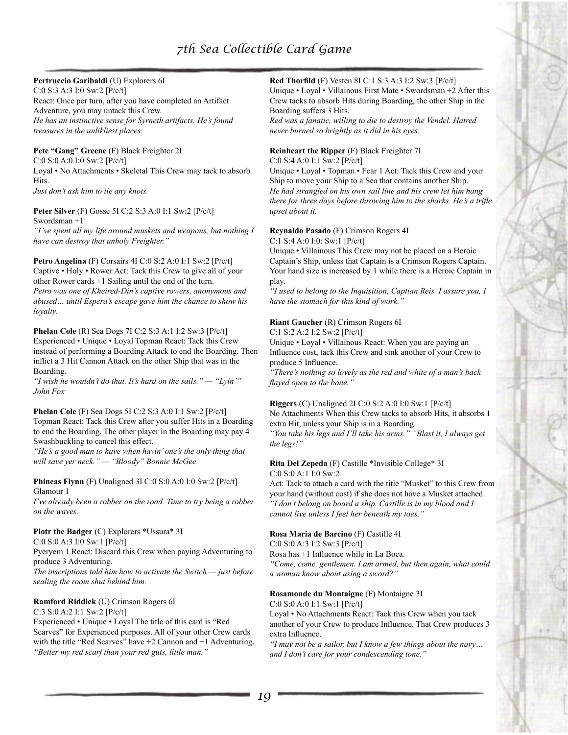**Pertruccio Garibaldi** (U) Explorers 6I
C:0 S:3 A:3 I:0 Sw:2 [P/c/t]
React: Once per turn, after you have completed an Artifact Adventure, you may untack this Crew.
*He has an instinctive sense for Syrneth artifacts. He's found treasures in the unlikliest places.*

**Pete "Gang" Greene** (F) Black Freighter 2I
C:0 S:0 A:0 I:0 Sw:2 [P/c/t]
Loyal • No Attachments • Skeletal This Crew may tack to absorb Hits.
*Just don't ask him to tie any knots.*

**Peter Silver** (F) Gosse 5I C:2 S:3 A:0 I:1 Sw:2 [P/c/t]
Swordsman +1
*"I've spent all my life around muskets and weapons, but nothing I have can destroy that unholy Freighter."*

**Petro Angelina** (F) Corsairs 4I C:0 S:2 A:0 I:1 Sw:2 [P/c/t]
Captive • Holy • Rower Act: Tack this Crew to give all of your other Rower cards +1 Sailing until the end of the turn.
*Petro was one of Kheired-Din's captive rowers, anonymous and abused… until Espera's escape gave him the chance to show his loyalty.*

**Phelan Cole** (R) Sea Dogs 7I C:2 S:3 A:1 I:2 Sw:3 [P/c/t]
Experienced • Unique • Loyal Topman React: Tack this Crew instead of performing a Boarding Attack to end the Boarding. Then inflict a 3 Hit Cannon Attack on the other Ship that was in the Boarding.
*"I wish he wouldn't do that. It's hard on the sails." — "Lyin'" John Fox*

**Phelan Cole** (F) Sea Dogs 5I C:2 S:3 A:0 I:1 Sw:2 [P/c/t]
Topman React: Tack this Crew after you suffer Hits in a Boarding to end the Boarding. The other player in the Boarding may pay 4 Swashbuckling to cancel this effect.
*"He's a good man to have when havin' one's the only thing that will save yer neck." — "Bloody" Bonnie McGee*

**Phineas Flynn** (F) Unaligned 3I C:0 S:0 A:0 I:0 Sw:2 [P/c/t]
Glamour 1
*I've already been a robber on the road. Time to try being a robber on the waves.*

**Piotr the Badger** (C) Explorers *Ussura* 3I
C:0 S:0 A:3 I:0 Sw:1 [P/c/t]
Pyeryem 1 React: Discard this Crew when paying Adventuring to produce 3 Adventuring.
*The inscriptions told him how to activate the Switch — just before sealing the room shut behind him.*

**Ramford Riddick** (U) Crimson Rogers 6I
C:3 S:0 A:2 I:1 Sw:2 [P/c/t]
Experienced • Unique • Loyal The title of this card is "Red Scarves" for Experienced purposes. All of your other Crew cards with the title "Red Scarves" have +2 Cannon and +1 Adventuring.
*"Better my red scarf than your red guts, little man."*

**Red Thorfild** (F) Vesten 8I C:1 S:3 A:3 I:2 Sw:3 [P/c/t]
Unique • Loyal • Villainous First Mate • Swordsman +2 After this Crew tacks to absorb Hits during Boarding, the other Ship in the Boarding suffers 3 Hits.
*Red was a fanatic, willing to die to destroy the Vendel. Hatred never burned so brightly as it did in his eyes.*

**Reinheart the Ripper** (F) Black Freighter 7I
C:0 S:4 A:0 I:1 Sw:2 [P/c/t]
Unique • Loyal • Topman • Fear 1 Act: Tack this Crew and your Ship to move your Ship to a Sea that contains another Ship.
*He had strangled on his own sail line and his crew let him hang there for three days before throwing him to the sharks. He's a trifle upset about it.*

**Reynaldo Pasado** (F) Crimson Rogers 4I
C:1 S:4 A:0 I:0: Sw:1 [P/c/t]
Unique • Villainous This Crew may not be placed on a Heroic Captain's Ship, unless that Captain is a Crimson Rogers Captain. Your hand size is increased by 1 while there is a Heroic Captain in play.
*"I used to belong to the Inquisition, Captian Reis. I assure you, I have the stomach for this kind of work."*

**Riant Gaucher** (R) Crimson Rogers 6I
C:1 S:2 A:2 I:2 Sw:2 [P/c/t]
Unique • Loyal • Villainous React: When you are paying an Influence cost, tack this Crew and sink another of your Crew to produce 5 Influence.
*"There's nothing so lovely as the red and white of a man's back flayed open to the bone."*

**Riggers** (C) Unaligned 2I C:0 S:2 A:0 I:0 Sw:1 [P/c/t]
No Attachments When this Crew tacks to absorb Hits, it absorbs 1 extra Hit, unless your Ship is in a Boarding.
*"You take his legs and I'll take his arms." "Blast it, I always get the legs!"*

**Rita Del Zepeda** (F) Castille *Invisible College* 3I
C:0 S:0 A:1 I:0 Sw:2
Act: Tack to attach a card with the title "Musket" to this Crew from your hand (without cost) if she does not have a Musket attached.
*"I don't belong on board a ship. Castille is in my blood and I cannot live unless I feel her beneath my toes."*

**Rosa Maria de Barcino** (F) Castille 4I
C:0 S:0 A:3 I:2 Sw:3 [P/c/t]
Rosa has +1 Influence while in La Boca.
*"Come, come, gentlemen. I am armed, but then again, what could a woman know about using a sword?"*

**Rosamonde du Montaigne** (F) Montaigne 3I
C:0 S:0 A:0 I:1 Sw:1 [P/c/t]
Loyal • No Attachments React: Tack this Crew when you tack another of your Crew to produce Influence. That Crew produces 3 extra Influence.
*"I may not be a sailor, but I know a few things about the navy… and I don't care for your condescending tone."*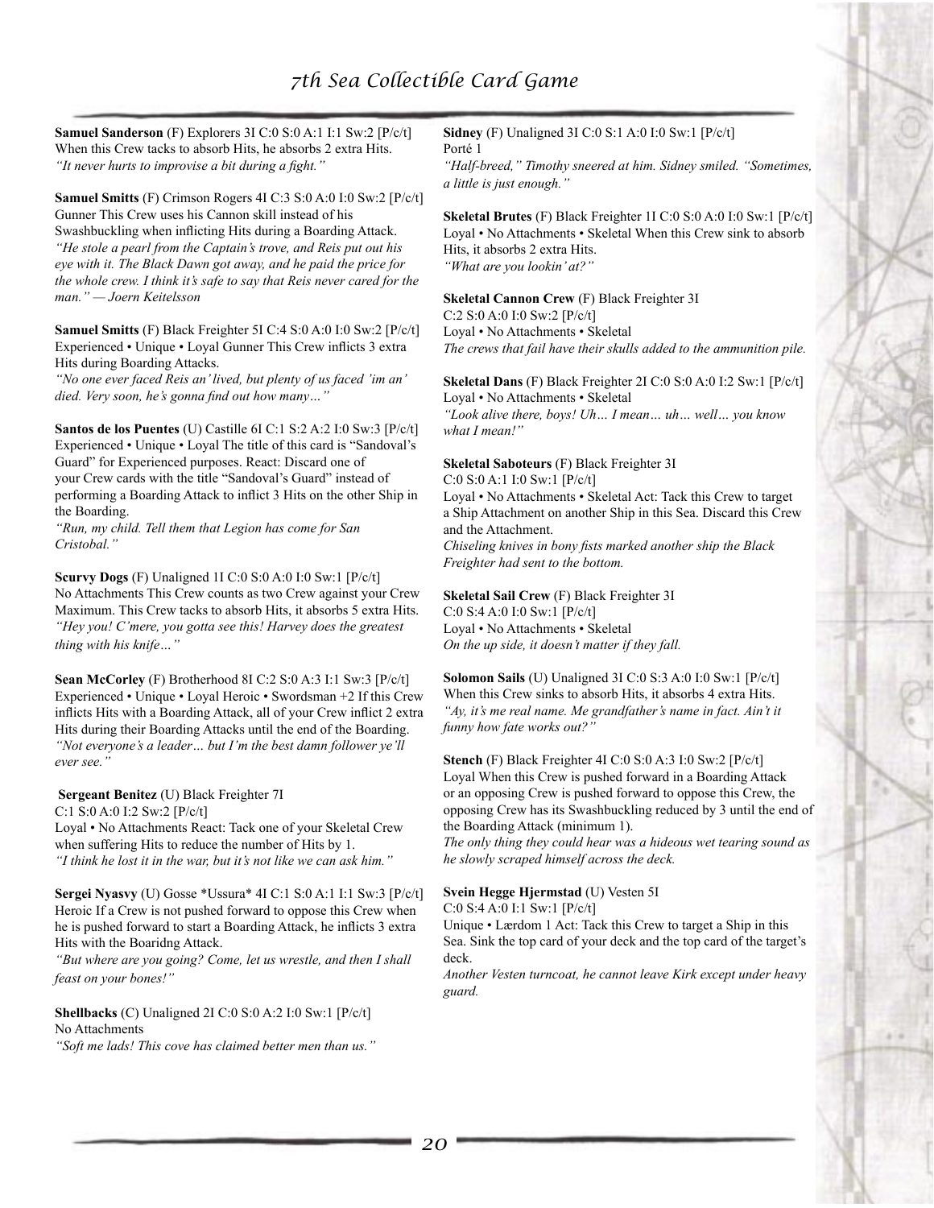**Samuel Sanderson** (F) Explorers 3I C:0 S:0 A:1 I:1 Sw:2 [P/c/t]
When this Crew tacks to absorb Hits, he absorbs 2 extra Hits.
*"It never hurts to improvise a bit during a fight."*

**Samuel Smitts** (F) Crimson Rogers 4I C:3 S:0 A:0 I:0 Sw:2 [P/c/t]
Gunner This Crew uses his Cannon skill instead of his Swashbuckling when inflicting Hits during a Boarding Attack.
*"He stole a pearl from the Captain's trove, and Reis put out his eye with it. The Black Dawn got away, and he paid the price for the whole crew. I think it's safe to say that Reis never cared for the man." — Joern Keitelsson*

**Samuel Smitts** (F) Black Freighter 5I C:4 S:0 A:0 I:0 Sw:2 [P/c/t]
Experienced • Unique • Loyal Gunner This Crew inflicts 3 extra Hits during Boarding Attacks.
*"No one ever faced Reis an' lived, but plenty of us faced 'im an' died. Very soon, he's gonna find out how many…"*

**Santos de los Puentes** (U) Castille 6I C:1 S:2 A:2 I:0 Sw:3 [P/c/t]
Experienced • Unique • Loyal The title of this card is "Sandoval's Guard" for Experienced purposes. React: Discard one of your Crew cards with the title "Sandoval's Guard" instead of performing a Boarding Attack to inflict 3 Hits on the other Ship in the Boarding.
*"Run, my child. Tell them that Legion has come for San Cristobal."*

**Scurvy Dogs** (F) Unaligned 1I C:0 S:0 A:0 I:0 Sw:1 [P/c/t]
No Attachments This Crew counts as two Crew against your Crew Maximum. This Crew tacks to absorb Hits, it absorbs 5 extra Hits.
*"Hey you! C'mere, you gotta see this! Harvey does the greatest thing with his knife…"*

**Sean McCorley** (F) Brotherhood 8I C:2 S:0 A:3 I:1 Sw:3 [P/c/t]
Experienced • Unique • Loyal Heroic • Swordsman +2 If this Crew inflicts Hits with a Boarding Attack, all of your Crew inflict 2 extra Hits during their Boarding Attacks until the end of the Boarding.
*"Not everyone's a leader… but I'm the best damn follower ye'll ever see."*

**Sergeant Benitez** (U) Black Freighter 7I
C:1 S:0 A:0 I:2 Sw:2 [P/c/t]
Loyal • No Attachments React: Tack one of your Skeletal Crew when suffering Hits to reduce the number of Hits by 1.
*"I think he lost it in the war, but it's not like we can ask him."*

**Sergei Nyasvy** (U) Gosse *Ussura* 4I C:1 S:0 A:1 I:1 Sw:3 [P/c/t]
Heroic If a Crew is not pushed forward to oppose this Crew when he is pushed forward to start a Boarding Attack, he inflicts 3 extra Hits with the Boaridng Attack.
*"But where are you going? Come, let us wrestle, and then I shall feast on your bones!"*

**Shellbacks** (C) Unaligned 2I C:0 S:0 A:2 I:0 Sw:1 [P/c/t]
No Attachments
*"Soft me lads! This cove has claimed better men than us."*

**Sidney** (F) Unaligned 3I C:0 S:1 A:0 I:0 Sw:1 [P/c/t]
Porté 1
*"Half-breed," Timothy sneered at him. Sidney smiled. "Sometimes, a little is just enough."*

**Skeletal Brutes** (F) Black Freighter 1I C:0 S:0 A:0 I:0 Sw:1 [P/c/t]
Loyal • No Attachments • Skeletal When this Crew sink to absorb Hits, it absorbs 2 extra Hits.
*"What are you lookin' at?"*

**Skeletal Cannon Crew** (F) Black Freighter 3I
C:2 S:0 A:0 I:0 Sw:2 [P/c/t]
Loyal • No Attachments • Skeletal
*The crews that fail have their skulls added to the ammunition pile.*

**Skeletal Dans** (F) Black Freighter 2I C:0 S:0 A:0 I:2 Sw:1 [P/c/t]
Loyal • No Attachments • Skeletal
*"Look alive there, boys! Uh… I mean… uh… well… you know what I mean!"*

**Skeletal Saboteurs** (F) Black Freighter 3I
C:0 S:0 A:1 I:0 Sw:1 [P/c/t]
Loyal • No Attachments • Skeletal Act: Tack this Crew to target a Ship Attachment on another Ship in this Sea. Discard this Crew and the Attachment.
*Chiseling knives in bony fists marked another ship the Black Freighter had sent to the bottom.*

**Skeletal Sail Crew** (F) Black Freighter 3I
C:0 S:4 A:0 I:0 Sw:1 [P/c/t]
Loyal • No Attachments • Skeletal
*On the up side, it doesn't matter if they fall.*

**Solomon Sails** (U) Unaligned 3I C:0 S:3 A:0 I:0 Sw:1 [P/c/t]
When this Crew sinks to absorb Hits, it absorbs 4 extra Hits.
*"Ay, it's me real name. Me grandfather's name in fact. Ain't it funny how fate works out?"*

**Stench** (F) Black Freighter 4I C:0 S:0 A:3 I:0 Sw:2 [P/c/t]
Loyal When this Crew is pushed forward in a Boarding Attack or an opposing Crew is pushed forward to oppose this Crew, the opposing Crew has its Swashbuckling reduced by 3 until the end of the Boarding Attack (minimum 1).
*The only thing they could hear was a hideous wet tearing sound as he slowly scraped himself across the deck.*

**Svein Hegge Hjermstad** (U) Vesten 5I
C:0 S:4 A:0 I:1 Sw:1 [P/c/t]
Unique • Lærdom 1 Act: Tack this Crew to target a Ship in this Sea. Sink the top card of your deck and the top card of the target's deck.
*Another Vesten turncoat, he cannot leave Kirk except under heavy guard.*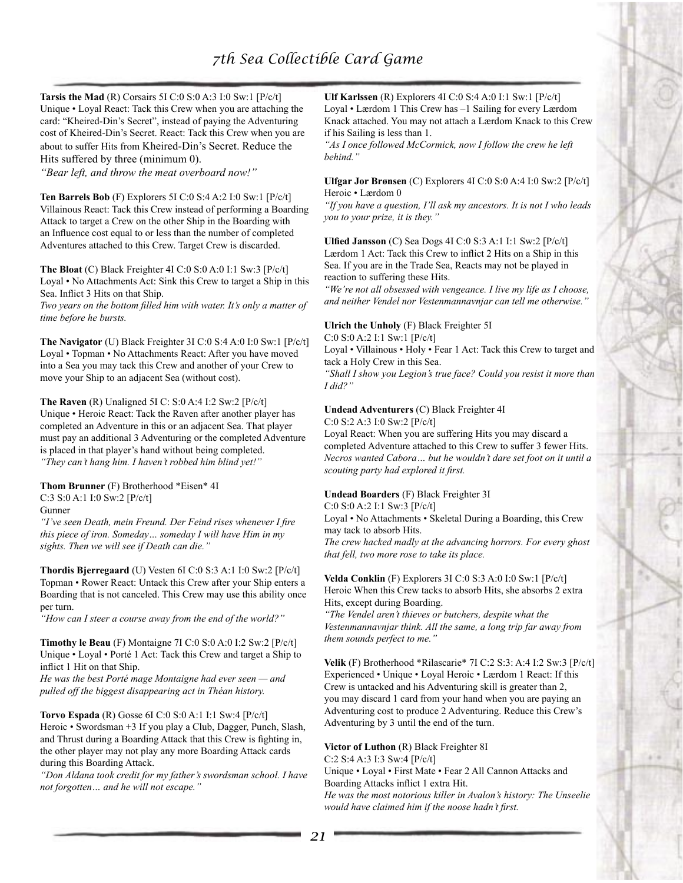**Tarsis the Mad** (R) Corsairs 5I C:0 S:0 A:3 I:0 Sw:1 [P/c/t] Unique • Loyal React: Tack this Crew when you are attaching the card: "Kheired-Din's Secret", instead of paying the Adventuring cost of Kheired-Din's Secret. React: Tack this Crew when you are about to suffer Hits from Kheired-Din's Secret. Reduce the Hits suffered by three (minimum 0).
*"Bear left, and throw the meat overboard now!"*

**Ten Barrels Bob** (F) Explorers 5I C:0 S:4 A:2 I:0 Sw:1 [P/c/t] Villainous React: Tack this Crew instead of performing a Boarding Attack to target a Crew on the other Ship in the Boarding with an Influence cost equal to or less than the number of completed Adventures attached to this Crew. Target Crew is discarded.

**The Bloat** (C) Black Freighter 4I C:0 S:0 A:0 I:1 Sw:3 [P/c/t] Loyal • No Attachments Act: Sink this Crew to target a Ship in this Sea. Inflict 3 Hits on that Ship.
*Two years on the bottom filled him with water. It's only a matter of time before he bursts.*

**The Navigator** (U) Black Freighter 3I C:0 S:4 A:0 I:0 Sw:1 [P/c/t] Loyal • Topman • No Attachments React: After you have moved into a Sea you may tack this Crew and another of your Crew to move your Ship to an adjacent Sea (without cost).

**The Raven** (R) Unaligned 5I C: S:0 A:4 I:2 Sw:2 [P/c/t] Unique • Heroic React: Tack the Raven after another player has completed an Adventure in this or an adjacent Sea. That player must pay an additional 3 Adventuring or the completed Adventure is placed in that player's hand without being completed.
*"They can't hang him. I haven't robbed him blind yet!"*

**Thom Brunner** (F) Brotherhood *Eisen* 4I
C:3 S:0 A:1 I:0 Sw:2 [P/c/t]
Gunner
*"I've seen Death, mein Freund. Der Feind rises whenever I fire this piece of iron. Someday… someday I will have Him in my sights. Then we will see if Death can die."*

**Thordis Bjerregaard** (U) Vesten 6I C:0 S:3 A:1 I:0 Sw:2 [P/c/t] Topman • Rower React: Untack this Crew after your Ship enters a Boarding that is not canceled. This Crew may use this ability once per turn.
*"How can I steer a course away from the end of the world?"*

**Timothy le Beau** (F) Montaigne 7I C:0 S:0 A:0 I:2 Sw:2 [P/c/t] Unique • Loyal • Porté 1 Act: Tack this Crew and target a Ship to inflict 1 Hit on that Ship.
*He was the best Porté mage Montaigne had ever seen — and pulled off the biggest disappearing act in Théan history.*

**Torvo Espada** (R) Gosse 6I C:0 S:0 A:1 I:1 Sw:4 [P/c/t] Heroic • Swordsman +3 If you play a Club, Dagger, Punch, Slash, and Thrust during a Boarding Attack that this Crew is fighting in, the other player may not play any more Boarding Attack cards during this Boarding Attack.
*"Don Aldana took credit for my father's swordsman school. I have not forgotten… and he will not escape."*

**Ulf Karlssen** (R) Explorers 4I C:0 S:4 A:0 I:1 Sw:1 [P/c/t] Loyal • Lærdom 1 This Crew has –1 Sailing for every Lærdom Knack attached. You may not attach a Lærdom Knack to this Crew if his Sailing is less than 1.
*"As I once followed McCormick, now I follow the crew he left behind."*

**Ulfgar Jor Brønsen** (C) Explorers 4I C:0 S:0 A:4 I:0 Sw:2 [P/c/t] Heroic • Lærdom 0
*"If you have a question, I'll ask my ancestors. It is not I who leads you to your prize, it is they."*

**Ulfied Jansson** (C) Sea Dogs 4I C:0 S:3 A:1 I:1 Sw:2 [P/c/t] Lærdom 1 Act: Tack this Crew to inflict 2 Hits on a Ship in this Sea. If you are in the Trade Sea, Reacts may not be played in reaction to suffering these Hits.
*"We're not all obsessed with vengeance. I live my life as I choose, and neither Vendel nor Vestenmannavnjar can tell me otherwise."*

**Ulrich the Unholy** (F) Black Freighter 5I
C:0 S:0 A:2 I:1 Sw:1 [P/c/t]
Loyal • Villainous • Holy • Fear 1 Act: Tack this Crew to target and tack a Holy Crew in this Sea.
*"Shall I show you Legion's true face? Could you resist it more than I did?"*

**Undead Adventurers** (C) Black Freighter 4I
C:0 S:2 A:3 I:0 Sw:2 [P/c/t]
Loyal React: When you are suffering Hits you may discard a completed Adventure attached to this Crew to suffer 3 fewer Hits.
*Necros wanted Cabora… but he wouldn't dare set foot on it until a scouting party had explored it first.*

**Undead Boarders** (F) Black Freighter 3I
C:0 S:0 A:2 I:1 Sw:3 [P/c/t]
Loyal • No Attachments • Skeletal During a Boarding, this Crew may tack to absorb Hits.
*The crew hacked madly at the advancing horrors. For every ghost that fell, two more rose to take its place.*

**Velda Conklin** (F) Explorers 3I C:0 S:3 A:0 I:0 Sw:1 [P/c/t] Heroic When this Crew tacks to absorb Hits, she absorbs 2 extra Hits, except during Boarding.
*"The Vendel aren't thieves or butchers, despite what the Vestenmannavnjar think. All the same, a long trip far away from them sounds perfect to me."*

**Velik** (F) Brotherhood *Rilascarie* 7I C:2 S:3: A:4 I:2 Sw:3 [P/c/t] Experienced • Unique • Loyal Heroic • Lærdom 1 React: If this Crew is untacked and his Adventuring skill is greater than 2, you may discard 1 card from your hand when you are paying an Adventuring cost to produce 2 Adventuring. Reduce this Crew's Adventuring by 3 until the end of the turn.

**Victor of Luthon** (R) Black Freighter 8I
C:2 S:4 A:3 I:3 Sw:4 [P/c/t]
Unique • Loyal • First Mate • Fear 2 All Cannon Attacks and Boarding Attacks inflict 1 extra Hit.
*He was the most notorious killer in Avalon's history: The Unseelie would have claimed him if the noose hadn't first.*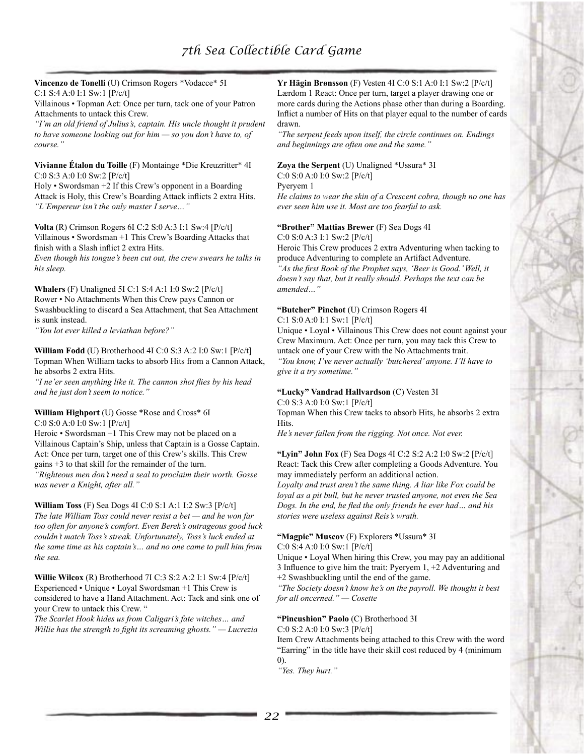**Vincenzo de Tonelli** (U) Crimson Rogers *Vodacce* 5I
C:1 S:4 A:0 I:1 Sw:1 [P/c/t]
Villainous • Topman Act: Once per turn, tack one of your Patron Attachments to untack this Crew.
*"I'm an old friend of Julius's, captain. His uncle thought it prudent to have someone looking out for him — so you don't have to, of course."*

**Vivianne Étalon du Toille** (F) Montainge *Die Kreuzritter* 4I
C:0 S:3 A:0 I:0 Sw:2 [P/c/t]
Holy • Swordsman +2 If this Crew's opponent in a Boarding Attack is Holy, this Crew's Boarding Attack inflicts 2 extra Hits.
*"L'Empereur isn't the only master I serve…"*

**Volta** (R) Crimson Rogers 6I C:2 S:0 A:3 I:1 Sw:4 [P/c/t]
Villainous • Swordsman +1 This Crew's Boarding Attacks that finish with a Slash inflict 2 extra Hits.
*Even though his tongue's been cut out, the crew swears he talks in his sleep.*

**Whalers** (F) Unaligned 5I C:1 S:4 A:1 I:0 Sw:2 [P/c/t]
Rower • No Attachments When this Crew pays Cannon or Swashbuckling to discard a Sea Attachment, that Sea Attachment is sunk instead.
*"You lot ever killed a leviathan before?"*

**William Fodd** (U) Brotherhood 4I C:0 S:3 A:2 I:0 Sw:1 [P/c/t]
Topman When William tacks to absorb Hits from a Cannon Attack, he absorbs 2 extra Hits.
*"I ne'er seen anything like it. The cannon shot flies by his head and he just don't seem to notice."*

**William Highport** (U) Gosse *Rose and Cross* 6I
C:0 S:0 A:0 I:0 Sw:1 [P/c/t]
Heroic • Swordsman +1 This Crew may not be placed on a Villainous Captain's Ship, unless that Captain is a Gosse Captain. Act: Once per turn, target one of this Crew's skills. This Crew gains +3 to that skill for the remainder of the turn.
*"Righteous men don't need a seal to proclaim their worth. Gosse was never a Knight, after all."*

**William Toss** (F) Sea Dogs 4I C:0 S:1 A:1 I:2 Sw:3 [P/c/t]
*The late William Toss could never resist a bet — and he won far too often for anyone's comfort. Even Berek's outrageous good luck couldn't match Toss's streak. Unfortunately, Toss's luck ended at the same time as his captain's… and no one came to pull him from the sea.*

**Willie Wilcox** (R) Brotherhood 7I C:3 S:2 A:2 I:1 Sw:4 [P/c/t]
Experienced • Unique • Loyal Swordsman +1 This Crew is considered to have a Hand Attachment. Act: Tack and sink one of your Crew to untack this Crew. "
*The Scarlet Hook hides us from Caligari's fate witches… and Willie has the strength to fight its screaming ghosts." — Lucrezia*

**Yr Hägin Brønsson** (F) Vesten 4I C:0 S:1 A:0 I:1 Sw:2 [P/c/t]
Lærdom 1 React: Once per turn, target a player drawing one or more cards during the Actions phase other than during a Boarding. Inflict a number of Hits on that player equal to the number of cards drawn.
*"The serpent feeds upon itself, the circle continues on. Endings and beginnings are often one and the same."*

**Zoya the Serpent** (U) Unaligned *Ussura* 3I
C:0 S:0 A:0 I:0 Sw:2 [P/c/t]
Pyeryem 1
*He claims to wear the skin of a Crescent cobra, though no one has ever seen him use it. Most are too fearful to ask.*

**"Brother" Mattias Brewer** (F) Sea Dogs 4I
C:0 S:0 A:3 I:1 Sw:2 [P/c/t]
Heroic This Crew produces 2 extra Adventuring when tacking to produce Adventuring to complete an Artifact Adventure.
*"As the first Book of the Prophet says, 'Beer is Good.' Well, it doesn't say that, but it really should. Perhaps the text can be amended…"*

**"Butcher" Pinchot** (U) Crimson Rogers 4I
C:1 S:0 A:0 I:1 Sw:1 [P/c/t]
Unique • Loyal • Villainous This Crew does not count against your Crew Maximum. Act: Once per turn, you may tack this Crew to untack one of your Crew with the No Attachments trait.
*"You know, I've never actually 'butchered' anyone. I'll have to give it a try sometime."*

**"Lucky" Vandrad Hallvardson** (C) Vesten 3I
C:0 S:3 A:0 I:0 Sw:1 [P/c/t]
Topman When this Crew tacks to absorb Hits, he absorbs 2 extra Hits.
*He's never fallen from the rigging. Not once. Not ever.*

**"Lyin" John Fox** (F) Sea Dogs 4I C:2 S:2 A:2 I:0 Sw:2 [P/c/t]
React: Tack this Crew after completing a Goods Adventure. You may immediately perform an additional action.
*Loyalty and trust aren't the same thing. A liar like Fox could be loyal as a pit bull, but he never trusted anyone, not even the Sea Dogs. In the end, he fled the only friends he ever had… and his stories were useless against Reis's wrath.*

**"Magpie" Muscov** (F) Explorers *Ussura* 3I
C:0 S:4 A:0 I:0 Sw:1 [P/c/t]
Unique • Loyal When hiring this Crew, you may pay an additional 3 Influence to give him the trait: Pyeryem 1, +2 Adventuring and +2 Swashbuckling until the end of the game.
*"The Society doesn't know he's on the payroll. We thought it best for all oncerned." — Cosette*

**"Pincushion" Paolo** (C) Brotherhood 3I
C:0 S:2 A:0 I:0 Sw:3 [P/c/t]
Item Crew Attachments being attached to this Crew with the word "Earring" in the title have their skill cost reduced by 4 (minimum 0).
*"Yes. They hurt."*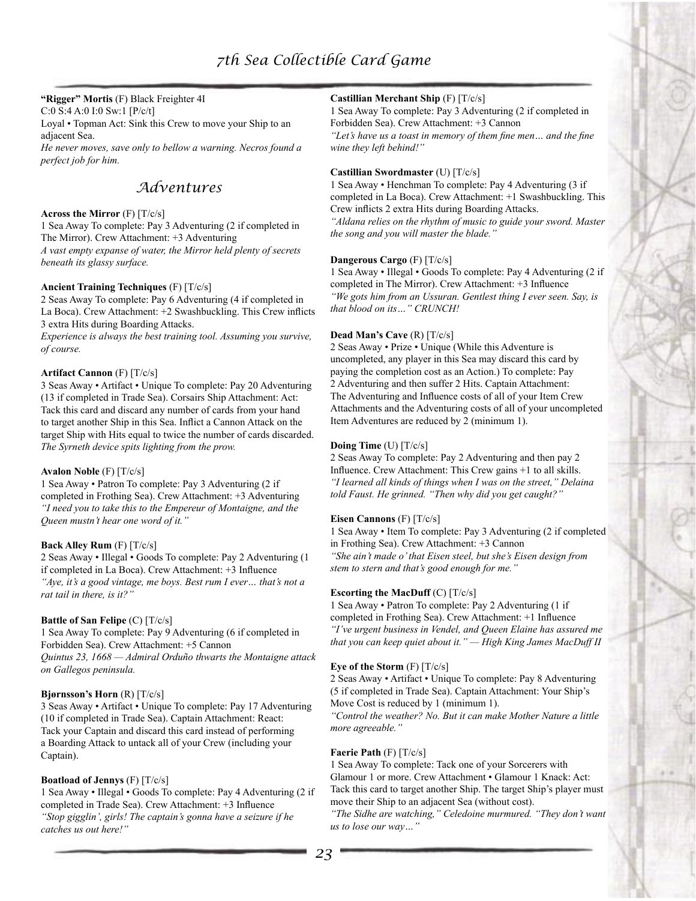**"Rigger" Mortis** (F) Black Freighter 4I
C:0 S:4 A:0 I:0 Sw:1 [P/c/t]
Loyal • Topman Act: Sink this Crew to move your Ship to an adjacent Sea.
*He never moves, save only to bellow a warning. Necros found a perfect job for him.*

## Adventures

**Across the Mirror** (F) [T/c/s]
1 Sea Away To complete: Pay 3 Adventuring (2 if completed in The Mirror). Crew Attachment: +3 Adventuring
*A vast empty expanse of water, the Mirror held plenty of secrets beneath its glassy surface.*

**Ancient Training Techniques** (F) [T/c/s]
2 Seas Away To complete: Pay 6 Adventuring (4 if completed in La Boca). Crew Attachment: +2 Swashbuckling. This Crew inflicts 3 extra Hits during Boarding Attacks.
*Experience is always the best training tool. Assuming you survive, of course.*

**Artifact Cannon** (F) [T/c/s]
3 Seas Away • Artifact • Unique To complete: Pay 20 Adventuring (13 if completed in Trade Sea). Corsairs Ship Attachment: Act: Tack this card and discard any number of cards from your hand to target another Ship in this Sea. Inflict a Cannon Attack on the target Ship with Hits equal to twice the number of cards discarded.
*The Syrneth device spits lighting from the prow.*

**Avalon Noble** (F) [T/c/s]
1 Sea Away • Patron To complete: Pay 3 Adventuring (2 if completed in Frothing Sea). Crew Attachment: +3 Adventuring
*"I need you to take this to the Empereur of Montaigne, and the Queen mustn't hear one word of it."*

**Back Alley Rum** (F) [T/c/s]
2 Seas Away • Illegal • Goods To complete: Pay 2 Adventuring (1 if completed in La Boca). Crew Attachment: +3 Influence
*"Aye, it's a good vintage, me boys. Best rum I ever… that's not a rat tail in there, is it?"*

**Battle of San Felipe** (C) [T/c/s]
1 Sea Away To complete: Pay 9 Adventuring (6 if completed in Forbidden Sea). Crew Attachment: +5 Cannon
*Quintus 23, 1668 — Admiral Orduño thwarts the Montaigne attack on Gallegos peninsula.*

**Bjørnsson's Horn** (R) [T/c/s]
3 Seas Away • Artifact • Unique To complete: Pay 17 Adventuring (10 if completed in Trade Sea). Captain Attachment: React: Tack your Captain and discard this card instead of performing a Boarding Attack to untack all of your Crew (including your Captain).

**Boatload of Jennys** (F) [T/c/s]
1 Sea Away • Illegal • Goods To complete: Pay 4 Adventuring (2 if completed in Trade Sea). Crew Attachment: +3 Influence
*"Stop gigglin', girls! The captain's gonna have a seizure if he catches us out here!"*

**Castillian Merchant Ship** (F) [T/c/s]
1 Sea Away To complete: Pay 3 Adventuring (2 if completed in Forbidden Sea). Crew Attachment: +3 Cannon
*"Let's have us a toast in memory of them fine men… and the fine wine they left behind!"*

**Castillian Swordmaster** (U) [T/c/s]
1 Sea Away • Henchman To complete: Pay 4 Adventuring (3 if completed in La Boca). Crew Attachment: +1 Swashbuckling. This Crew inflicts 2 extra Hits during Boarding Attacks.
*"Aldana relies on the rhythm of music to guide your sword. Master the song and you will master the blade."*

**Dangerous Cargo** (F) [T/c/s]
1 Sea Away • Illegal • Goods To complete: Pay 4 Adventuring (2 if completed in The Mirror). Crew Attachment: +3 Influence
*"We gots him from an Ussuran. Gentlest thing I ever seen. Say, is that blood on its…" CRUNCH!*

**Dead Man's Cave** (R) [T/c/s]
2 Seas Away • Prize • Unique (While this Adventure is uncompleted, any player in this Sea may discard this card by paying the completion cost as an Action.) To complete: Pay 2 Adventuring and then suffer 2 Hits. Captain Attachment: The Adventuring and Influence costs of all of your Item Crew Attachments and the Adventuring costs of all of your uncompleted Item Adventures are reduced by 2 (minimum 1).

**Doing Time** (U) [T/c/s]
2 Seas Away To complete: Pay 2 Adventuring and then pay 2 Influence. Crew Attachment: This Crew gains +1 to all skills.
*"I learned all kinds of things when I was on the street," Delaina told Faust. He grinned. "Then why did you get caught?"*

**Eisen Cannons** (F) [T/c/s]
1 Sea Away • Item To complete: Pay 3 Adventuring (2 if completed in Frothing Sea). Crew Attachment: +3 Cannon
*"She ain't made o' that Eisen steel, but she's Eisen design from stem to stern and that's good enough for me."*

**Escorting the MacDuff** (C) [T/c/s]
1 Sea Away • Patron To complete: Pay 2 Adventuring (1 if completed in Frothing Sea). Crew Attachment: +1 Influence
*"I've urgent business in Vendel, and Queen Elaine has assured me that you can keep quiet about it." — High King James MacDuff II*

**Eye of the Storm** (F) [T/c/s]
2 Seas Away • Artifact • Unique To complete: Pay 8 Adventuring (5 if completed in Trade Sea). Captain Attachment: Your Ship's Move Cost is reduced by 1 (minimum 1).
*"Control the weather? No. But it can make Mother Nature a little more agreeable."*

**Faerie Path** (F) [T/c/s]
1 Sea Away To complete: Tack one of your Sorcerers with Glamour 1 or more. Crew Attachment • Glamour 1 Knack: Act: Tack this card to target another Ship. The target Ship's player must move their Ship to an adjacent Sea (without cost).
*"The Sidhe are watching," Celedoine murmured. "They don't want us to lose our way…"*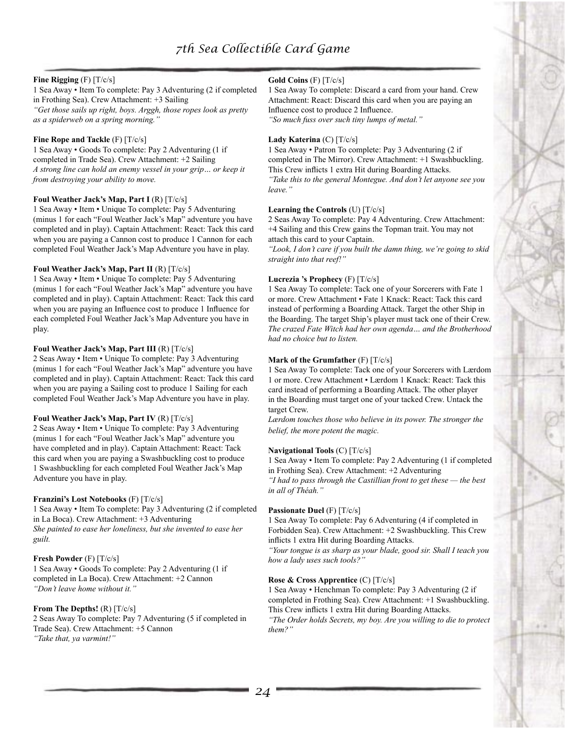**Fine Rigging** (F) [T/c/s]
1 Sea Away • Item To complete: Pay 3 Adventuring (2 if completed in Frothing Sea). Crew Attachment: +3 Sailing
*"Get those sails up right, boys. Arggh, those ropes look as pretty as a spiderweb on a spring morning."*

**Fine Rope and Tackle** (F) [T/c/s]
1 Sea Away • Goods To complete: Pay 2 Adventuring (1 if completed in Trade Sea). Crew Attachment: +2 Sailing
*A strong line can hold an enemy vessel in your grip… or keep it from destroying your ability to move.*

**Foul Weather Jack's Map, Part I** (R) [T/c/s]
1 Sea Away • Item • Unique To complete: Pay 5 Adventuring (minus 1 for each "Foul Weather Jack's Map" adventure you have completed and in play). Captain Attachment: React: Tack this card when you are paying a Cannon cost to produce 1 Cannon for each completed Foul Weather Jack's Map Adventure you have in play.

**Foul Weather Jack's Map, Part II** (R) [T/c/s]
1 Sea Away • Item • Unique To complete: Pay 5 Adventuring (minus 1 for each "Foul Weather Jack's Map" adventure you have completed and in play). Captain Attachment: React: Tack this card when you are paying an Influence cost to produce 1 Influence for each completed Foul Weather Jack's Map Adventure you have in play.

**Foul Weather Jack's Map, Part III** (R) [T/c/s]
2 Seas Away • Item • Unique To complete: Pay 3 Adventuring (minus 1 for each "Foul Weather Jack's Map" adventure you have completed and in play). Captain Attachment: React: Tack this card when you are paying a Sailing cost to produce 1 Sailing for each completed Foul Weather Jack's Map Adventure you have in play.

**Foul Weather Jack's Map, Part IV** (R) [T/c/s]
2 Seas Away • Item • Unique To complete: Pay 3 Adventuring (minus 1 for each "Foul Weather Jack's Map" adventure you have completed and in play). Captain Attachment: React: Tack this card when you are paying a Swashbuckling cost to produce 1 Swashbuckling for each completed Foul Weather Jack's Map Adventure you have in play.

**Franzini's Lost Notebooks** (F) [T/c/s]
1 Sea Away • Item To complete: Pay 3 Adventuring (2 if completed in La Boca). Crew Attachment: +3 Adventuring
*She painted to ease her loneliness, but she invented to ease her guilt.*

**Fresh Powder** (F) [T/c/s]
1 Sea Away • Goods To complete: Pay 2 Adventuring (1 if completed in La Boca). Crew Attachment: +2 Cannon
*"Don't leave home without it."*

**From The Depths!** (R) [T/c/s]
2 Seas Away To complete: Pay 7 Adventuring (5 if completed in Trade Sea). Crew Attachment: +5 Cannon
*"Take that, ya varmint!"*

**Gold Coins** (F) [T/c/s]
1 Sea Away To complete: Discard a card from your hand. Crew Attachment: React: Discard this card when you are paying an Influence cost to produce 2 Influence.
*"So much fuss over such tiny lumps of metal."*

**Lady Katerina** (C) [T/c/s]
1 Sea Away • Patron To complete: Pay 3 Adventuring (2 if completed in The Mirror). Crew Attachment: +1 Swashbuckling. This Crew inflicts 1 extra Hit during Boarding Attacks.
*"Take this to the general Montegue. And don't let anyone see you leave."*

**Learning the Controls** (U) [T/c/s]
2 Seas Away To complete: Pay 4 Adventuring. Crew Attachment: +4 Sailing and this Crew gains the Topman trait. You may not attach this card to your Captain.
*"Look, I don't care if you built the damn thing, we're going to skid straight into that reef!"*

**Lucrezia 's Prophecy** (F) [T/c/s]
1 Sea Away To complete: Tack one of your Sorcerers with Fate 1 or more. Crew Attachment • Fate 1 Knack: React: Tack this card instead of performing a Boarding Attack. Target the other Ship in the Boarding. The target Ship's player must tack one of their Crew.
*The crazed Fate Witch had her own agenda… and the Brotherhood had no choice but to listen.*

**Mark of the Grumfather** (F) [T/c/s]
1 Sea Away To complete: Tack one of your Sorcerers with Lærdom 1 or more. Crew Attachment • Lærdom 1 Knack: React: Tack this card instead of performing a Boarding Attack. The other player in the Boarding must target one of your tacked Crew. Untack the target Crew.
*Lærdom touches those who believe in its power. The stronger the belief, the more potent the magic.*

**Navigational Tools** (C) [T/c/s]
1 Sea Away • Item To complete: Pay 2 Adventuring (1 if completed in Frothing Sea). Crew Attachment: +2 Adventuring
*"I had to pass through the Castillian front to get these — the best in all of Théah."*

**Passionate Duel** (F) [T/c/s]
1 Sea Away To complete: Pay 6 Adventuring (4 if completed in Forbidden Sea). Crew Attachment: +2 Swashbuckling. This Crew inflicts 1 extra Hit during Boarding Attacks.
*"Your tongue is as sharp as your blade, good sir. Shall I teach you how a lady uses such tools?"*

**Rose & Cross Apprentice** (C) [T/c/s]
1 Sea Away • Henchman To complete: Pay 3 Adventuring (2 if completed in Frothing Sea). Crew Attachment: +1 Swashbuckling. This Crew inflicts 1 extra Hit during Boarding Attacks.
*"The Order holds Secrets, my boy. Are you willing to die to protect them?"*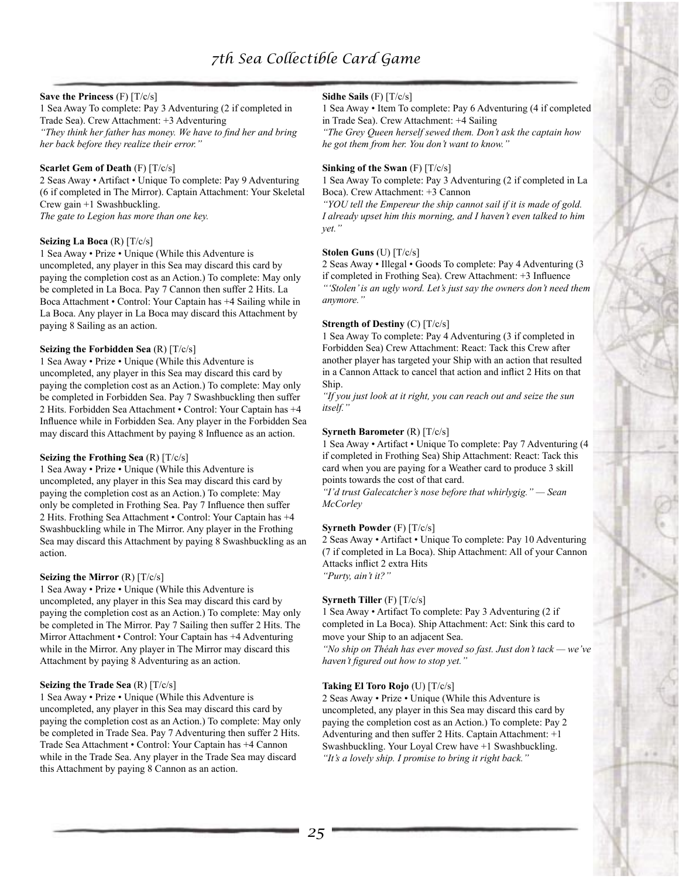**Save the Princess** (F) [T/c/s]
1 Sea Away To complete: Pay 3 Adventuring (2 if completed in Trade Sea). Crew Attachment: +3 Adventuring
*"They think her father has money. We have to find her and bring her back before they realize their error."*

**Scarlet Gem of Death** (F) [T/c/s]
2 Seas Away • Artifact • Unique To complete: Pay 9 Adventuring (6 if completed in The Mirror). Captain Attachment: Your Skeletal Crew gain +1 Swashbuckling.
*The gate to Legion has more than one key.*

**Seizing La Boca** (R) [T/c/s]
1 Sea Away • Prize • Unique (While this Adventure is uncompleted, any player in this Sea may discard this card by paying the completion cost as an Action.) To complete: May only be completed in La Boca. Pay 7 Cannon then suffer 2 Hits. La Boca Attachment • Control: Your Captain has +4 Sailing while in La Boca. Any player in La Boca may discard this Attachment by paying 8 Sailing as an action.

**Seizing the Forbidden Sea** (R) [T/c/s]
1 Sea Away • Prize • Unique (While this Adventure is uncompleted, any player in this Sea may discard this card by paying the completion cost as an Action.) To complete: May only be completed in Forbidden Sea. Pay 7 Swashbuckling then suffer 2 Hits. Forbidden Sea Attachment • Control: Your Captain has +4 Influence while in Forbidden Sea. Any player in the Forbidden Sea may discard this Attachment by paying 8 Influence as an action.

**Seizing the Frothing Sea** (R) [T/c/s]
1 Sea Away • Prize • Unique (While this Adventure is uncompleted, any player in this Sea may discard this card by paying the completion cost as an Action.) To complete: May only be completed in Frothing Sea. Pay 7 Influence then suffer 2 Hits. Frothing Sea Attachment • Control: Your Captain has +4 Swashbuckling while in The Mirror. Any player in the Frothing Sea may discard this Attachment by paying 8 Swashbuckling as an action.

**Seizing the Mirror** (R) [T/c/s]
1 Sea Away • Prize • Unique (While this Adventure is uncompleted, any player in this Sea may discard this card by paying the completion cost as an Action.) To complete: May only be completed in The Mirror. Pay 7 Sailing then suffer 2 Hits. The Mirror Attachment • Control: Your Captain has +4 Adventuring while in the Mirror. Any player in The Mirror may discard this Attachment by paying 8 Adventuring as an action.

**Seizing the Trade Sea** (R) [T/c/s]
1 Sea Away • Prize • Unique (While this Adventure is uncompleted, any player in this Sea may discard this card by paying the completion cost as an Action.) To complete: May only be completed in Trade Sea. Pay 7 Adventuring then suffer 2 Hits. Trade Sea Attachment • Control: Your Captain has +4 Cannon while in the Trade Sea. Any player in the Trade Sea may discard this Attachment by paying 8 Cannon as an action.

**Sidhe Sails** (F) [T/c/s]
1 Sea Away • Item To complete: Pay 6 Adventuring (4 if completed in Trade Sea). Crew Attachment: +4 Sailing
*"The Grey Queen herself sewed them. Don't ask the captain how he got them from her. You don't want to know."*

**Sinking of the Swan** (F) [T/c/s]
1 Sea Away To complete: Pay 3 Adventuring (2 if completed in La Boca). Crew Attachment: +3 Cannon
*"YOU tell the Empereur the ship cannot sail if it is made of gold. I already upset him this morning, and I haven't even talked to him yet."*

**Stolen Guns** (U) [T/c/s]
2 Seas Away • Illegal • Goods To complete: Pay 4 Adventuring (3 if completed in Frothing Sea). Crew Attachment: +3 Influence
*"'Stolen' is an ugly word. Let's just say the owners don't need them anymore."*

**Strength of Destiny** (C) [T/c/s]
1 Sea Away To complete: Pay 4 Adventuring (3 if completed in Forbidden Sea) Crew Attachment: React: Tack this Crew after another player has targeted your Ship with an action that resulted in a Cannon Attack to cancel that action and inflict 2 Hits on that Ship.
*"If you just look at it right, you can reach out and seize the sun itself."*

**Syrneth Barometer** (R) [T/c/s]
1 Sea Away • Artifact • Unique To complete: Pay 7 Adventuring (4 if completed in Frothing Sea) Ship Attachment: React: Tack this card when you are paying for a Weather card to produce 3 skill points towards the cost of that card.
*"I'd trust Galecatcher's nose before that whirlygig." — Sean McCorley*

**Syrneth Powder** (F) [T/c/s]
2 Seas Away • Artifact • Unique To complete: Pay 10 Adventuring (7 if completed in La Boca). Ship Attachment: All of your Cannon Attacks inflict 2 extra Hits
*"Purty, ain't it?"*

**Syrneth Tiller** (F) [T/c/s]
1 Sea Away • Artifact To complete: Pay 3 Adventuring (2 if completed in La Boca). Ship Attachment: Act: Sink this card to move your Ship to an adjacent Sea.
*"No ship on Théah has ever moved so fast. Just don't tack — we've haven't figured out how to stop yet."*

**Taking El Toro Rojo** (U) [T/c/s]
2 Seas Away • Prize • Unique (While this Adventure is uncompleted, any player in this Sea may discard this card by paying the completion cost as an Action.) To complete: Pay 2 Adventuring and then suffer 2 Hits. Captain Attachment: +1 Swashbuckling. Your Loyal Crew have +1 Swashbuckling.
*"It's a lovely ship. I promise to bring it right back."*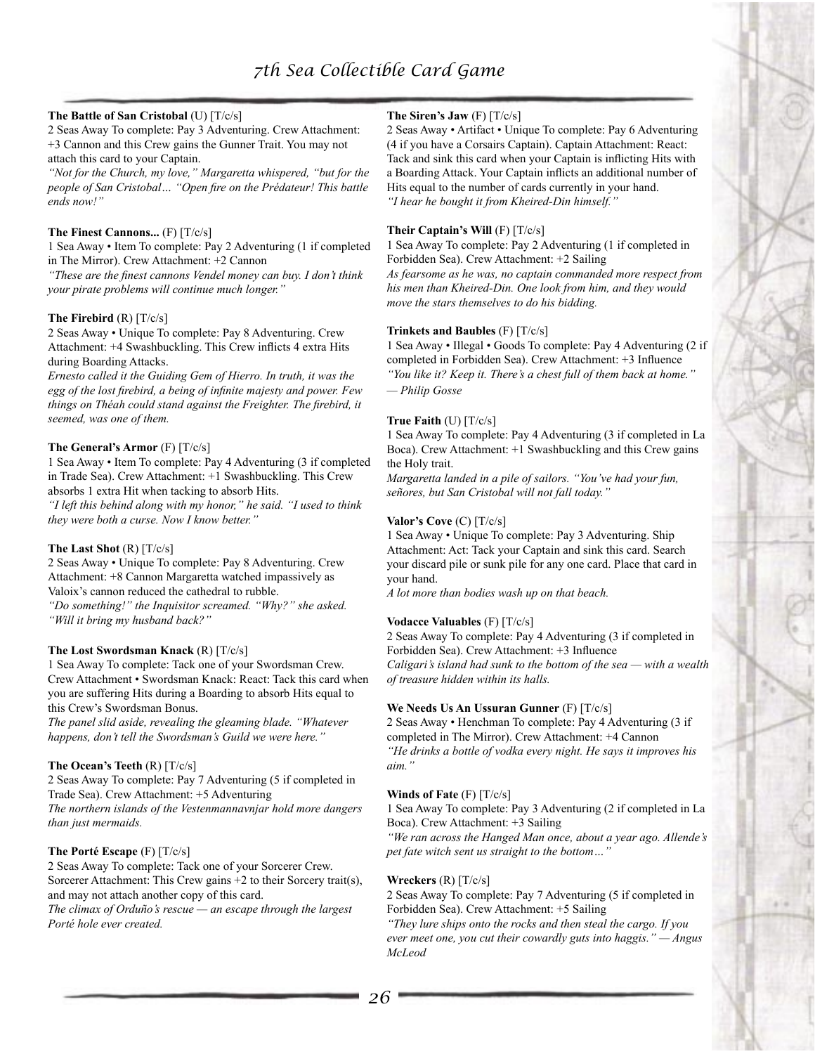**The Battle of San Cristobal** (U) [T/c/s]
2 Seas Away To complete: Pay 3 Adventuring. Crew Attachment: +3 Cannon and this Crew gains the Gunner Trait. You may not attach this card to your Captain.
*"Not for the Church, my love," Margaretta whispered, "but for the people of San Cristobal… "Open fire on the Prédateur! This battle ends now!"*

**The Finest Cannons...** (F) [T/c/s]
1 Sea Away • Item To complete: Pay 2 Adventuring (1 if completed in The Mirror). Crew Attachment: +2 Cannon
*"These are the finest cannons Vendel money can buy. I don't think your pirate problems will continue much longer."*

**The Firebird** (R) [T/c/s]
2 Seas Away • Unique To complete: Pay 8 Adventuring. Crew Attachment: +4 Swashbuckling. This Crew inflicts 4 extra Hits during Boarding Attacks.
*Ernesto called it the Guiding Gem of Hierro. In truth, it was the egg of the lost firebird, a being of infinite majesty and power. Few things on Théah could stand against the Freighter. The firebird, it seemed, was one of them.*

**The General's Armor** (F) [T/c/s]
1 Sea Away • Item To complete: Pay 4 Adventuring (3 if completed in Trade Sea). Crew Attachment: +1 Swashbuckling. This Crew absorbs 1 extra Hit when tacking to absorb Hits.
*"I left this behind along with my honor," he said. "I used to think they were both a curse. Now I know better."*

**The Last Shot** (R) [T/c/s]
2 Seas Away • Unique To complete: Pay 8 Adventuring. Crew Attachment: +8 Cannon Margaretta watched impassively as Valoix's cannon reduced the cathedral to rubble.
*"Do something!" the Inquisitor screamed. "Why?" she asked. "Will it bring my husband back?"*

**The Lost Swordsman Knack** (R) [T/c/s]
1 Sea Away To complete: Tack one of your Swordsman Crew. Crew Attachment • Swordsman Knack: React: Tack this card when you are suffering Hits during a Boarding to absorb Hits equal to this Crew's Swordsman Bonus.
*The panel slid aside, revealing the gleaming blade. "Whatever happens, don't tell the Swordsman's Guild we were here."*

**The Ocean's Teeth** (R) [T/c/s]
2 Seas Away To complete: Pay 7 Adventuring (5 if completed in Trade Sea). Crew Attachment: +5 Adventuring
*The northern islands of the Vestenmannavnjar hold more dangers than just mermaids.*

**The Porté Escape** (F) [T/c/s]
2 Seas Away To complete: Tack one of your Sorcerer Crew. Sorcerer Attachment: This Crew gains +2 to their Sorcery trait(s), and may not attach another copy of this card.
*The climax of Orduño's rescue — an escape through the largest Porté hole ever created.*

**The Siren's Jaw** (F) [T/c/s]
2 Seas Away • Artifact • Unique To complete: Pay 6 Adventuring (4 if you have a Corsairs Captain). Captain Attachment: React: Tack and sink this card when your Captain is inflicting Hits with a Boarding Attack. Your Captain inflicts an additional number of Hits equal to the number of cards currently in your hand.
*"I hear he bought it from Kheired-Din himself."*

**Their Captain's Will** (F) [T/c/s]
1 Sea Away To complete: Pay 2 Adventuring (1 if completed in Forbidden Sea). Crew Attachment: +2 Sailing
*As fearsome as he was, no captain commanded more respect from his men than Kheired-Din. One look from him, and they would move the stars themselves to do his bidding.*

**Trinkets and Baubles** (F) [T/c/s]
1 Sea Away • Illegal • Goods To complete: Pay 4 Adventuring (2 if completed in Forbidden Sea). Crew Attachment: +3 Influence
*"You like it? Keep it. There's a chest full of them back at home." — Philip Gosse*

**True Faith** (U) [T/c/s]
1 Sea Away To complete: Pay 4 Adventuring (3 if completed in La Boca). Crew Attachment: +1 Swashbuckling and this Crew gains the Holy trait.
*Margaretta landed in a pile of sailors. "You've had your fun, señores, but San Cristobal will not fall today."*

**Valor's Cove** (C) [T/c/s]
1 Sea Away • Unique To complete: Pay 3 Adventuring. Ship Attachment: Act: Tack your Captain and sink this card. Search your discard pile or sunk pile for any one card. Place that card in your hand.
*A lot more than bodies wash up on that beach.*

**Vodacce Valuables** (F) [T/c/s]
2 Seas Away To complete: Pay 4 Adventuring (3 if completed in Forbidden Sea). Crew Attachment: +3 Influence
*Caligari's island had sunk to the bottom of the sea — with a wealth of treasure hidden within its halls.*

**We Needs Us An Ussuran Gunner** (F) [T/c/s]
2 Seas Away • Henchman To complete: Pay 4 Adventuring (3 if completed in The Mirror). Crew Attachment: +4 Cannon
*"He drinks a bottle of vodka every night. He says it improves his aim."*

**Winds of Fate** (F) [T/c/s]
1 Sea Away To complete: Pay 3 Adventuring (2 if completed in La Boca). Crew Attachment: +3 Sailing
*"We ran across the Hanged Man once, about a year ago. Allende's pet fate witch sent us straight to the bottom…"*

**Wreckers** (R) [T/c/s]
2 Seas Away To complete: Pay 7 Adventuring (5 if completed in Forbidden Sea). Crew Attachment: +5 Sailing
*"They lure ships onto the rocks and then steal the cargo. If you ever meet one, you cut their cowardly guts into haggis." — Angus McLeod*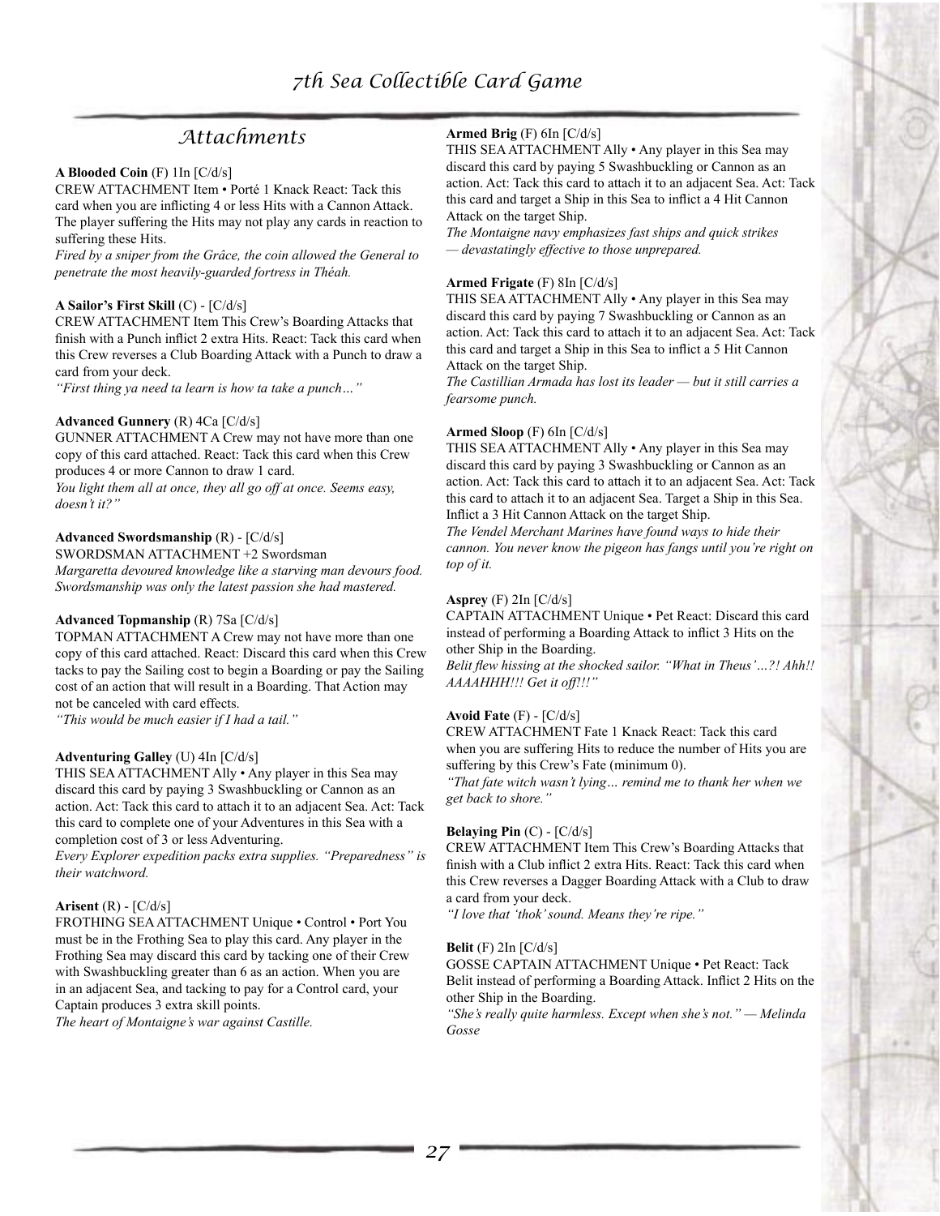## Attachments

**A Blooded Coin** (F) 1In [C/d/s]
CREW ATTACHMENT Item • Porté 1 Knack React: Tack this card when you are inflicting 4 or less Hits with a Cannon Attack. The player suffering the Hits may not play any cards in reaction to suffering these Hits.
*Fired by a sniper from the Grâce, the coin allowed the General to penetrate the most heavily-guarded fortress in Théah.*

**A Sailor's First Skill** (C) - [C/d/s]
CREW ATTACHMENT Item This Crew's Boarding Attacks that finish with a Punch inflict 2 extra Hits. React: Tack this card when this Crew reverses a Club Boarding Attack with a Punch to draw a card from your deck.
*"First thing ya need ta learn is how ta take a punch…"*

**Advanced Gunnery** (R) 4Ca [C/d/s]
GUNNER ATTACHMENT A Crew may not have more than one copy of this card attached. React: Tack this card when this Crew produces 4 or more Cannon to draw 1 card.
*You light them all at once, they all go off at once. Seems easy, doesn't it?"*

**Advanced Swordsmanship** (R) - [C/d/s]
SWORDSMAN ATTACHMENT +2 Swordsman
*Margaretta devoured knowledge like a starving man devours food. Swordsmanship was only the latest passion she had mastered.*

**Advanced Topmanship** (R) 7Sa [C/d/s]
TOPMAN ATTACHMENT A Crew may not have more than one copy of this card attached. React: Discard this card when this Crew tacks to pay the Sailing cost to begin a Boarding or pay the Sailing cost of an action that will result in a Boarding. That Action may not be canceled with card effects.
*"This would be much easier if I had a tail."*

**Adventuring Galley** (U) 4In [C/d/s]
THIS SEA ATTACHMENT Ally • Any player in this Sea may discard this card by paying 3 Swashbuckling or Cannon as an action. Act: Tack this card to attach it to an adjacent Sea. Act: Tack this card to complete one of your Adventures in this Sea with a completion cost of 3 or less Adventuring.
*Every Explorer expedition packs extra supplies. "Preparedness" is their watchword.*

**Arisent** (R) - [C/d/s]
FROTHING SEA ATTACHMENT Unique • Control • Port You must be in the Frothing Sea to play this card. Any player in the Frothing Sea may discard this card by tacking one of their Crew with Swashbuckling greater than 6 as an action. When you are in an adjacent Sea, and tacking to pay for a Control card, your Captain produces 3 extra skill points.
*The heart of Montaigne's war against Castille.*

**Armed Brig** (F) 6In [C/d/s]
THIS SEA ATTACHMENT Ally • Any player in this Sea may discard this card by paying 5 Swashbuckling or Cannon as an action. Act: Tack this card to attach it to an adjacent Sea. Act: Tack this card and target a Ship in this Sea to inflict a 4 Hit Cannon Attack on the target Ship.
*The Montaigne navy emphasizes fast ships and quick strikes — devastatingly effective to those unprepared.*

**Armed Frigate** (F) 8In [C/d/s]
THIS SEA ATTACHMENT Ally • Any player in this Sea may discard this card by paying 7 Swashbuckling or Cannon as an action. Act: Tack this card to attach it to an adjacent Sea. Act: Tack this card and target a Ship in this Sea to inflict a 5 Hit Cannon Attack on the target Ship.
*The Castillian Armada has lost its leader — but it still carries a fearsome punch.*

**Armed Sloop** (F) 6In [C/d/s]
THIS SEA ATTACHMENT Ally • Any player in this Sea may discard this card by paying 3 Swashbuckling or Cannon as an action. Act: Tack this card to attach it to an adjacent Sea. Act: Tack this card to attach it to an adjacent Sea. Target a Ship in this Sea. Inflict a 3 Hit Cannon Attack on the target Ship.
*The Vendel Merchant Marines have found ways to hide their cannon. You never know the pigeon has fangs until you're right on top of it.*

**Asprey** (F) 2In [C/d/s]
CAPTAIN ATTACHMENT Unique • Pet React: Discard this card instead of performing a Boarding Attack to inflict 3 Hits on the other Ship in the Boarding.
*Belit flew hissing at the shocked sailor. "What in Theus'…?! Ahh!! AAAAHHH!!! Get it off!!!"*

**Avoid Fate** (F) - [C/d/s]
CREW ATTACHMENT Fate 1 Knack React: Tack this card when you are suffering Hits to reduce the number of Hits you are suffering by this Crew's Fate (minimum 0).
*"That fate witch wasn't lying… remind me to thank her when we get back to shore."*

**Belaying Pin** (C) - [C/d/s]
CREW ATTACHMENT Item This Crew's Boarding Attacks that finish with a Club inflict 2 extra Hits. React: Tack this card when this Crew reverses a Dagger Boarding Attack with a Club to draw a card from your deck.
*"I love that 'thok' sound. Means they're ripe."*

**Belit** (F) 2In [C/d/s]
GOSSE CAPTAIN ATTACHMENT Unique • Pet React: Tack Belit instead of performing a Boarding Attack. Inflict 2 Hits on the other Ship in the Boarding.
*"She's really quite harmless. Except when she's not." — Melinda Gosse*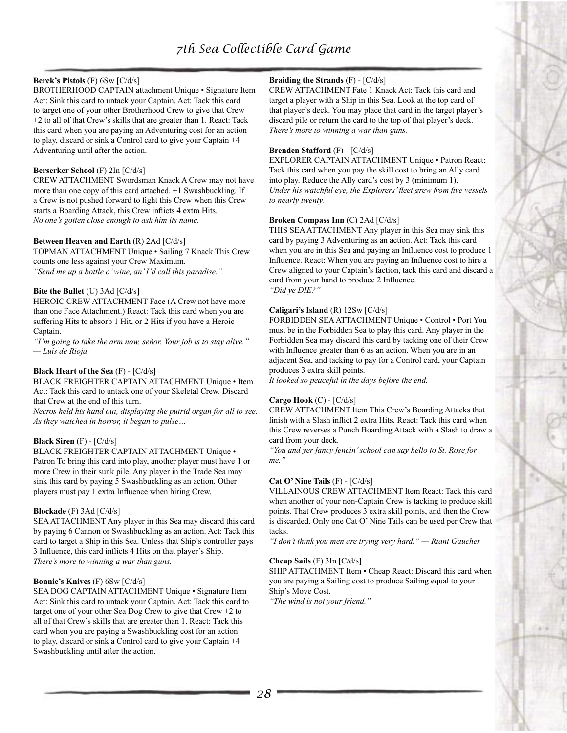**Berek's Pistols** (F) 6Sw [C/d/s]
BROTHERHOOD CAPTAIN attachment Unique • Signature Item Act: Sink this card to untack your Captain. Act: Tack this card to target one of your other Brotherhood Crew to give that Crew +2 to all of that Crew's skills that are greater than 1. React: Tack this card when you are paying an Adventuring cost for an action to play, discard or sink a Control card to give your Captain +4 Adventuring until after the action.

**Berserker School** (F) 2In [C/d/s]
CREW ATTACHMENT Swordsman Knack A Crew may not have more than one copy of this card attached. +1 Swashbuckling. If a Crew is not pushed forward to fight this Crew when this Crew starts a Boarding Attack, this Crew inflicts 4 extra Hits.
*No one's gotten close enough to ask him its name.*

**Between Heaven and Earth** (R) 2Ad [C/d/s]
TOPMAN ATTACHMENT Unique • Sailing 7 Knack This Crew counts one less against your Crew Maximum.
*"Send me up a bottle o' wine, an' I'd call this paradise."*

**Bite the Bullet** (U) 3Ad [C/d/s]
HEROIC CREW ATTACHMENT Face (A Crew not have more than one Face Attachment.) React: Tack this card when you are suffering Hits to absorb 1 Hit, or 2 Hits if you have a Heroic Captain.
*"I'm going to take the arm now, señor. Your job is to stay alive." — Luis de Rioja*

**Black Heart of the Sea** (F) - [C/d/s]
BLACK FREIGHTER CAPTAIN ATTACHMENT Unique • Item Act: Tack this card to untack one of your Skeletal Crew. Discard that Crew at the end of this turn.
*Necros held his hand out, displaying the putrid organ for all to see. As they watched in horror, it began to pulse…*

**Black Siren** (F) - [C/d/s]
BLACK FREIGHTER CAPTAIN ATTACHMENT Unique • Patron To bring this card into play, another player must have 1 or more Crew in their sunk pile. Any player in the Trade Sea may sink this card by paying 5 Swashbuckling as an action. Other players must pay 1 extra Influence when hiring Crew.

**Blockade** (F) 3Ad [C/d/s]
SEA ATTACHMENT Any player in this Sea may discard this card by paying 6 Cannon or Swashbuckling as an action. Act: Tack this card to target a Ship in this Sea. Unless that Ship's controller pays 3 Influence, this card inflicts 4 Hits on that player's Ship.
*There's more to winning a war than guns.*

**Bonnie's Knives** (F) 6Sw [C/d/s]
SEA DOG CAPTAIN ATTACHMENT Unique • Signature Item Act: Sink this card to untack your Captain. Act: Tack this card to target one of your other Sea Dog Crew to give that Crew +2 to all of that Crew's skills that are greater than 1. React: Tack this card when you are paying a Swashbuckling cost for an action to play, discard or sink a Control card to give your Captain +4 Swashbuckling until after the action.

**Braiding the Strands** (F) - [C/d/s]
CREW ATTACHMENT Fate 1 Knack Act: Tack this card and target a player with a Ship in this Sea. Look at the top card of that player's deck. You may place that card in the target player's discard pile or return the card to the top of that player's deck.
*There's more to winning a war than guns.*

**Brenden Stafford** (F) - [C/d/s]
EXPLORER CAPTAIN ATTACHMENT Unique • Patron React: Tack this card when you pay the skill cost to bring an Ally card into play. Reduce the Ally card's cost by 3 (minimum 1).
*Under his watchful eye, the Explorers' fleet grew from five vessels to nearly twenty.*

**Broken Compass Inn** (C) 2Ad [C/d/s]
THIS SEA ATTACHMENT Any player in this Sea may sink this card by paying 3 Adventuring as an action. Act: Tack this card when you are in this Sea and paying an Influence cost to produce 1 Influence. React: When you are paying an Influence cost to hire a Crew aligned to your Captain's faction, tack this card and discard a card from your hand to produce 2 Influence.
*"Did ye DIE?"*

**Caligari's Island** (R) 12Sw [C/d/s]
FORBIDDEN SEA ATTACHMENT Unique • Control • Port You must be in the Forbidden Sea to play this card. Any player in the Forbidden Sea may discard this card by tacking one of their Crew with Influence greater than 6 as an action. When you are in an adjacent Sea, and tacking to pay for a Control card, your Captain produces 3 extra skill points.
*It looked so peaceful in the days before the end.*

**Cargo Hook** (C) - [C/d/s]
CREW ATTACHMENT Item This Crew's Boarding Attacks that finish with a Slash inflict 2 extra Hits. React: Tack this card when this Crew reverses a Punch Boarding Attack with a Slash to draw a card from your deck.
*"You and yer fancy fencin' school can say hello to St. Rose for me."*

**Cat O' Nine Tails** (F) - [C/d/s]
VILLAINOUS CREW ATTACHMENT Item React: Tack this card when another of your non-Captain Crew is tacking to produce skill points. That Crew produces 3 extra skill points, and then the Crew is discarded. Only one Cat O' Nine Tails can be used per Crew that tacks.
*"I don't think you men are trying very hard." — Riant Gaucher*

**Cheap Sails** (F) 3In [C/d/s]
SHIP ATTACHMENT Item • Cheap React: Discard this card when you are paying a Sailing cost to produce Sailing equal to your Ship's Move Cost.
*"The wind is not your friend."*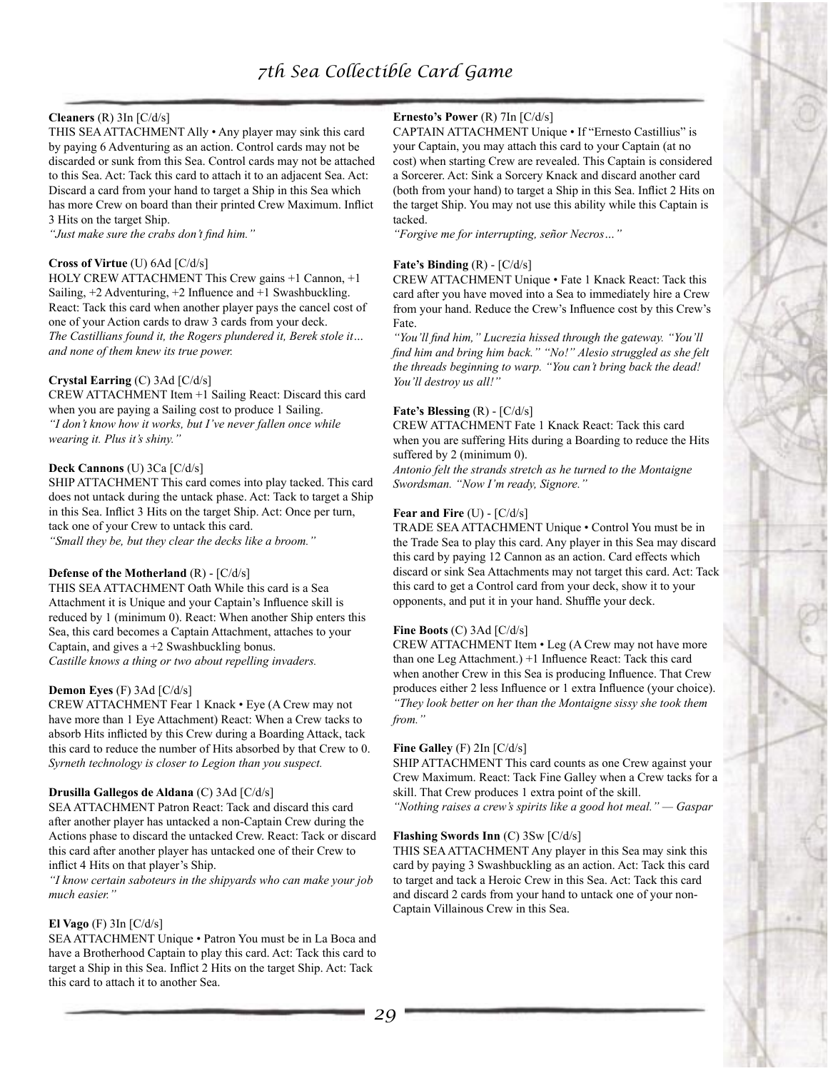**Cleaners** (R) 3In [C/d/s]
THIS SEA ATTACHMENT Ally • Any player may sink this card by paying 6 Adventuring as an action. Control cards may not be discarded or sunk from this Sea. Control cards may not be attached to this Sea. Act: Tack this card to attach it to an adjacent Sea. Act: Discard a card from your hand to target a Ship in this Sea which has more Crew on board than their printed Crew Maximum. Inflict 3 Hits on the target Ship.
*"Just make sure the crabs don't find him."*

**Cross of Virtue** (U) 6Ad [C/d/s]
HOLY CREW ATTACHMENT This Crew gains +1 Cannon, +1 Sailing, +2 Adventuring, +2 Influence and +1 Swashbuckling. React: Tack this card when another player pays the cancel cost of one of your Action cards to draw 3 cards from your deck.
*The Castillians found it, the Rogers plundered it, Berek stole it… and none of them knew its true power.*

**Crystal Earring** (C) 3Ad [C/d/s]
CREW ATTACHMENT Item +1 Sailing React: Discard this card when you are paying a Sailing cost to produce 1 Sailing.
*"I don't know how it works, but I've never fallen once while wearing it. Plus it's shiny."*

**Deck Cannons** (U) 3Ca [C/d/s]
SHIP ATTACHMENT This card comes into play tacked. This card does not untack during the untack phase. Act: Tack to target a Ship in this Sea. Inflict 3 Hits on the target Ship. Act: Once per turn, tack one of your Crew to untack this card.
*"Small they be, but they clear the decks like a broom."*

**Defense of the Motherland** (R) - [C/d/s]
THIS SEA ATTACHMENT Oath While this card is a Sea Attachment it is Unique and your Captain's Influence skill is reduced by 1 (minimum 0). React: When another Ship enters this Sea, this card becomes a Captain Attachment, attaches to your Captain, and gives a +2 Swashbuckling bonus.
*Castille knows a thing or two about repelling invaders.*

**Demon Eyes** (F) 3Ad [C/d/s]
CREW ATTACHMENT Fear 1 Knack • Eye (A Crew may not have more than 1 Eye Attachment) React: When a Crew tacks to absorb Hits inflicted by this Crew during a Boarding Attack, tack this card to reduce the number of Hits absorbed by that Crew to 0.
*Syrneth technology is closer to Legion than you suspect.*

**Drusilla Gallegos de Aldana** (C) 3Ad [C/d/s]
SEA ATTACHMENT Patron React: Tack and discard this card after another player has untacked a non-Captain Crew during the Actions phase to discard the untacked Crew. React: Tack or discard this card after another player has untacked one of their Crew to inflict 4 Hits on that player's Ship.
*"I know certain saboteurs in the shipyards who can make your job much easier."*

**El Vago** (F) 3In [C/d/s]
SEA ATTACHMENT Unique • Patron You must be in La Boca and have a Brotherhood Captain to play this card. Act: Tack this card to target a Ship in this Sea. Inflict 2 Hits on the target Ship. Act: Tack this card to attach it to another Sea.

**Ernesto's Power** (R) 7In [C/d/s]
CAPTAIN ATTACHMENT Unique • If "Ernesto Castillius" is your Captain, you may attach this card to your Captain (at no cost) when starting Crew are revealed. This Captain is considered a Sorcerer. Act: Sink a Sorcery Knack and discard another card (both from your hand) to target a Ship in this Sea. Inflict 2 Hits on the target Ship. You may not use this ability while this Captain is tacked.
*"Forgive me for interrupting, señor Necros…"*

**Fate's Binding** (R) - [C/d/s]
CREW ATTACHMENT Unique • Fate 1 Knack React: Tack this card after you have moved into a Sea to immediately hire a Crew from your hand. Reduce the Crew's Influence cost by this Crew's Fate.
*"You'll find him," Lucrezia hissed through the gateway. "You'll find him and bring him back." "No!" Alesio struggled as she felt the threads beginning to warp. "You can't bring back the dead! You'll destroy us all!"*

**Fate's Blessing** (R) - [C/d/s]
CREW ATTACHMENT Fate 1 Knack React: Tack this card when you are suffering Hits during a Boarding to reduce the Hits suffered by 2 (minimum 0).
*Antonio felt the strands stretch as he turned to the Montaigne Swordsman. "Now I'm ready, Signore."*

**Fear and Fire** (U) - [C/d/s]
TRADE SEA ATTACHMENT Unique • Control You must be in the Trade Sea to play this card. Any player in this Sea may discard this card by paying 12 Cannon as an action. Card effects which discard or sink Sea Attachments may not target this card. Act: Tack this card to get a Control card from your deck, show it to your opponents, and put it in your hand. Shuffle your deck.

**Fine Boots** (C) 3Ad [C/d/s]
CREW ATTACHMENT Item • Leg (A Crew may not have more than one Leg Attachment.) +1 Influence React: Tack this card when another Crew in this Sea is producing Influence. That Crew produces either 2 less Influence or 1 extra Influence (your choice).
*"They look better on her than the Montaigne sissy she took them from."*

**Fine Galley** (F) 2In [C/d/s]
SHIP ATTACHMENT This card counts as one Crew against your Crew Maximum. React: Tack Fine Galley when a Crew tacks for a skill. That Crew produces 1 extra point of the skill.
*"Nothing raises a crew's spirits like a good hot meal." — Gaspar*

**Flashing Swords Inn** (C) 3Sw [C/d/s]
THIS SEA ATTACHMENT Any player in this Sea may sink this card by paying 3 Swashbuckling as an action. Act: Tack this card to target and tack a Heroic Crew in this Sea. Act: Tack this card and discard 2 cards from your hand to untack one of your non-Captain Villainous Crew in this Sea.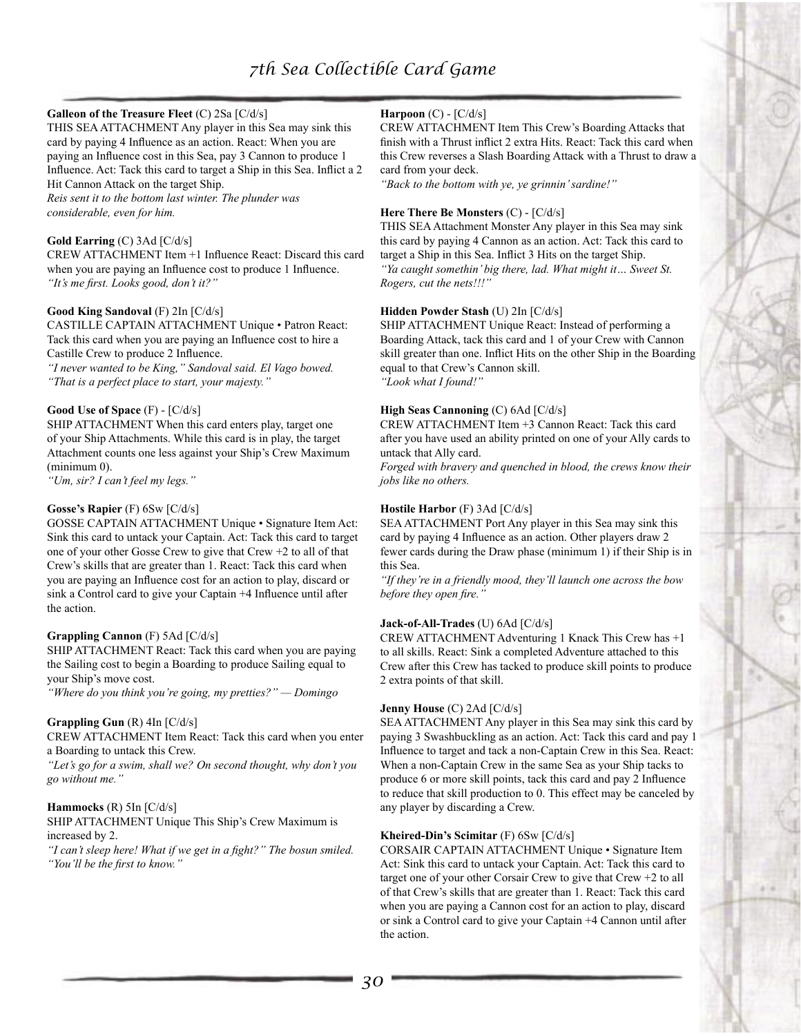**Galleon of the Treasure Fleet** (C) 2Sa [C/d/s]
THIS SEA ATTACHMENT Any player in this Sea may sink this card by paying 4 Influence as an action. React: When you are paying an Influence cost in this Sea, pay 3 Cannon to produce 1 Influence. Act: Tack this card to target a Ship in this Sea. Inflict a 2 Hit Cannon Attack on the target Ship.
*Reis sent it to the bottom last winter. The plunder was considerable, even for him.*

**Gold Earring** (C) 3Ad [C/d/s]
CREW ATTACHMENT Item +1 Influence React: Discard this card when you are paying an Influence cost to produce 1 Influence.
*"It's me first. Looks good, don't it?"*

**Good King Sandoval** (F) 2In [C/d/s]
CASTILLE CAPTAIN ATTACHMENT Unique • Patron React: Tack this card when you are paying an Influence cost to hire a Castille Crew to produce 2 Influence.
*"I never wanted to be King," Sandoval said. El Vago bowed. "That is a perfect place to start, your majesty."*

**Good Use of Space** (F) - [C/d/s]
SHIP ATTACHMENT When this card enters play, target one of your Ship Attachments. While this card is in play, the target Attachment counts one less against your Ship's Crew Maximum (minimum 0).
*"Um, sir? I can't feel my legs."*

**Gosse's Rapier** (F) 6Sw [C/d/s]
GOSSE CAPTAIN ATTACHMENT Unique • Signature Item Act: Sink this card to untack your Captain. Act: Tack this card to target one of your other Gosse Crew to give that Crew +2 to all of that Crew's skills that are greater than 1. React: Tack this card when you are paying an Influence cost for an action to play, discard or sink a Control card to give your Captain +4 Influence until after the action.

**Grappling Cannon** (F) 5Ad [C/d/s]
SHIP ATTACHMENT React: Tack this card when you are paying the Sailing cost to begin a Boarding to produce Sailing equal to your Ship's move cost.
*"Where do you think you're going, my pretties?" — Domingo*

**Grappling Gun** (R) 4In [C/d/s]
CREW ATTACHMENT Item React: Tack this card when you enter a Boarding to untack this Crew.
*"Let's go for a swim, shall we? On second thought, why don't you go without me."*

**Hammocks** (R) 5In [C/d/s]
SHIP ATTACHMENT Unique This Ship's Crew Maximum is increased by 2.
*"I can't sleep here! What if we get in a fight?" The bosun smiled. "You'll be the first to know."*

**Harpoon** (C) - [C/d/s]
CREW ATTACHMENT Item This Crew's Boarding Attacks that finish with a Thrust inflict 2 extra Hits. React: Tack this card when this Crew reverses a Slash Boarding Attack with a Thrust to draw a card from your deck.
*"Back to the bottom with ye, ye grinnin' sardine!"*

**Here There Be Monsters** (C) - [C/d/s]
THIS SEA Attachment Monster Any player in this Sea may sink this card by paying 4 Cannon as an action. Act: Tack this card to target a Ship in this Sea. Inflict 3 Hits on the target Ship.
*"Ya caught somethin' big there, lad. What might it… Sweet St. Rogers, cut the nets!!!"*

**Hidden Powder Stash** (U) 2In [C/d/s]
SHIP ATTACHMENT Unique React: Instead of performing a Boarding Attack, tack this card and 1 of your Crew with Cannon skill greater than one. Inflict Hits on the other Ship in the Boarding equal to that Crew's Cannon skill.
*"Look what I found!"*

**High Seas Cannoning** (C) 6Ad [C/d/s]
CREW ATTACHMENT Item +3 Cannon React: Tack this card after you have used an ability printed on one of your Ally cards to untack that Ally card.
*Forged with bravery and quenched in blood, the crews know their jobs like no others.*

**Hostile Harbor** (F) 3Ad [C/d/s]
SEA ATTACHMENT Port Any player in this Sea may sink this card by paying 4 Influence as an action. Other players draw 2 fewer cards during the Draw phase (minimum 1) if their Ship is in this Sea.
*"If they're in a friendly mood, they'll launch one across the bow before they open fire."*

**Jack-of-All-Trades** (U) 6Ad [C/d/s]
CREW ATTACHMENT Adventuring 1 Knack This Crew has +1 to all skills. React: Sink a completed Adventure attached to this Crew after this Crew has tacked to produce skill points to produce 2 extra points of that skill.

**Jenny House** (C) 2Ad [C/d/s]
SEA ATTACHMENT Any player in this Sea may sink this card by paying 3 Swashbuckling as an action. Act: Tack this card and pay 1 Influence to target and tack a non-Captain Crew in this Sea. React: When a non-Captain Crew in the same Sea as your Ship tacks to produce 6 or more skill points, tack this card and pay 2 Influence to reduce that skill production to 0. This effect may be canceled by any player by discarding a Crew.

**Kheired-Din's Scimitar** (F) 6Sw [C/d/s]
CORSAIR CAPTAIN ATTACHMENT Unique • Signature Item Act: Sink this card to untack your Captain. Act: Tack this card to target one of your other Corsair Crew to give that Crew +2 to all of that Crew's skills that are greater than 1. React: Tack this card when you are paying a Cannon cost for an action to play, discard or sink a Control card to give your Captain +4 Cannon until after the action.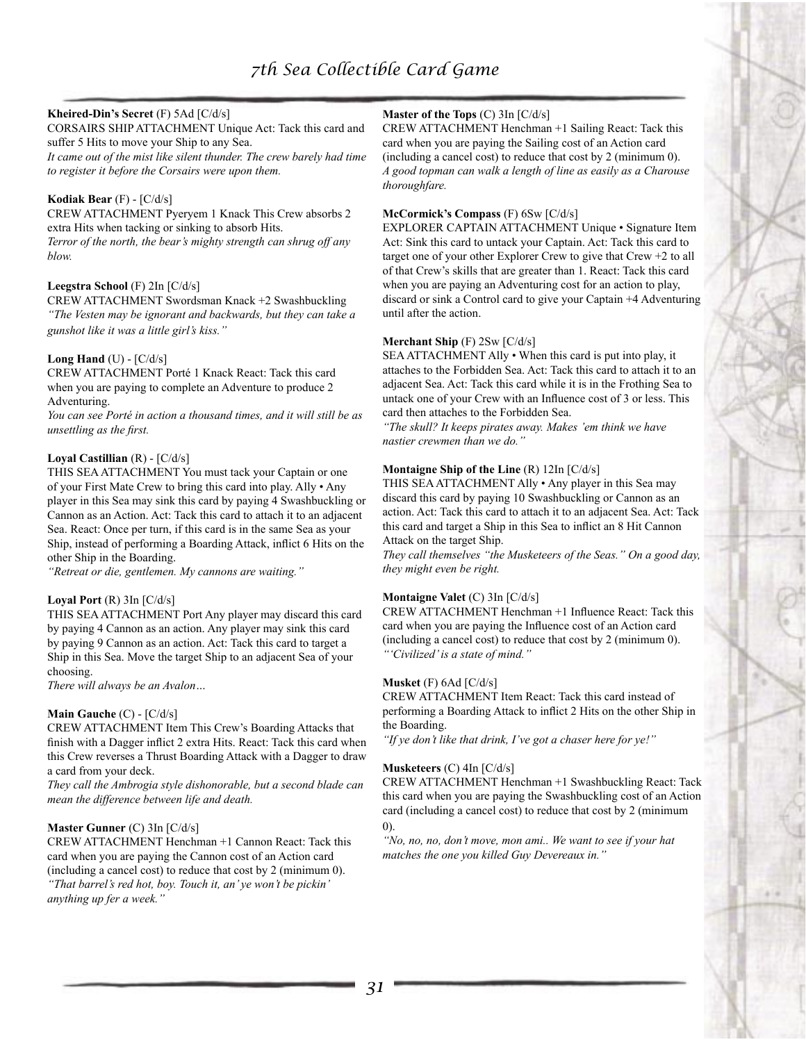**Kheired-Din's Secret** (F) 5Ad [C/d/s]
CORSAIRS SHIP ATTACHMENT Unique Act: Tack this card and suffer 5 Hits to move your Ship to any Sea.
*It came out of the mist like silent thunder. The crew barely had time to register it before the Corsairs were upon them.*

**Kodiak Bear** (F) - [C/d/s]
CREW ATTACHMENT Pyeryem 1 Knack This Crew absorbs 2 extra Hits when tacking or sinking to absorb Hits.
*Terror of the north, the bear's mighty strength can shrug off any blow.*

**Leegstra School** (F) 2In [C/d/s]
CREW ATTACHMENT Swordsman Knack +2 Swashbuckling
*"The Vesten may be ignorant and backwards, but they can take a gunshot like it was a little girl's kiss."*

**Long Hand** (U) - [C/d/s]
CREW ATTACHMENT Porté 1 Knack React: Tack this card when you are paying to complete an Adventure to produce 2 Adventuring.
*You can see Porté in action a thousand times, and it will still be as unsettling as the first.*

**Loyal Castillian** (R) - [C/d/s]
THIS SEA ATTACHMENT You must tack your Captain or one of your First Mate Crew to bring this card into play. Ally • Any player in this Sea may sink this card by paying 4 Swashbuckling or Cannon as an Action. Act: Tack this card to attach it to an adjacent Sea. React: Once per turn, if this card is in the same Sea as your Ship, instead of performing a Boarding Attack, inflict 6 Hits on the other Ship in the Boarding.
*"Retreat or die, gentlemen. My cannons are waiting."*

**Loyal Port** (R) 3In [C/d/s]
THIS SEA ATTACHMENT Port Any player may discard this card by paying 4 Cannon as an action. Any player may sink this card by paying 9 Cannon as an action. Act: Tack this card to target a Ship in this Sea. Move the target Ship to an adjacent Sea of your choosing.
*There will always be an Avalon…*

**Main Gauche** (C) - [C/d/s]
CREW ATTACHMENT Item This Crew's Boarding Attacks that finish with a Dagger inflict 2 extra Hits. React: Tack this card when this Crew reverses a Thrust Boarding Attack with a Dagger to draw a card from your deck.
*They call the Ambrogia style dishonorable, but a second blade can mean the difference between life and death.*

**Master Gunner** (C) 3In [C/d/s]
CREW ATTACHMENT Henchman +1 Cannon React: Tack this card when you are paying the Cannon cost of an Action card (including a cancel cost) to reduce that cost by 2 (minimum 0).
*"That barrel's red hot, boy. Touch it, an' ye won't be pickin' anything up fer a week."*

**Master of the Tops** (C) 3In [C/d/s]
CREW ATTACHMENT Henchman +1 Sailing React: Tack this card when you are paying the Sailing cost of an Action card (including a cancel cost) to reduce that cost by 2 (minimum 0).
*A good topman can walk a length of line as easily as a Charouse thoroughfare.*

**McCormick's Compass** (F) 6Sw [C/d/s]
EXPLORER CAPTAIN ATTACHMENT Unique • Signature Item Act: Sink this card to untack your Captain. Act: Tack this card to target one of your other Explorer Crew to give that Crew +2 to all of that Crew's skills that are greater than 1. React: Tack this card when you are paying an Adventuring cost for an action to play, discard or sink a Control card to give your Captain +4 Adventuring until after the action.

**Merchant Ship** (F) 2Sw [C/d/s]
SEA ATTACHMENT Ally • When this card is put into play, it attaches to the Forbidden Sea. Act: Tack this card to attach it to an adjacent Sea. Act: Tack this card while it is in the Frothing Sea to untack one of your Crew with an Influence cost of 3 or less. This card then attaches to the Forbidden Sea.
*"The skull? It keeps pirates away. Makes 'em think we have nastier crewmen than we do."*

**Montaigne Ship of the Line** (R) 12In [C/d/s]
THIS SEA ATTACHMENT Ally • Any player in this Sea may discard this card by paying 10 Swashbuckling or Cannon as an action. Act: Tack this card to attach it to an adjacent Sea. Act: Tack this card and target a Ship in this Sea to inflict an 8 Hit Cannon Attack on the target Ship.
*They call themselves "the Musketeers of the Seas." On a good day, they might even be right.*

**Montaigne Valet** (C) 3In [C/d/s]
CREW ATTACHMENT Henchman +1 Influence React: Tack this card when you are paying the Influence cost of an Action card (including a cancel cost) to reduce that cost by 2 (minimum 0).
*"'Civilized' is a state of mind."*

**Musket** (F) 6Ad [C/d/s]
CREW ATTACHMENT Item React: Tack this card instead of performing a Boarding Attack to inflict 2 Hits on the other Ship in the Boarding.
*"If ye don't like that drink, I've got a chaser here for ye!"*

**Musketeers** (C) 4In [C/d/s]
CREW ATTACHMENT Henchman +1 Swashbuckling React: Tack this card when you are paying the Swashbuckling cost of an Action card (including a cancel cost) to reduce that cost by 2 (minimum 0).
*"No, no, no, don't move, mon ami.. We want to see if your hat matches the one you killed Guy Devereaux in."*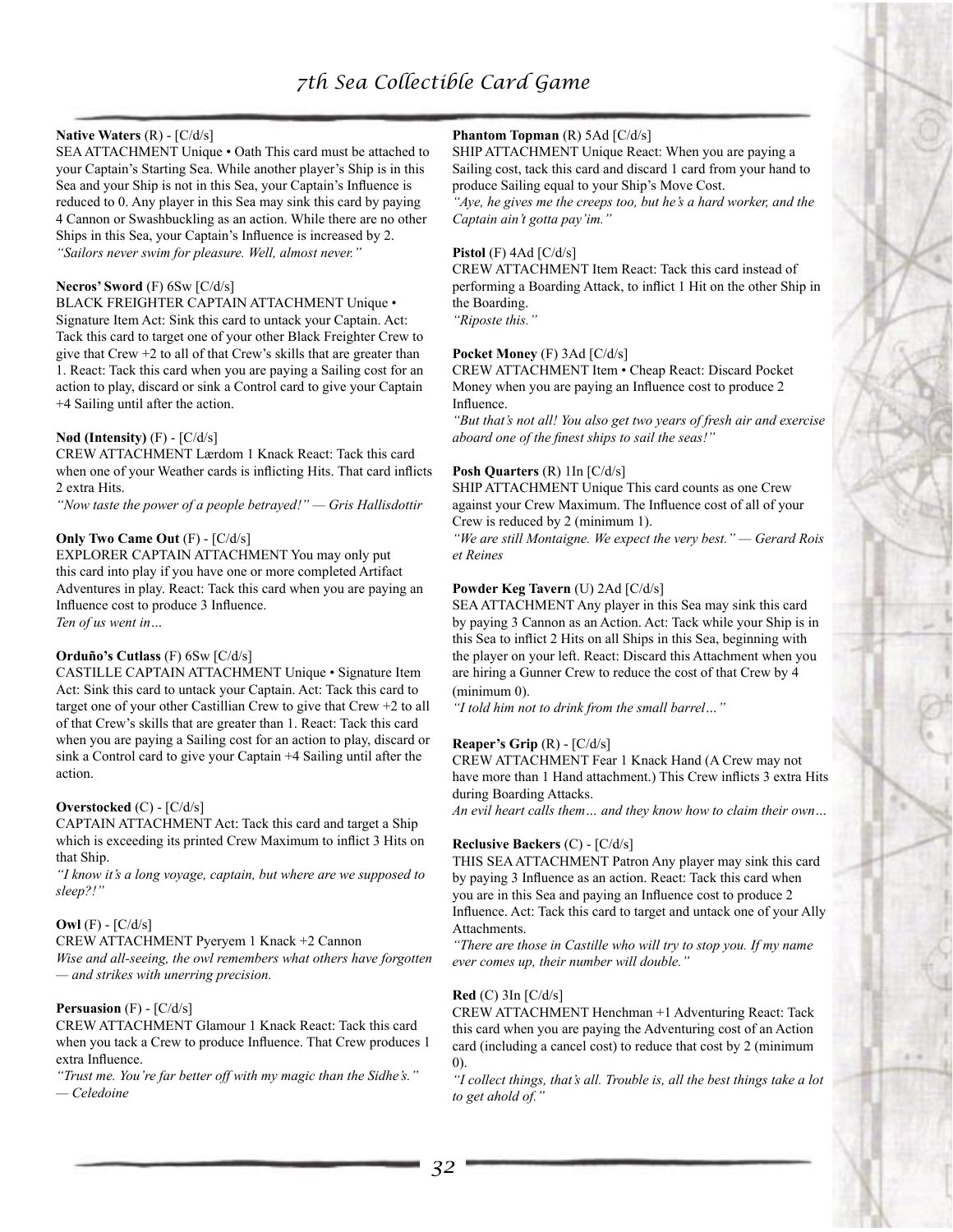**Native Waters** (R) - [C/d/s]
SEA ATTACHMENT Unique • Oath This card must be attached to your Captain's Starting Sea. While another player's Ship is in this Sea and your Ship is not in this Sea, your Captain's Influence is reduced to 0. Any player in this Sea may sink this card by paying 4 Cannon or Swashbuckling as an action. While there are no other Ships in this Sea, your Captain's Influence is increased by 2.
*"Sailors never swim for pleasure. Well, almost never."*

**Necros' Sword** (F) 6Sw [C/d/s]
BLACK FREIGHTER CAPTAIN ATTACHMENT Unique • Signature Item Act: Sink this card to untack your Captain. Act: Tack this card to target one of your other Black Freighter Crew to give that Crew +2 to all of that Crew's skills that are greater than 1. React: Tack this card when you are paying a Sailing cost for an action to play, discard or sink a Control card to give your Captain +4 Sailing until after the action.

**Nød (Intensity)** (F) - [C/d/s]
CREW ATTACHMENT Lærdom 1 Knack React: Tack this card when one of your Weather cards is inflicting Hits. That card inflicts 2 extra Hits.
*"Now taste the power of a people betrayed!" — Gris Hallisdottir*

**Only Two Came Out** (F) - [C/d/s]
EXPLORER CAPTAIN ATTACHMENT You may only put this card into play if you have one or more completed Artifact Adventures in play. React: Tack this card when you are paying an Influence cost to produce 3 Influence.
*Ten of us went in…*

**Orduño's Cutlass** (F) 6Sw [C/d/s]
CASTILLE CAPTAIN ATTACHMENT Unique • Signature Item Act: Sink this card to untack your Captain. Act: Tack this card to target one of your other Castillian Crew to give that Crew +2 to all of that Crew's skills that are greater than 1. React: Tack this card when you are paying a Sailing cost for an action to play, discard or sink a Control card to give your Captain +4 Sailing until after the action.

**Overstocked** (C) - [C/d/s]
CAPTAIN ATTACHMENT Act: Tack this card and target a Ship which is exceeding its printed Crew Maximum to inflict 3 Hits on that Ship.
*"I know it's a long voyage, captain, but where are we supposed to sleep?!"*

**Owl** (F) - [C/d/s]
CREW ATTACHMENT Pyeryem 1 Knack +2 Cannon
*Wise and all-seeing, the owl remembers what others have forgotten — and strikes with unerring precision.*

**Persuasion** (F) - [C/d/s]
CREW ATTACHMENT Glamour 1 Knack React: Tack this card when you tack a Crew to produce Influence. That Crew produces 1 extra Influence.
*"Trust me. You're far better off with my magic than the Sidhe's." — Celedoine*

**Phantom Topman** (R) 5Ad [C/d/s]
SHIP ATTACHMENT Unique React: When you are paying a Sailing cost, tack this card and discard 1 card from your hand to produce Sailing equal to your Ship's Move Cost.
*"Aye, he gives me the creeps too, but he's a hard worker, and the Captain ain't gotta pay'im."*

**Pistol** (F) 4Ad [C/d/s]
CREW ATTACHMENT Item React: Tack this card instead of performing a Boarding Attack, to inflict 1 Hit on the other Ship in the Boarding.
*"Riposte this."*

**Pocket Money** (F) 3Ad [C/d/s]
CREW ATTACHMENT Item • Cheap React: Discard Pocket Money when you are paying an Influence cost to produce 2 Influence.
*"But that's not all! You also get two years of fresh air and exercise aboard one of the finest ships to sail the seas!"*

**Posh Quarters** (R) 1In [C/d/s]
SHIP ATTACHMENT Unique This card counts as one Crew against your Crew Maximum. The Influence cost of all of your Crew is reduced by 2 (minimum 1).
*"We are still Montaigne. We expect the very best." — Gerard Rois et Reines*

**Powder Keg Tavern** (U) 2Ad [C/d/s]
SEA ATTACHMENT Any player in this Sea may sink this card by paying 3 Cannon as an Action. Act: Tack while your Ship is in this Sea to inflict 2 Hits on all Ships in this Sea, beginning with the player on your left. React: Discard this Attachment when you are hiring a Gunner Crew to reduce the cost of that Crew by 4 (minimum 0).
*"I told him not to drink from the small barrel…"*

**Reaper's Grip** (R) - [C/d/s]
CREW ATTACHMENT Fear 1 Knack Hand (A Crew may not have more than 1 Hand attachment.) This Crew inflicts 3 extra Hits during Boarding Attacks.
*An evil heart calls them… and they know how to claim their own…*

**Reclusive Backers** (C) - [C/d/s]
THIS SEA ATTACHMENT Patron Any player may sink this card by paying 3 Influence as an action. React: Tack this card when you are in this Sea and paying an Influence cost to produce 2 Influence. Act: Tack this card to target and untack one of your Ally Attachments.
*"There are those in Castille who will try to stop you. If my name ever comes up, their number will double."*

**Red** (C) 3In [C/d/s]
CREW ATTACHMENT Henchman +1 Adventuring React: Tack this card when you are paying the Adventuring cost of an Action card (including a cancel cost) to reduce that cost by 2 (minimum 0).
*"I collect things, that's all. Trouble is, all the best things take a lot to get ahold of."*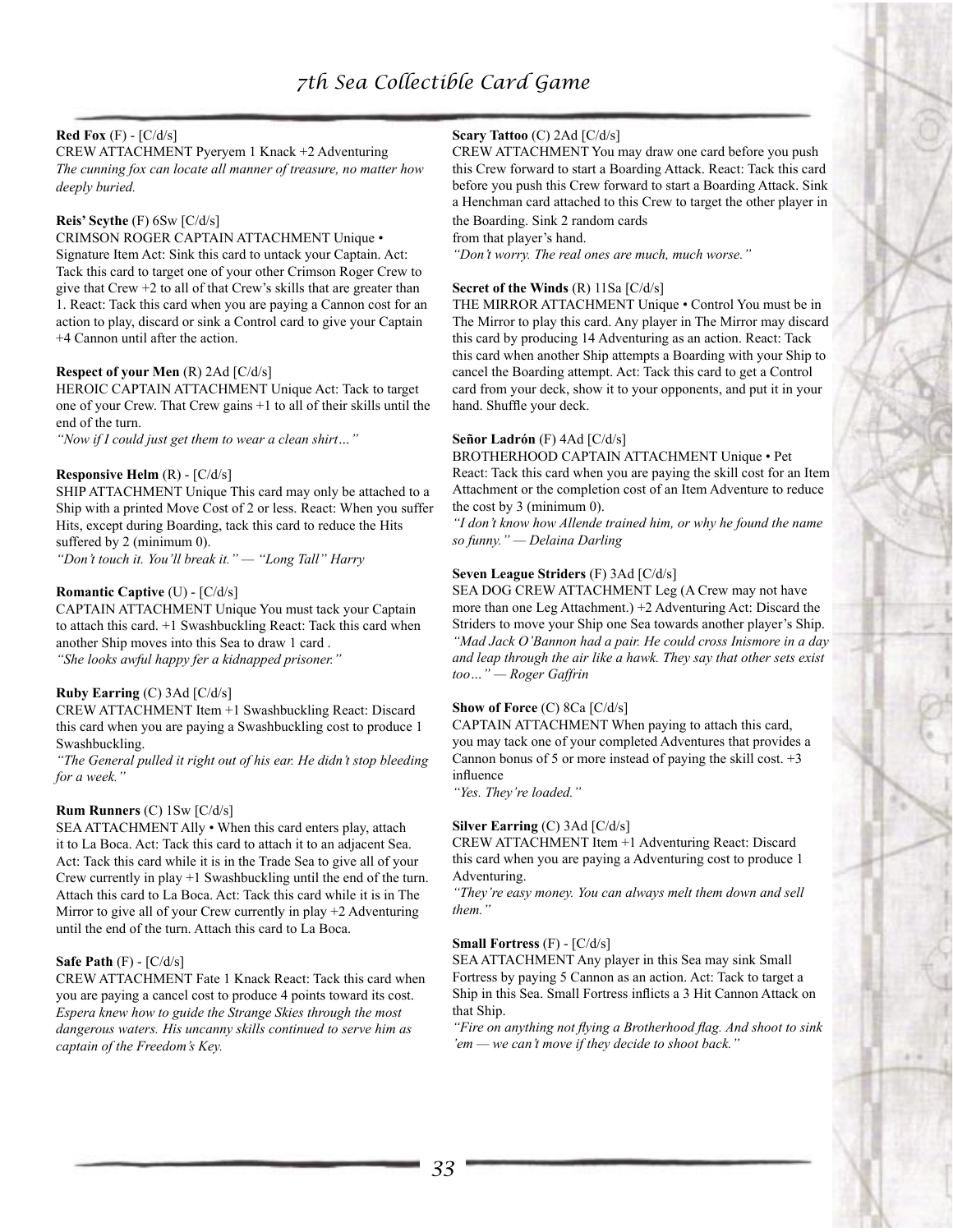**Red Fox** (F) - [C/d/s]
CREW ATTACHMENT Pyeryem 1 Knack +2 Adventuring
*The cunning fox can locate all manner of treasure, no matter how deeply buried.*

**Reis' Scythe** (F) 6Sw [C/d/s]
CRIMSON ROGER CAPTAIN ATTACHMENT Unique • Signature Item Act: Sink this card to untack your Captain. Act: Tack this card to target one of your other Crimson Roger Crew to give that Crew +2 to all of that Crew's skills that are greater than 1. React: Tack this card when you are paying a Cannon cost for an action to play, discard or sink a Control card to give your Captain +4 Cannon until after the action.

**Respect of your Men** (R) 2Ad [C/d/s]
HEROIC CAPTAIN ATTACHMENT Unique Act: Tack to target one of your Crew. That Crew gains +1 to all of their skills until the end of the turn.
*"Now if I could just get them to wear a clean shirt…"*

**Responsive Helm** (R) - [C/d/s]
SHIP ATTACHMENT Unique This card may only be attached to a Ship with a printed Move Cost of 2 or less. React: When you suffer Hits, except during Boarding, tack this card to reduce the Hits suffered by 2 (minimum 0).
*"Don't touch it. You'll break it." — "Long Tall" Harry*

**Romantic Captive** (U) - [C/d/s]
CAPTAIN ATTACHMENT Unique You must tack your Captain to attach this card. +1 Swashbuckling React: Tack this card when another Ship moves into this Sea to draw 1 card .
*"She looks awful happy fer a kidnapped prisoner."*

**Ruby Earring** (C) 3Ad [C/d/s]
CREW ATTACHMENT Item +1 Swashbuckling React: Discard this card when you are paying a Swashbuckling cost to produce 1 Swashbuckling.
*"The General pulled it right out of his ear. He didn't stop bleeding for a week."*

**Rum Runners** (C) 1Sw [C/d/s]
SEA ATTACHMENT Ally • When this card enters play, attach it to La Boca. Act: Tack this card to attach it to an adjacent Sea. Act: Tack this card while it is in the Trade Sea to give all of your Crew currently in play +1 Swashbuckling until the end of the turn. Attach this card to La Boca. Act: Tack this card while it is in The Mirror to give all of your Crew currently in play +2 Adventuring until the end of the turn. Attach this card to La Boca.

**Safe Path** (F) - [C/d/s]
CREW ATTACHMENT Fate 1 Knack React: Tack this card when you are paying a cancel cost to produce 4 points toward its cost.
*Espera knew how to guide the Strange Skies through the most dangerous waters. His uncanny skills continued to serve him as captain of the Freedom's Key.*

**Scary Tattoo** (C) 2Ad [C/d/s]
CREW ATTACHMENT You may draw one card before you push this Crew forward to start a Boarding Attack. React: Tack this card before you push this Crew forward to start a Boarding Attack. Sink a Henchman card attached to this Crew to target the other player in the Boarding. Sink 2 random cards from that player's hand.
*"Don't worry. The real ones are much, much worse."*

**Secret of the Winds** (R) 11Sa [C/d/s]
THE MIRROR ATTACHMENT Unique • Control You must be in The Mirror to play this card. Any player in The Mirror may discard this card by producing 14 Adventuring as an action. React: Tack this card when another Ship attempts a Boarding with your Ship to cancel the Boarding attempt. Act: Tack this card to get a Control card from your deck, show it to your opponents, and put it in your hand. Shuffle your deck.

**Señor Ladrón** (F) 4Ad [C/d/s]
BROTHERHOOD CAPTAIN ATTACHMENT Unique • Pet React: Tack this card when you are paying the skill cost for an Item Attachment or the completion cost of an Item Adventure to reduce the cost by 3 (minimum 0).
*"I don't know how Allende trained him, or why he found the name so funny." — Delaina Darling*

**Seven League Striders** (F) 3Ad [C/d/s]
SEA DOG CREW ATTACHMENT Leg (A Crew may not have more than one Leg Attachment.) +2 Adventuring Act: Discard the Striders to move your Ship one Sea towards another player's Ship.
*"Mad Jack O'Bannon had a pair. He could cross Inismore in a day and leap through the air like a hawk. They say that other sets exist too…" — Roger Gaffrin*

**Show of Force** (C) 8Ca [C/d/s]
CAPTAIN ATTACHMENT When paying to attach this card, you may tack one of your completed Adventures that provides a Cannon bonus of 5 or more instead of paying the skill cost. +3 influence
*"Yes. They're loaded."*

**Silver Earring** (C) 3Ad [C/d/s]
CREW ATTACHMENT Item +1 Adventuring React: Discard this card when you are paying a Adventuring cost to produce 1 Adventuring.
*"They're easy money. You can always melt them down and sell them."*

**Small Fortress** (F) - [C/d/s]
SEA ATTACHMENT Any player in this Sea may sink Small Fortress by paying 5 Cannon as an action. Act: Tack to target a Ship in this Sea. Small Fortress inflicts a 3 Hit Cannon Attack on that Ship.
*"Fire on anything not flying a Brotherhood flag. And shoot to sink 'em — we can't move if they decide to shoot back."*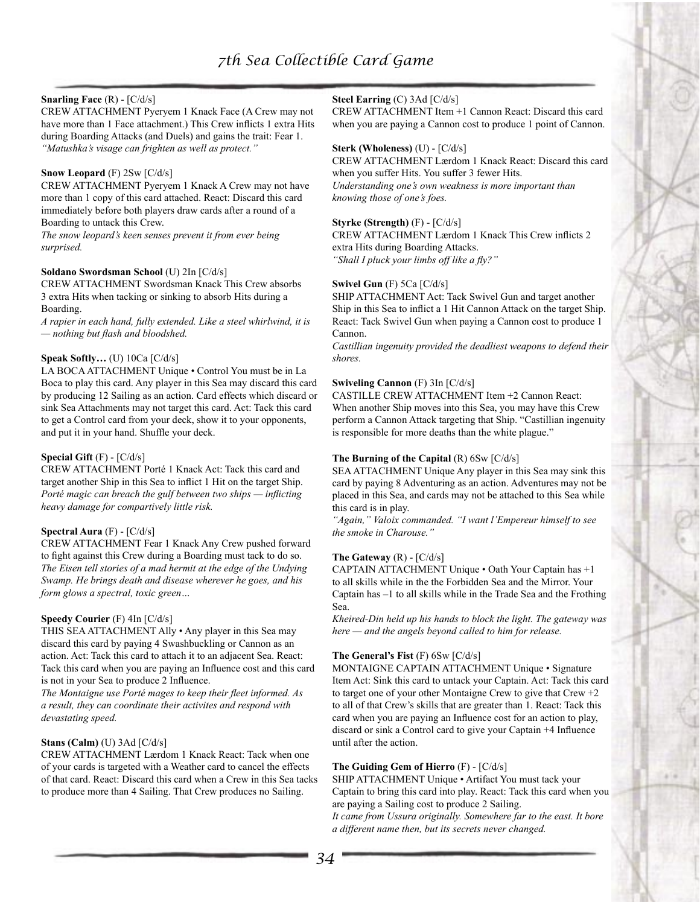**Snarling Face** (R) - [C/d/s]
CREW ATTACHMENT Pyeryem 1 Knack Face (A Crew may not have more than 1 Face attachment.) This Crew inflicts 1 extra Hits during Boarding Attacks (and Duels) and gains the trait: Fear 1.
*"Matushka's visage can frighten as well as protect."*

**Snow Leopard** (F) 2Sw [C/d/s]
CREW ATTACHMENT Pyeryem 1 Knack A Crew may not have more than 1 copy of this card attached. React: Discard this card immediately before both players draw cards after a round of a Boarding to untack this Crew.
*The snow leopard's keen senses prevent it from ever being surprised.*

**Soldano Swordsman School** (U) 2In [C/d/s]
CREW ATTACHMENT Swordsman Knack This Crew absorbs 3 extra Hits when tacking or sinking to absorb Hits during a Boarding.
*A rapier in each hand, fully extended. Like a steel whirlwind, it is — nothing but flash and bloodshed.*

**Speak Softly…** (U) 10Ca [C/d/s]
LA BOCA ATTACHMENT Unique • Control You must be in La Boca to play this card. Any player in this Sea may discard this card by producing 12 Sailing as an action. Card effects which discard or sink Sea Attachments may not target this card. Act: Tack this card to get a Control card from your deck, show it to your opponents, and put it in your hand. Shuffle your deck.

**Special Gift** (F) - [C/d/s]
CREW ATTACHMENT Porté 1 Knack Act: Tack this card and target another Ship in this Sea to inflict 1 Hit on the target Ship.
*Porté magic can breach the gulf between two ships — inflicting heavy damage for compartively little risk.*

**Spectral Aura** (F) - [C/d/s]
CREW ATTACHMENT Fear 1 Knack Any Crew pushed forward to fight against this Crew during a Boarding must tack to do so.
*The Eisen tell stories of a mad hermit at the edge of the Undying Swamp. He brings death and disease wherever he goes, and his form glows a spectral, toxic green…*

**Speedy Courier** (F) 4In [C/d/s]
THIS SEA ATTACHMENT Ally • Any player in this Sea may discard this card by paying 4 Swashbuckling or Cannon as an action. Act: Tack this card to attach it to an adjacent Sea. React: Tack this card when you are paying an Influence cost and this card is not in your Sea to produce 2 Influence.
*The Montaigne use Porté mages to keep their fleet informed. As a result, they can coordinate their activites and respond with devastating speed.*

**Stans (Calm)** (U) 3Ad [C/d/s]
CREW ATTACHMENT Lærdom 1 Knack React: Tack when one of your cards is targeted with a Weather card to cancel the effects of that card. React: Discard this card when a Crew in this Sea tacks to produce more than 4 Sailing. That Crew produces no Sailing.

**Steel Earring** (C) 3Ad [C/d/s]
CREW ATTACHMENT Item +1 Cannon React: Discard this card when you are paying a Cannon cost to produce 1 point of Cannon.

**Sterk (Wholeness)** (U) - [C/d/s]
CREW ATTACHMENT Lærdom 1 Knack React: Discard this card when you suffer Hits. You suffer 3 fewer Hits.
*Understanding one's own weakness is more important than knowing those of one's foes.*

**Styrke (Strength)** (F) - [C/d/s]
CREW ATTACHMENT Lærdom 1 Knack This Crew inflicts 2 extra Hits during Boarding Attacks.
*"Shall I pluck your limbs off like a fly?"*

**Swivel Gun** (F) 5Ca [C/d/s]
SHIP ATTACHMENT Act: Tack Swivel Gun and target another Ship in this Sea to inflict a 1 Hit Cannon Attack on the target Ship. React: Tack Swivel Gun when paying a Cannon cost to produce 1 Cannon.
*Castillian ingenuity provided the deadliest weapons to defend their shores.*

**Swiveling Cannon** (F) 3In [C/d/s]
CASTILLE CREW ATTACHMENT Item +2 Cannon React: When another Ship moves into this Sea, you may have this Crew perform a Cannon Attack targeting that Ship. "Castillian ingenuity is responsible for more deaths than the white plague."

**The Burning of the Capital** (R) 6Sw [C/d/s]
SEA ATTACHMENT Unique Any player in this Sea may sink this card by paying 8 Adventuring as an action. Adventures may not be placed in this Sea, and cards may not be attached to this Sea while this card is in play.
*"Again," Valoix commanded. "I want l'Empereur himself to see the smoke in Charouse."*

**The Gateway** (R) - [C/d/s]
CAPTAIN ATTACHMENT Unique • Oath Your Captain has +1 to all skills while in the the Forbidden Sea and the Mirror. Your Captain has –1 to all skills while in the Trade Sea and the Frothing Sea.
*Kheired-Din held up his hands to block the light. The gateway was here — and the angels beyond called to him for release.*

**The General's Fist** (F) 6Sw [C/d/s]
MONTAIGNE CAPTAIN ATTACHMENT Unique • Signature Item Act: Sink this card to untack your Captain. Act: Tack this card to target one of your other Montaigne Crew to give that Crew +2 to all of that Crew's skills that are greater than 1. React: Tack this card when you are paying an Influence cost for an action to play, discard or sink a Control card to give your Captain +4 Influence until after the action.

**The Guiding Gem of Hierro** (F) - [C/d/s]
SHIP ATTACHMENT Unique • Artifact You must tack your Captain to bring this card into play. React: Tack this card when you are paying a Sailing cost to produce 2 Sailing.
*It came from Ussura originally. Somewhere far to the east. It bore a different name then, but its secrets never changed.*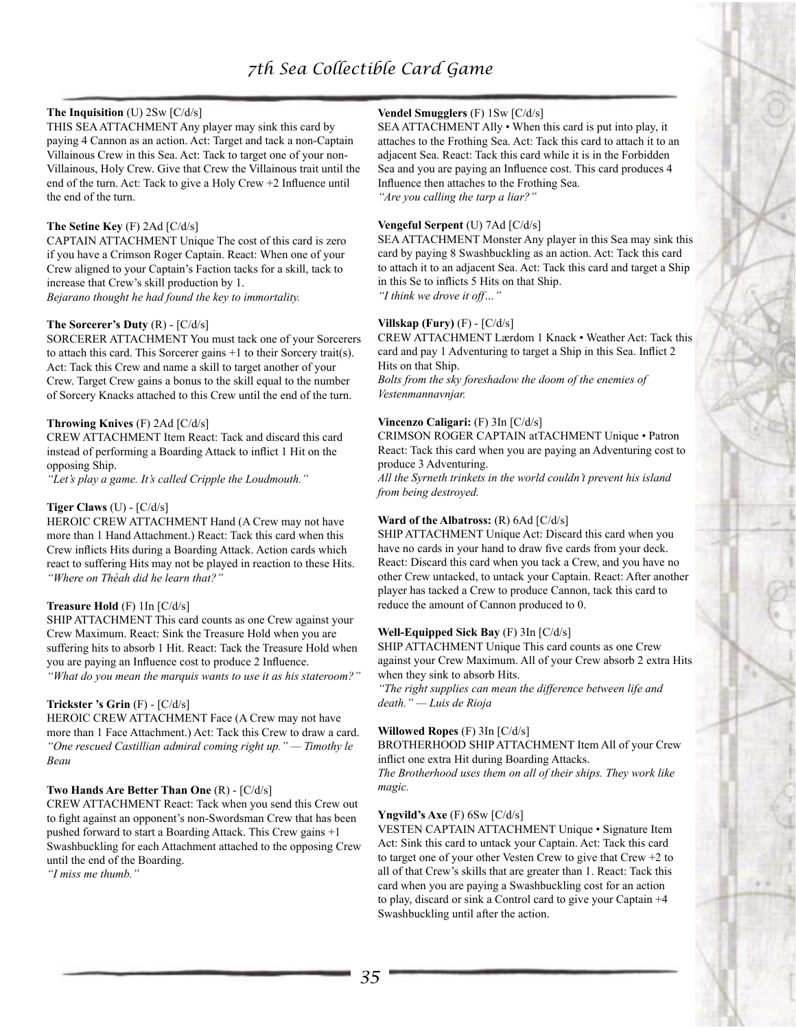**The Inquisition** (U) 2Sw [C/d/s]
THIS SEA ATTACHMENT Any player may sink this card by paying 4 Cannon as an action. Act: Target and tack a non-Captain Villainous Crew in this Sea. Act: Tack to target one of your non-Villainous, Holy Crew. Give that Crew the Villainous trait until the end of the turn. Act: Tack to give a Holy Crew +2 Influence until the end of the turn.

**The Setine Key** (F) 2Ad [C/d/s]
CAPTAIN ATTACHMENT Unique The cost of this card is zero if you have a Crimson Roger Captain. React: When one of your Crew aligned to your Captain's Faction tacks for a skill, tack to increase that Crew's skill production by 1.
*Bejarano thought he had found the key to immortality.*

**The Sorcerer's Duty** (R) - [C/d/s]
SORCERER ATTACHMENT You must tack one of your Sorcerers to attach this card. This Sorcerer gains +1 to their Sorcery trait(s). Act: Tack this Crew and name a skill to target another of your Crew. Target Crew gains a bonus to the skill equal to the number of Sorcery Knacks attached to this Crew until the end of the turn.

**Throwing Knives** (F) 2Ad [C/d/s]
CREW ATTACHMENT Item React: Tack and discard this card instead of performing a Boarding Attack to inflict 1 Hit on the opposing Ship.
*"Let's play a game. It's called Cripple the Loudmouth."*

**Tiger Claws** (U) - [C/d/s]
HEROIC CREW ATTACHMENT Hand (A Crew may not have more than 1 Hand Attachment.) React: Tack this card when this Crew inflicts Hits during a Boarding Attack. Action cards which react to suffering Hits may not be played in reaction to these Hits.
*"Where on Théah did he learn that?"*

**Treasure Hold** (F) 1In [C/d/s]
SHIP ATTACHMENT This card counts as one Crew against your Crew Maximum. React: Sink the Treasure Hold when you are suffering hits to absorb 1 Hit. React: Tack the Treasure Hold when you are paying an Influence cost to produce 2 Influence.
*"What do you mean the marquis wants to use it as his stateroom?"*

**Trickster 's Grin** (F) - [C/d/s]
HEROIC CREW ATTACHMENT Face (A Crew may not have more than 1 Face Attachment.) Act: Tack this Crew to draw a card.
*"One rescued Castillian admiral coming right up." — Timothy le Beau*

**Two Hands Are Better Than One** (R) - [C/d/s]
CREW ATTACHMENT React: Tack when you send this Crew out to fight against an opponent's non-Swordsman Crew that has been pushed forward to start a Boarding Attack. This Crew gains +1 Swashbuckling for each Attachment attached to the opposing Crew until the end of the Boarding.
*"I miss me thumb."*

**Vendel Smugglers** (F) 1Sw [C/d/s]
SEA ATTACHMENT Ally • When this card is put into play, it attaches to the Frothing Sea. Act: Tack this card to attach it to an adjacent Sea. React: Tack this card while it is in the Forbidden Sea and you are paying an Influence cost. This card produces 4 Influence then attaches to the Frothing Sea.
*"Are you calling the tarp a liar?"*

**Vengeful Serpent** (U) 7Ad [C/d/s]
SEA ATTACHMENT Monster Any player in this Sea may sink this card by paying 8 Swashbuckling as an action. Act: Tack this card to attach it to an adjacent Sea. Act: Tack this card and target a Ship in this Se to inflicts 5 Hits on that Ship.
*"I think we drove it off…"*

**Villskap (Fury)** (F) - [C/d/s]
CREW ATTACHMENT Lærdom 1 Knack • Weather Act: Tack this card and pay 1 Adventuring to target a Ship in this Sea. Inflict 2 Hits on that Ship.
*Bolts from the sky foreshadow the doom of the enemies of Vestenmannavnjar.*

**Vincenzo Caligari:** (F) 3In [C/d/s]
CRIMSON ROGER CAPTAIN atTACHMENT Unique • Patron React: Tack this card when you are paying an Adventuring cost to produce 3 Adventuring.
*All the Syrneth trinkets in the world couldn't prevent his island from being destroyed.*

**Ward of the Albatross:** (R) 6Ad [C/d/s]
SHIP ATTACHMENT Unique Act: Discard this card when you have no cards in your hand to draw five cards from your deck. React: Discard this card when you tack a Crew, and you have no other Crew untacked, to untack your Captain. React: After another player has tacked a Crew to produce Cannon, tack this card to reduce the amount of Cannon produced to 0.

**Well-Equipped Sick Bay** (F) 3In [C/d/s]
SHIP ATTACHMENT Unique This card counts as one Crew against your Crew Maximum. All of your Crew absorb 2 extra Hits when they sink to absorb Hits.
*"The right supplies can mean the difference between life and death." — Luis de Rioja*

**Willowed Ropes** (F) 3In [C/d/s]
BROTHERHOOD SHIP ATTACHMENT Item All of your Crew inflict one extra Hit during Boarding Attacks.
*The Brotherhood uses them on all of their ships. They work like magic.*

**Yngvild's Axe** (F) 6Sw [C/d/s]
VESTEN CAPTAIN ATTACHMENT Unique • Signature Item Act: Sink this card to untack your Captain. Act: Tack this card to target one of your other Vesten Crew to give that Crew +2 to all of that Crew's skills that are greater than 1. React: Tack this card when you are paying a Swashbuckling cost for an action to play, discard or sink a Control card to give your Captain +4 Swashbuckling until after the action.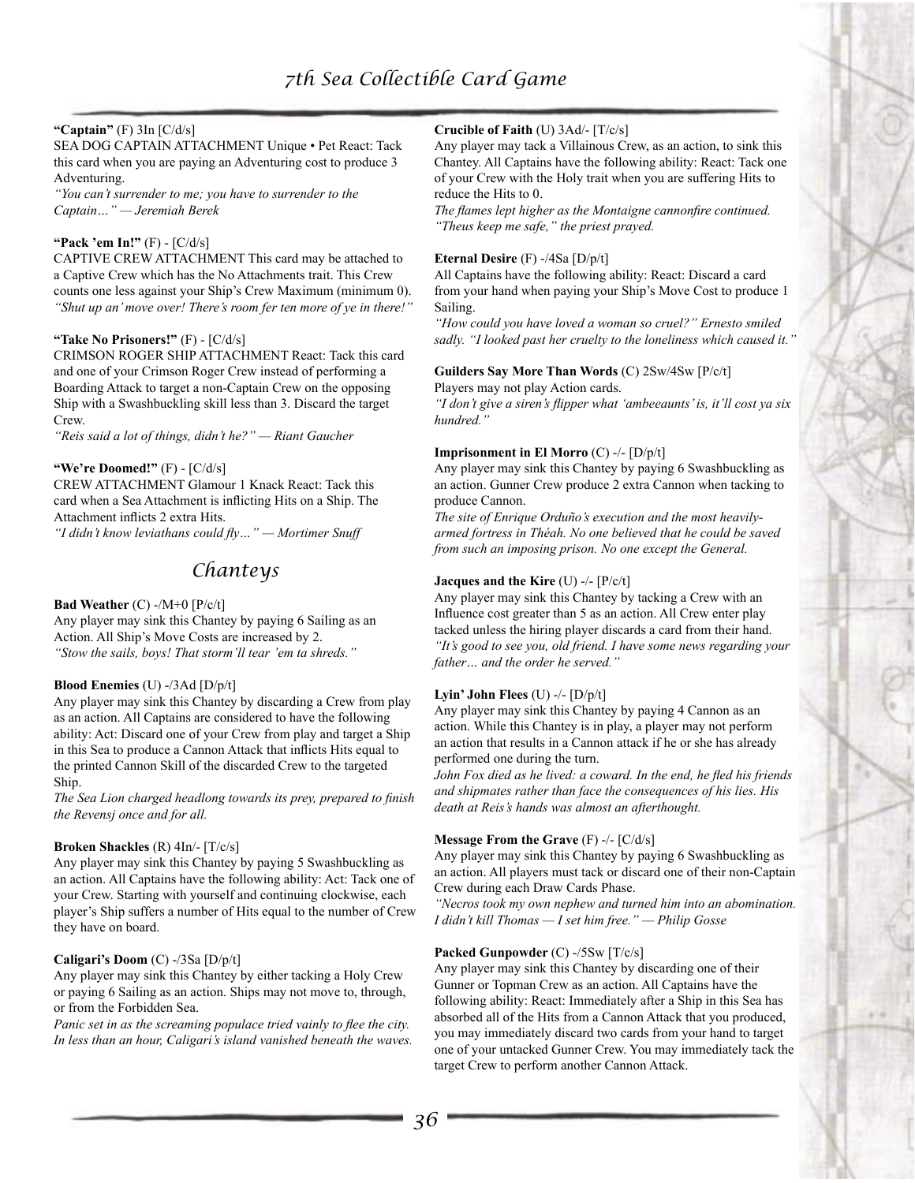**"Captain"** (F) 3In [C/d/s]
SEA DOG CAPTAIN ATTACHMENT Unique • Pet React: Tack this card when you are paying an Adventuring cost to produce 3 Adventuring.
*"You can't surrender to me; you have to surrender to the Captain…" — Jeremiah Berek*

**"Pack 'em In!"** (F) - [C/d/s]
CAPTIVE CREW ATTACHMENT This card may be attached to a Captive Crew which has the No Attachments trait. This Crew counts one less against your Ship's Crew Maximum (minimum 0).
*"Shut up an' move over! There's room fer ten more of ye in there!"*

**"Take No Prisoners!"** (F) - [C/d/s]
CRIMSON ROGER SHIP ATTACHMENT React: Tack this card and one of your Crimson Roger Crew instead of performing a Boarding Attack to target a non-Captain Crew on the opposing Ship with a Swashbuckling skill less than 3. Discard the target Crew.
*"Reis said a lot of things, didn't he?" — Riant Gaucher*

**"We're Doomed!"** (F) - [C/d/s]
CREW ATTACHMENT Glamour 1 Knack React: Tack this card when a Sea Attachment is inflicting Hits on a Ship. The Attachment inflicts 2 extra Hits.
*"I didn't know leviathans could fly…" — Mortimer Snuff*

## Chanteys

**Bad Weather** (C) -/M+0 [P/c/t]
Any player may sink this Chantey by paying 6 Sailing as an Action. All Ship's Move Costs are increased by 2.
*"Stow the sails, boys! That storm'll tear 'em ta shreds."*

**Blood Enemies** (U) -/3Ad [D/p/t]
Any player may sink this Chantey by discarding a Crew from play as an action. All Captains are considered to have the following ability: Act: Discard one of your Crew from play and target a Ship in this Sea to produce a Cannon Attack that inflicts Hits equal to the printed Cannon Skill of the discarded Crew to the targeted Ship.
*The Sea Lion charged headlong towards its prey, prepared to finish the Revensj once and for all.*

**Broken Shackles** (R) 4In/- [T/c/s]
Any player may sink this Chantey by paying 5 Swashbuckling as an action. All Captains have the following ability: Act: Tack one of your Crew. Starting with yourself and continuing clockwise, each player's Ship suffers a number of Hits equal to the number of Crew they have on board.

**Caligari's Doom** (C) -/3Sa [D/p/t]
Any player may sink this Chantey by either tacking a Holy Crew or paying 6 Sailing as an action. Ships may not move to, through, or from the Forbidden Sea.
*Panic set in as the screaming populace tried vainly to flee the city. In less than an hour, Caligari's island vanished beneath the waves.*

**Crucible of Faith** (U) 3Ad/- [T/c/s]
Any player may tack a Villainous Crew, as an action, to sink this Chantey. All Captains have the following ability: React: Tack one of your Crew with the Holy trait when you are suffering Hits to reduce the Hits to 0.
*The flames lept higher as the Montaigne cannonfire continued. "Theus keep me safe," the priest prayed.*

**Eternal Desire** (F) -/4Sa [D/p/t]
All Captains have the following ability: React: Discard a card from your hand when paying your Ship's Move Cost to produce 1 Sailing.
*"How could you have loved a woman so cruel?" Ernesto smiled sadly. "I looked past her cruelty to the loneliness which caused it."*

**Guilders Say More Than Words** (C) 2Sw/4Sw [P/c/t]
Players may not play Action cards.
*"I don't give a siren's flipper what 'ambeeaunts' is, it'll cost ya six hundred."*

**Imprisonment in El Morro** (C) -/- [D/p/t]
Any player may sink this Chantey by paying 6 Swashbuckling as an action. Gunner Crew produce 2 extra Cannon when tacking to produce Cannon.
*The site of Enrique Orduño's execution and the most heavily-armed fortress in Théah. No one believed that he could be saved from such an imposing prison. No one except the General.*

**Jacques and the Kire** (U) -/- [P/c/t]
Any player may sink this Chantey by tacking a Crew with an Influence cost greater than 5 as an action. All Crew enter play tacked unless the hiring player discards a card from their hand.
*"It's good to see you, old friend. I have some news regarding your father… and the order he served."*

**Lyin' John Flees** (U) -/- [D/p/t]
Any player may sink this Chantey by paying 4 Cannon as an action. While this Chantey is in play, a player may not perform an action that results in a Cannon attack if he or she has already performed one during the turn.
*John Fox died as he lived: a coward. In the end, he fled his friends and shipmates rather than face the consequences of his lies. His death at Reis's hands was almost an afterthought.*

**Message From the Grave** (F) -/- [C/d/s]
Any player may sink this Chantey by paying 6 Swashbuckling as an action. All players must tack or discard one of their non-Captain Crew during each Draw Cards Phase.
*"Necros took my own nephew and turned him into an abomination. I didn't kill Thomas — I set him free." — Philip Gosse*

**Packed Gunpowder** (C) -/5Sw [T/c/s]
Any player may sink this Chantey by discarding one of their Gunner or Topman Crew as an action. All Captains have the following ability: React: Immediately after a Ship in this Sea has absorbed all of the Hits from a Cannon Attack that you produced, you may immediately discard two cards from your hand to target one of your untacked Gunner Crew. You may immediately tack the target Crew to perform another Cannon Attack.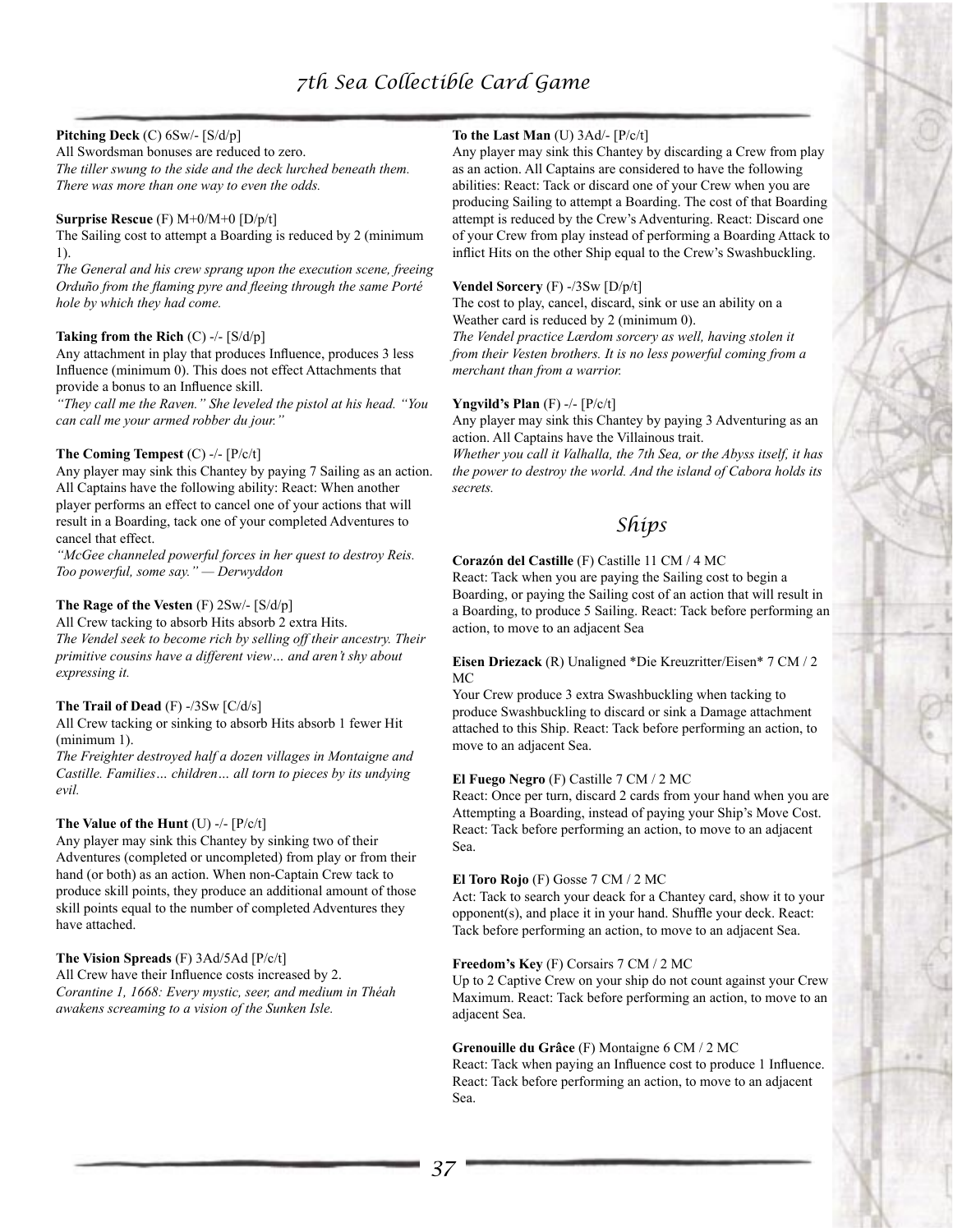**Pitching Deck** (C) 6Sw/- [S/d/p]
All Swordsman bonuses are reduced to zero.
*The tiller swung to the side and the deck lurched beneath them. There was more than one way to even the odds.*

**Surprise Rescue** (F) M+0/M+0 [D/p/t]
The Sailing cost to attempt a Boarding is reduced by 2 (minimum 1).
*The General and his crew sprang upon the execution scene, freeing Orduño from the flaming pyre and fleeing through the same Porté hole by which they had come.*

**Taking from the Rich** (C) -/- [S/d/p]
Any attachment in play that produces Influence, produces 3 less Influence (minimum 0). This does not effect Attachments that provide a bonus to an Influence skill.
*"They call me the Raven." She leveled the pistol at his head. "You can call me your armed robber du jour."*

**The Coming Tempest** (C) -/- [P/c/t]
Any player may sink this Chantey by paying 7 Sailing as an action. All Captains have the following ability: React: When another player performs an effect to cancel one of your actions that will result in a Boarding, tack one of your completed Adventures to cancel that effect.
*"McGee channeled powerful forces in her quest to destroy Reis. Too powerful, some say." — Derwyddon*

**The Rage of the Vesten** (F) 2Sw/- [S/d/p]
All Crew tacking to absorb Hits absorb 2 extra Hits.
*The Vendel seek to become rich by selling off their ancestry. Their primitive cousins have a different view… and aren't shy about expressing it.*

**The Trail of Dead** (F) -/3Sw [C/d/s]
All Crew tacking or sinking to absorb Hits absorb 1 fewer Hit (minimum 1).
*The Freighter destroyed half a dozen villages in Montaigne and Castille. Families… children… all torn to pieces by its undying evil.*

**The Value of the Hunt** (U) -/- [P/c/t]
Any player may sink this Chantey by sinking two of their Adventures (completed or uncompleted) from play or from their hand (or both) as an action. When non-Captain Crew tack to produce skill points, they produce an additional amount of those skill points equal to the number of completed Adventures they have attached.

**The Vision Spreads** (F) 3Ad/5Ad [P/c/t]
All Crew have their Influence costs increased by 2.
*Corantine 1, 1668: Every mystic, seer, and medium in Théah awakens screaming to a vision of the Sunken Isle.*

**To the Last Man** (U) 3Ad/- [P/c/t]
Any player may sink this Chantey by discarding a Crew from play as an action. All Captains are considered to have the following abilities: React: Tack or discard one of your Crew when you are producing Sailing to attempt a Boarding. The cost of that Boarding attempt is reduced by the Crew's Adventuring. React: Discard one of your Crew from play instead of performing a Boarding Attack to inflict Hits on the other Ship equal to the Crew's Swashbuckling.

**Vendel Sorcery** (F) -/3Sw [D/p/t]
The cost to play, cancel, discard, sink or use an ability on a Weather card is reduced by 2 (minimum 0).
*The Vendel practice Lærdom sorcery as well, having stolen it from their Vesten brothers. It is no less powerful coming from a merchant than from a warrior.*

**Yngvild's Plan** (F) -/- [P/c/t]
Any player may sink this Chantey by paying 3 Adventuring as an action. All Captains have the Villainous trait.
*Whether you call it Valhalla, the 7th Sea, or the Abyss itself, it has the power to destroy the world. And the island of Cabora holds its secrets.*

## Ships

**Corazón del Castille** (F) Castille 11 CM / 4 MC
React: Tack when you are paying the Sailing cost to begin a Boarding, or paying the Sailing cost of an action that will result in a Boarding, to produce 5 Sailing. React: Tack before performing an action, to move to an adjacent Sea

**Eisen Driezack** (R) Unaligned *Die Kreuzritter/Eisen* 7 CM / 2 MC
Your Crew produce 3 extra Swashbuckling when tacking to produce Swashbuckling to discard or sink a Damage attachment attached to this Ship. React: Tack before performing an action, to move to an adjacent Sea.

**El Fuego Negro** (F) Castille 7 CM / 2 MC
React: Once per turn, discard 2 cards from your hand when you are Attempting a Boarding, instead of paying your Ship's Move Cost. React: Tack before performing an action, to move to an adjacent Sea.

**El Toro Rojo** (F) Gosse 7 CM / 2 MC
Act: Tack to search your deack for a Chantey card, show it to your opponent(s), and place it in your hand. Shuffle your deck. React: Tack before performing an action, to move to an adjacent Sea.

**Freedom's Key** (F) Corsairs 7 CM / 2 MC
Up to 2 Captive Crew on your ship do not count against your Crew Maximum. React: Tack before performing an action, to move to an adjacent Sea.

**Grenouille du Grâce** (F) Montaigne 6 CM / 2 MC
React: Tack when paying an Influence cost to produce 1 Influence. React: Tack before performing an action, to move to an adjacent Sea.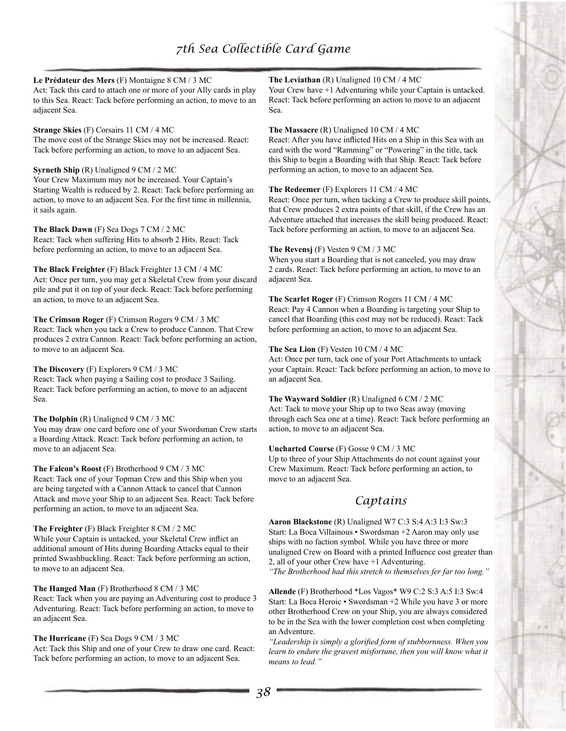**Le Prédateur des Mers** (F) Montaigne 8 CM / 3 MC
Act: Tack this card to attach one or more of your Ally cards in play to this Sea. React: Tack before performing an action, to move to an adjacent Sea.

**Strange Skies** (F) Corsairs 11 CM / 4 MC
The move cost of the Strange Skies may not be increased. React: Tack before performing an action, to move to an adjacent Sea.

**Syrneth Ship** (R) Unaligned 9 CM / 2 MC
Your Crew Maximum may not be increased. Your Captain's Starting Wealth is reduced by 2. React: Tack before performing an action, to move to an adjacent Sea. For the first time in millennia, it sails again.

**The Black Dawn** (F) Sea Dogs 7 CM / 2 MC
React: Tack when suffering Hits to absorb 2 Hits. React: Tack before performing an action, to move to an adjacent Sea.

**The Black Freighter** (F) Black Freighter 13 CM / 4 MC
Act: Once per turn, you may get a Skeletal Crew from your discard pile and put it on top of your deck. React: Tack before performing an action, to move to an adjacent Sea.

**The Crimson Roger** (F) Crimson Rogers 9 CM / 3 MC
React: Tack when you tack a Crew to produce Cannon. That Crew produces 2 extra Cannon. React: Tack before performing an action, to move to an adjacent Sea.

**The Discovery** (F) Explorers 9 CM / 3 MC
React: Tack when paying a Sailing cost to produce 3 Sailing. React: Tack before performing an action, to move to an adjacent Sea.

**The Dolphin** (R) Unaligned 9 CM / 3 MC
You may draw one card before one of your Swordsman Crew starts a Boarding Attack. React: Tack before performing an action, to move to an adjacent Sea.

**The Falcon's Roost** (F) Brotherhood 9 CM / 3 MC
React: Tack one of your Topman Crew and this Ship when you are being targeted with a Cannon Attack to cancel that Cannon Attack and move your Ship to an adjacent Sea. React: Tack before performing an action, to move to an adjacent Sea.

**The Freighter** (F) Black Freighter 8 CM / 2 MC
While your Captain is untacked, your Skeletal Crew inflict an additional amount of Hits during Boarding Attacks equal to their printed Swashbuckling. React: Tack before performing an action, to move to an adjacent Sea.

**The Hanged Man** (F) Brotherhood 8 CM / 3 MC
React: Tack when you are paying an Adventuring cost to produce 3 Adventuring. React: Tack before performing an action, to move to an adjacent Sea.

**The Hurricane** (F) Sea Dogs 9 CM / 3 MC
Act: Tack this Ship and one of your Crew to draw one card. React: Tack before performing an action, to move to an adjacent Sea.

**The Leviathan** (R) Unaligned 10 CM / 4 MC
Your Crew have +1 Adventuring while your Captain is untacked. React: Tack before performing an action to move to an adjacent Sea.

**The Massacre** (R) Unaligned 10 CM / 4 MC
React: After you have inflicted Hits on a Ship in this Sea with an card with the word "Ramming" or "Powering" in the title, tack this Ship to begin a Boarding with that Ship. React: Tack before performing an action, to move to an adjacent Sea.

**The Redeemer** (F) Explorers 11 CM / 4 MC
React: Once per turn, when tacking a Crew to produce skill points, that Crew produces 2 extra points of that skill, if the Crew has an Adventure attached that increases the skill being produced. React: Tack before performing an action, to move to an adjacent Sea.

**The Revensj** (F) Vesten 9 CM / 3 MC
When you start a Boarding that is not canceled, you may draw 2 cards. React: Tack before performing an action, to move to an adjacent Sea.

**The Scarlet Roger** (F) Crimson Rogers 11 CM / 4 MC
React: Pay 4 Cannon when a Boarding is targeting your Ship to cancel that Boarding (this cost may not be reduced). React: Tack before performing an action, to move to an adjacent Sea.

**The Sea Lion** (F) Vesten 10 CM / 4 MC
Act: Once per turn, tack one of your Port Attachments to untack your Captain. React: Tack before performing an action, to move to an adjacent Sea.

**The Wayward Soldier** (R) Unaligned 6 CM / 2 MC
Act: Tack to move your Ship up to two Seas away (moving through each Sea one at a time). React: Tack before performing an action, to move to an adjacent Sea.

**Uncharted Course** (F) Gosse 9 CM / 3 MC
Up to three of your Ship Attachments do not count against your Crew Maximum. React: Tack before performing an action, to move to an adjacent Sea.

## Captains

**Aaron Blackstone** (R) Unaligned W7 C:3 S:4 A:3 I:3 Sw:3
Start: La Boca Villainous • Swordsman +2 Aaron may only use ships with no faction symbol. While you have three or more unaligned Crew on Board with a printed Influence cost greater than 2, all of your other Crew have +1 Adventuring.
*"The Brotherhood had this stretch to themselves fer far too long."*

**Allende** (F) Brotherhood *Los Vagos* W9 C:2 S:3 A:5 I:3 Sw:4
Start: La Boca Heroic • Swordsman +2 While you have 3 or more other Brotherhood Crew on your Ship, you are always considered to be in the Sea with the lower completion cost when completing an Adventure.
*"Leadership is simply a glorified form of stubbornness. When you learn to endure the gravest misfortune, then you will know what it means to lead."*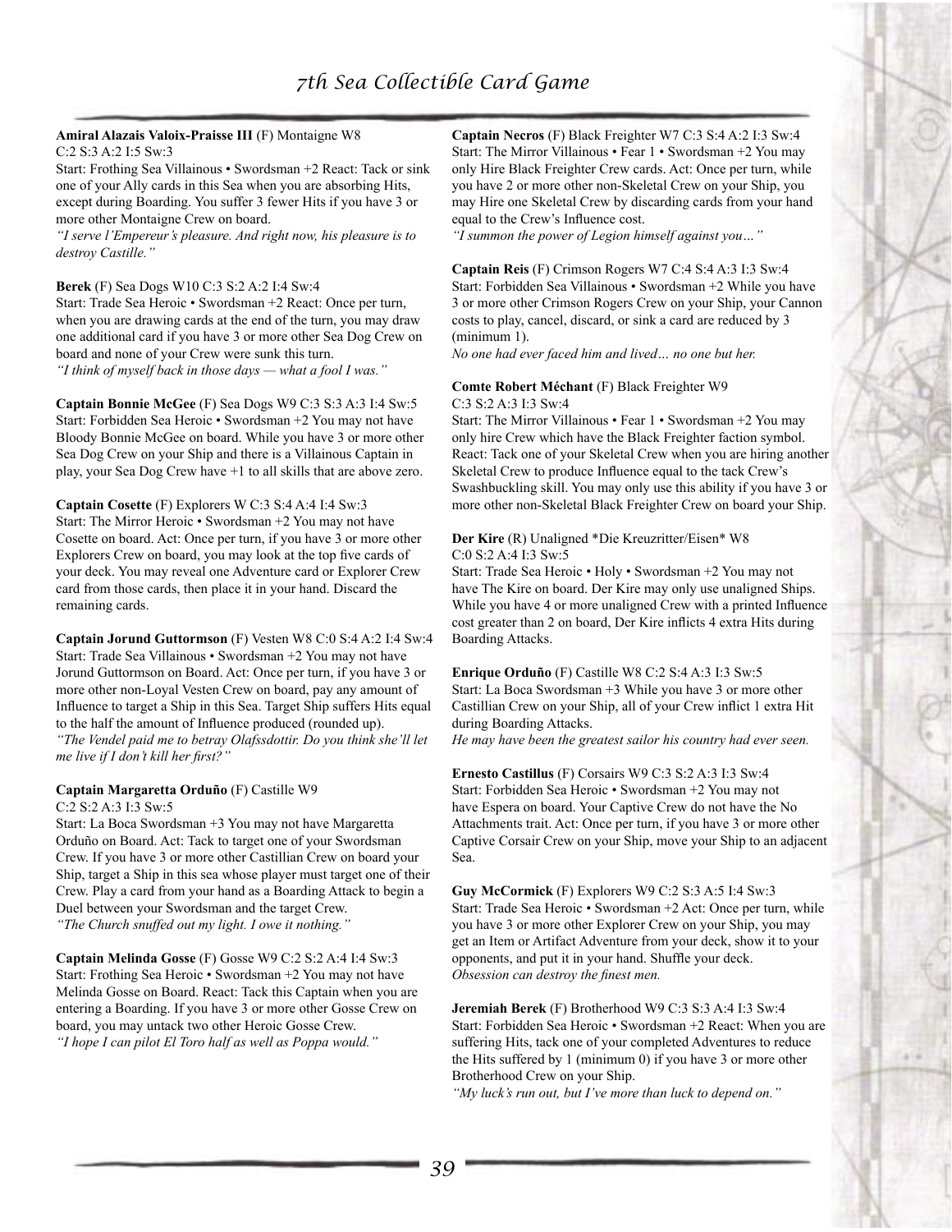**Amiral Alazais Valoix-Praisse III** (F) Montaigne W8
C:2 S:3 A:2 I:5 Sw:3
Start: Frothing Sea Villainous • Swordsman +2 React: Tack or sink one of your Ally cards in this Sea when you are absorbing Hits, except during Boarding. You suffer 3 fewer Hits if you have 3 or more other Montaigne Crew on board.
*"I serve l'Empereur's pleasure. And right now, his pleasure is to destroy Castille."*

**Berek** (F) Sea Dogs W10 C:3 S:2 A:2 I:4 Sw:4
Start: Trade Sea Heroic • Swordsman +2 React: Once per turn, when you are drawing cards at the end of the turn, you may draw one additional card if you have 3 or more other Sea Dog Crew on board and none of your Crew were sunk this turn.
*"I think of myself back in those days — what a fool I was."*

**Captain Bonnie McGee** (F) Sea Dogs W9 C:3 S:3 A:3 I:4 Sw:5
Start: Forbidden Sea Heroic • Swordsman +2 You may not have Bloody Bonnie McGee on board. While you have 3 or more other Sea Dog Crew on your Ship and there is a Villainous Captain in play, your Sea Dog Crew have +1 to all skills that are above zero.

**Captain Cosette** (F) Explorers W C:3 S:4 A:4 I:4 Sw:3
Start: The Mirror Heroic • Swordsman +2 You may not have Cosette on board. Act: Once per turn, if you have 3 or more other Explorers Crew on board, you may look at the top five cards of your deck. You may reveal one Adventure card or Explorer Crew card from those cards, then place it in your hand. Discard the remaining cards.

**Captain Jorund Guttormson** (F) Vesten W8 C:0 S:4 A:2 I:4 Sw:4
Start: Trade Sea Villainous • Swordsman +2 You may not have Jorund Guttormson on Board. Act: Once per turn, if you have 3 or more other non-Loyal Vesten Crew on board, pay any amount of Influence to target a Ship in this Sea. Target Ship suffers Hits equal to the half the amount of Influence produced (rounded up).
*"The Vendel paid me to betray Olafssdottir. Do you think she'll let me live if I don't kill her first?"*

**Captain Margaretta Orduño** (F) Castille W9
C:2 S:2 A:3 I:3 Sw:5
Start: La Boca Swordsman +3 You may not have Margaretta Orduño on Board. Act: Tack to target one of your Swordsman Crew. If you have 3 or more other Castillian Crew on board your Ship, target a Ship in this sea whose player must target one of their Crew. Play a card from your hand as a Boarding Attack to begin a Duel between your Swordsman and the target Crew.
*"The Church snuffed out my light. I owe it nothing."*

**Captain Melinda Gosse** (F) Gosse W9 C:2 S:2 A:4 I:4 Sw:3
Start: Frothing Sea Heroic • Swordsman +2 You may not have Melinda Gosse on Board. React: Tack this Captain when you are entering a Boarding. If you have 3 or more other Gosse Crew on board, you may untack two other Heroic Gosse Crew.
*"I hope I can pilot El Toro half as well as Poppa would."*

**Captain Necros** (F) Black Freighter W7 C:3 S:4 A:2 I:3 Sw:4
Start: The Mirror Villainous • Fear 1 • Swordsman +2 You may only Hire Black Freighter Crew cards. Act: Once per turn, while you have 2 or more other non-Skeletal Crew on your Ship, you may Hire one Skeletal Crew by discarding cards from your hand equal to the Crew's Influence cost.
*"I summon the power of Legion himself against you…"*

**Captain Reis** (F) Crimson Rogers W7 C:4 S:4 A:3 I:3 Sw:4
Start: Forbidden Sea Villainous • Swordsman +2 While you have 3 or more other Crimson Rogers Crew on your Ship, your Cannon costs to play, cancel, discard, or sink a card are reduced by 3 (minimum 1).
*No one had ever faced him and lived… no one but her.*

**Comte Robert Méchant** (F) Black Freighter W9
C:3 S:2 A:3 I:3 Sw:4
Start: The Mirror Villainous • Fear 1 • Swordsman +2 You may only hire Crew which have the Black Freighter faction symbol. React: Tack one of your Skeletal Crew when you are hiring another Skeletal Crew to produce Influence equal to the tack Crew's Swashbuckling skill. You may only use this ability if you have 3 or more other non-Skeletal Black Freighter Crew on board your Ship.

**Der Kire** (R) Unaligned *Die Kreuzritter/Eisen* W8
C:0 S:2 A:4 I:3 Sw:5
Start: Trade Sea Heroic • Holy • Swordsman +2 You may not have The Kire on board. Der Kire may only use unaligned Ships. While you have 4 or more unaligned Crew with a printed Influence cost greater than 2 on board, Der Kire inflicts 4 extra Hits during Boarding Attacks.

**Enrique Orduño** (F) Castille W8 C:2 S:4 A:3 I:3 Sw:5
Start: La Boca Swordsman +3 While you have 3 or more other Castillian Crew on your Ship, all of your Crew inflict 1 extra Hit during Boarding Attacks.
*He may have been the greatest sailor his country had ever seen.*

**Ernesto Castillus** (F) Corsairs W9 C:3 S:2 A:3 I:3 Sw:4
Start: Forbidden Sea Heroic • Swordsman +2 You may not have Espera on board. Your Captive Crew do not have the No Attachments trait. Act: Once per turn, if you have 3 or more other Captive Corsair Crew on your Ship, move your Ship to an adjacent Sea.

**Guy McCormick** (F) Explorers W9 C:2 S:3 A:5 I:4 Sw:3
Start: Trade Sea Heroic • Swordsman +2 Act: Once per turn, while you have 3 or more other Explorer Crew on your Ship, you may get an Item or Artifact Adventure from your deck, show it to your opponents, and put it in your hand. Shuffle your deck.
*Obsession can destroy the finest men.*

**Jeremiah Berek** (F) Brotherhood W9 C:3 S:3 A:4 I:3 Sw:4
Start: Forbidden Sea Heroic • Swordsman +2 React: When you are suffering Hits, tack one of your completed Adventures to reduce the Hits suffered by 1 (minimum 0) if you have 3 or more other Brotherhood Crew on your Ship.
*"My luck's run out, but I've more than luck to depend on."*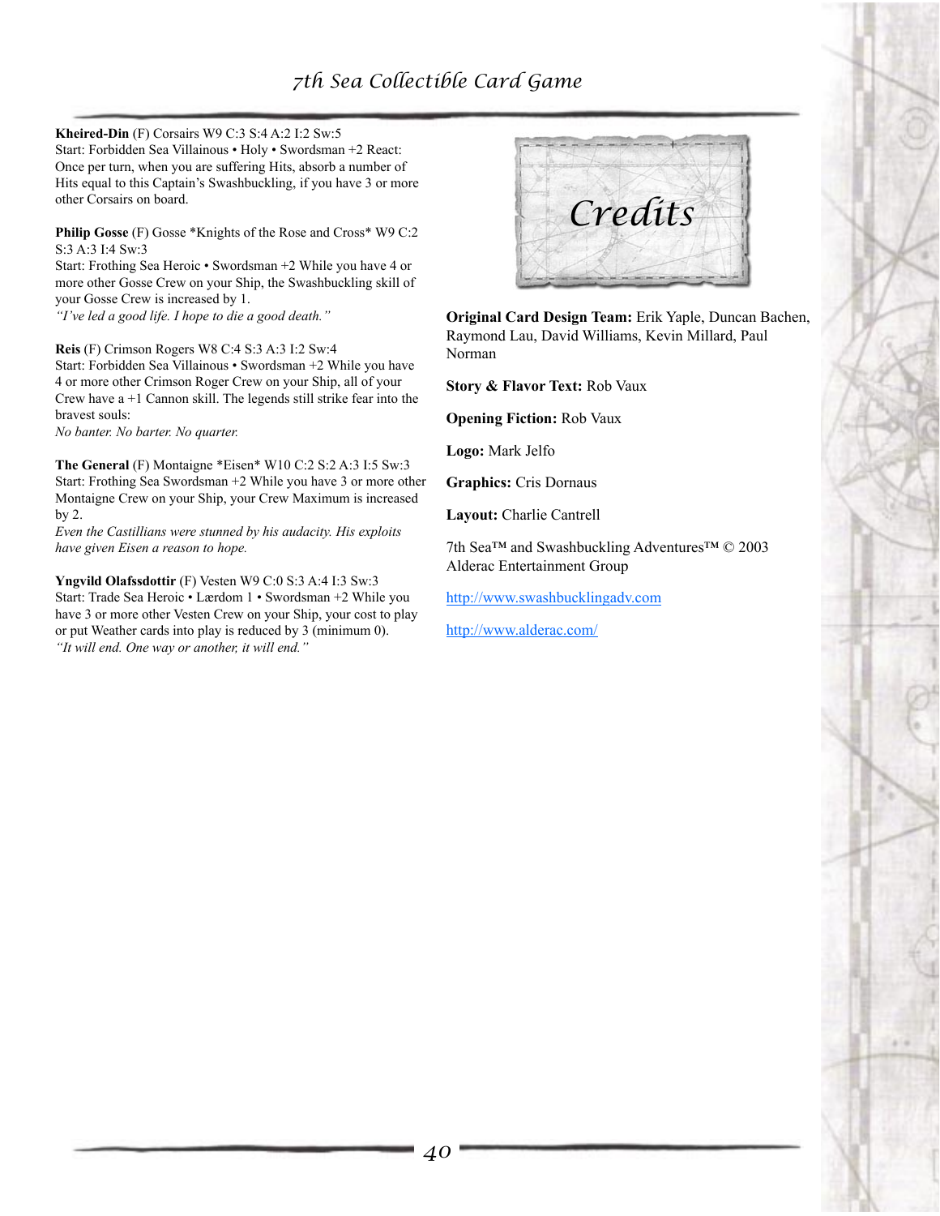**Kheired-Din** (F) Corsairs W9 C:3 S:4 A:2 I:2 Sw:5
Start: Forbidden Sea Villainous • Holy • Swordsman +2 React: Once per turn, when you are suffering Hits, absorb a number of Hits equal to this Captain's Swashbuckling, if you have 3 or more other Corsairs on board.

**Philip Gosse** (F) Gosse *Knights of the Rose and Cross* W9 C:2 S:3 A:3 I:4 Sw:3
Start: Frothing Sea Heroic • Swordsman +2 While you have 4 or more other Gosse Crew on your Ship, the Swashbuckling skill of your Gosse Crew is increased by 1.
*"I've led a good life. I hope to die a good death."*

**Reis** (F) Crimson Rogers W8 C:4 S:3 A:3 I:2 Sw:4
Start: Forbidden Sea Villainous • Swordsman +2 While you have 4 or more other Crimson Roger Crew on your Ship, all of your Crew have a +1 Cannon skill. The legends still strike fear into the bravest souls:
*No banter. No barter. No quarter.*

**The General** (F) Montaigne *Eisen* W10 C:2 S:2 A:3 I:5 Sw:3
Start: Frothing Sea Swordsman +2 While you have 3 or more other Montaigne Crew on your Ship, your Crew Maximum is increased by 2.
*Even the Castillians were stunned by his audacity. His exploits have given Eisen a reason to hope.*

**Yngvild Olafssdottir** (F) Vesten W9 C:0 S:3 A:4 I:3 Sw:3
Start: Trade Sea Heroic • Lærdom 1 • Swordsman +2 While you have 3 or more other Vesten Crew on your Ship, your cost to play or put Weather cards into play is reduced by 3 (minimum 0).
*"It will end. One way or another, it will end."*

# Credits

**Original Card Design Team:** Erik Yaple, Duncan Bachen, Raymond Lau, David Williams, Kevin Millard, Paul Norman

**Story & Flavor Text:** Rob Vaux

**Opening Fiction:** Rob Vaux

**Logo:** Mark Jelfo

**Graphics:** Cris Dornaus

**Layout:** Charlie Cantrell

7th Sea™ and Swashbuckling Adventures™ © 2003 Alderac Entertainment Group

http://www.swashbucklingadv.com

http://www.alderac.com/